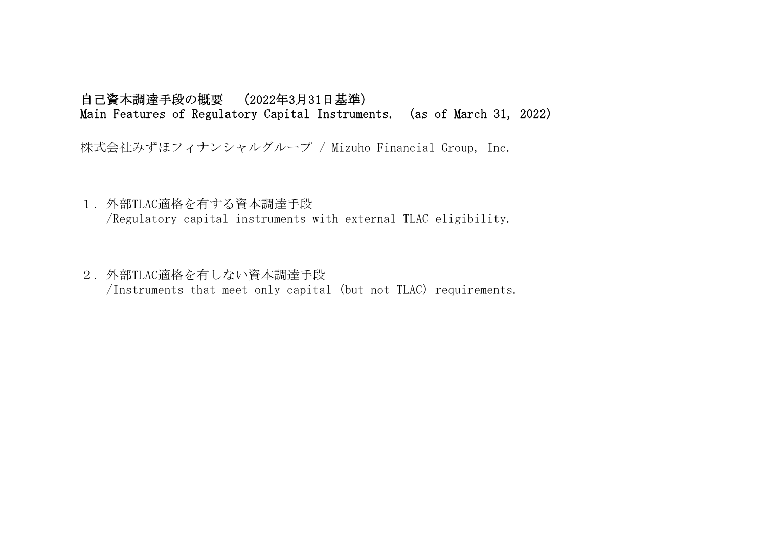# 自己資本調達手段の概要　（2022年3月31日基準）
# Main Features of Regulatory Capital Instruments.　(as of March 31, 2022)

株式会社みずほフィナンシャルグループ / Mizuho Financial Group, Inc.

１．外部TLAC適格を有する資本調達手段
/Regulatory capital instruments with external TLAC eligibility.

２．外部TLAC適格を有しない資本調達手段
/Instruments that meet only capital (but not TLAC) requirements.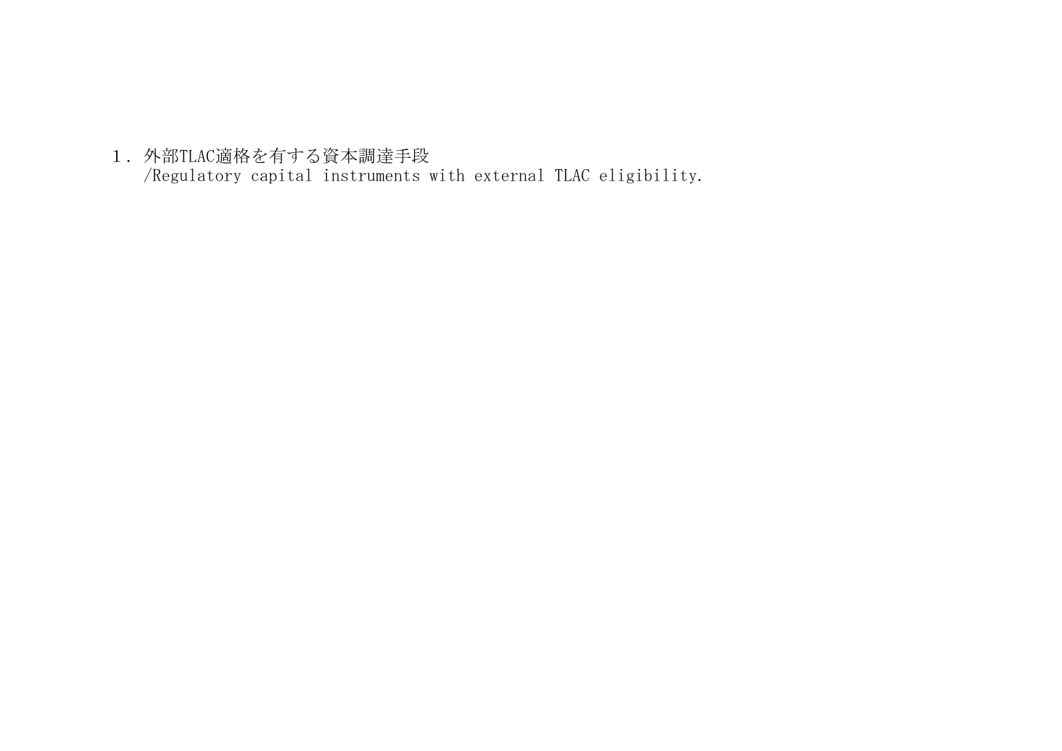## １．外部TLAC適格を有する資本調達手段
/Regulatory capital instruments with external TLAC eligibility.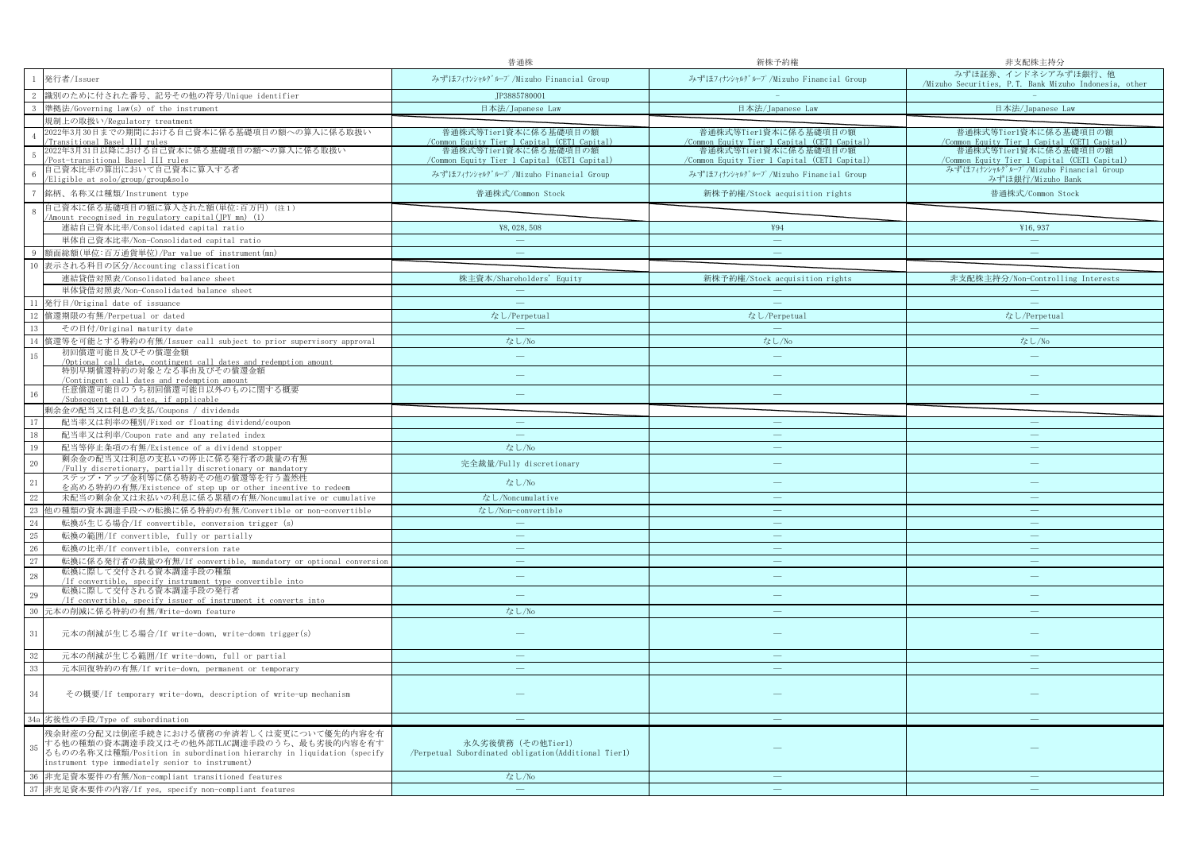| | | 普通株 | 新株予約権 | 非支配株主持分 |
|---|---|---|---|---|
| 1 | 発行者/Issuer | みずほﾌｨﾅﾝｼｬﾙｸﾞﾙｰﾌﾟ/Mizuho Financial Group | みずほﾌｨﾅﾝｼｬﾙｸﾞﾙｰﾌﾟ/Mizuho Financial Group | みずほ証券、インドネシアみずほ銀行、他 /Mizuho Securities, P.T. Bank Mizuho Indonesia, other |
| 2 | 識別のために付された番号、記号その他の符号/Unique identifier | JP3885780001 | - | - |
| 3 | 準拠法/Governing law(s) of the instrument | 日本法/Japanese Law | 日本法/Japanese Law | 日本法/Japanese Law |
| | 規制上の取扱い/Regulatory treatment | | | |
| 4 | 2022年3月30日までの期間における自己資本に係る基礎項目の額への算入に係る取扱い /Transitional Basel III rules | 普通株式等Tier1資本に係る基礎項目の額 /Common Equity Tier 1 Capital (CET1 Capital) | 普通株式等Tier1資本に係る基礎項目の額 /Common Equity Tier 1 Capital (CET1 Capital) | 普通株式等Tier1資本に係る基礎項目の額 /Common Equity Tier 1 Capital (CET1 Capital) |
| 5 | 2022年3月31日以降における自己資本に係る基礎項目の額への算入に係る取扱い /Post-transitional Basel III rules | 普通株式等Tier1資本に係る基礎項目の額 /Common Equity Tier 1 Capital (CET1 Capital) | 普通株式等Tier1資本に係る基礎項目の額 /Common Equity Tier 1 Capital (CET1 Capital) | 普通株式等Tier1資本に係る基礎項目の額 /Common Equity Tier 1 Capital (CET1 Capital) |
| 6 | 自己資本比率の算出において自己資本に算入する者 /Eligible at solo/group/group&solo | みずほﾌｨﾅﾝｼｬﾙｸﾞﾙｰﾌﾟ/Mizuho Financial Group | みずほﾌｨﾅﾝｼｬﾙｸﾞﾙｰﾌﾟ/Mizuho Financial Group | みずほﾌｨﾅﾝｼｬﾙｸﾞﾙｰﾌﾟ/Mizuho Financial Group みずほ銀行/Mizuho Bank |
| 7 | 銘柄、名称又は種類/Instrument type | 普通株式/Common Stock | 新株予約権/Stock acquisition rights | 普通株式/Common Stock |
| 8 | 自己資本に係る基礎項目の額に算入された額(単位:百万円) (注1) /Amount recognised in regulatory capital(JPY mn) (1) | | | |
| | 連結自己資本比率/Consolidated capital ratio | ¥8,028,508 | ¥94 | ¥16,937 |
| | 単体自己資本比率/Non-Consolidated capital ratio | — | — | — |
| 9 | 額面総額(単位:百万通貨単位)/Par value of instrument(mn) | — | — | — |
| 10 | 表示される科目の区分/Accounting classification | | | |
| | 連結貸借対照表/Consolidated balance sheet | 株主資本/Shareholders' Equity | 新株予約権/Stock acquisition rights | 非支配株主持分/Non-Controlling Interests |
| | 単体貸借対照表/Non-Consolidated balance sheet | — | — | — |
| 11 | 発行日/Original date of issuance | — | — | — |
| 12 | 償還期限の有無/Perpetual or dated | なし/Perpetual | なし/Perpetual | なし/Perpetual |
| 13 | その日付/Original maturity date | — | — | — |
| 14 | 償還等を可能とする特約の有無/Issuer call subject to prior supervisory approval | なし/No | なし/No | なし/No |
| 15 | 初回償還可能日及びその償還金額 /Optional call date, contingent call dates and redemption amount | — | — | — |
| | 特別早期償還特約の対象となる事由及びその償還金額 /Contingent call dates and redemption amount | — | — | — |
| 16 | 任意償還可能日のうち初回償還可能日以外のものに関する概要 /Subsequent call dates, if applicable | — | — | — |
| | 剰余金の配当又は利息の支払/Coupons / dividends | | | |
| 17 | 配当率又は利率の種別/Fixed or floating dividend/coupon | — | — | — |
| 18 | 配当率又は利率/Coupon rate and any related index | — | — | — |
| 19 | 配当等停止条項の有無/Existence of a dividend stopper | なし/No | — | — |
| 20 | 剰余金の配当又は利息の支払いの停止に係る発行者の裁量の有無 /Fully discretionary, partially discretionary or mandatory | 完全裁量/Fully discretionary | — | — |
| 21 | ステップ・アップ金利等に係る特約その他の償還等を行う蓋然性を高める特約の有無/Existence of step up or other incentive to redeem | なし/No | — | — |
| 22 | 未配当の剰余金又は未払いの利息に係る累積の有無/Noncumulative or cumulative | なし/Noncumulative | — | — |
| 23 | 他の種類の資本調達手段への転換に係る特約の有無/Convertible or non-convertible | なし/Non-convertible | — | — |
| 24 | 転換が生じる場合/If convertible, conversion trigger (s) | — | — | — |
| 25 | 転換の範囲/If convertible, fully or partially | — | — | — |
| 26 | 転換の比率/If convertible, conversion rate | — | — | — |
| 27 | 転換に係る発行者の裁量の有無/If convertible, mandatory or optional conversion | — | — | — |
| 28 | 転換に際して交付される資本調達手段の種類 /If convertible, specify instrument type convertible into | — | — | — |
| 29 | 転換に際して交付される資本調達手段の発行者 /If convertible, specify issuer of instrument it converts into | — | — | — |
| 30 | 元本の削減に係る特約の有無/Write-down feature | なし/No | — | — |
| 31 | 元本の削減が生じる場合/If write-down, write-down trigger(s) | — | — | — |
| 32 | 元本の削減が生じる範囲/If write-down, full or partial | — | — | — |
| 33 | 元本回復特約の有無/If write-down, permanent or temporary | — | — | — |
| 34 | その概要/If temporary write-down, description of write-up mechanism | — | — | — |
| 34a | 劣後性の手段/Type of subordination | — | — | — |
| 35 | 残余財産の分配又は倒産手続きにおける債務の弁済若しくは変更について優先的内容を有する他の種類の資本調達手段又はその他外部TLAC調達手段のうち、最も劣後的内容を有するものの名称又は種類/Position in subordination hierarchy in liquidation (specify instrument type immediately senior to instrument) | 永久劣後債務(その他Tier1) /Perpetual Subordinated obligation(Additional Tier1) | — | — |
| 36 | 非充足資本要件の有無/Non-compliant transitioned features | なし/No | — | — |
| 37 | 非充足資本要件の内容/If yes, specify non-compliant features | — | — | — |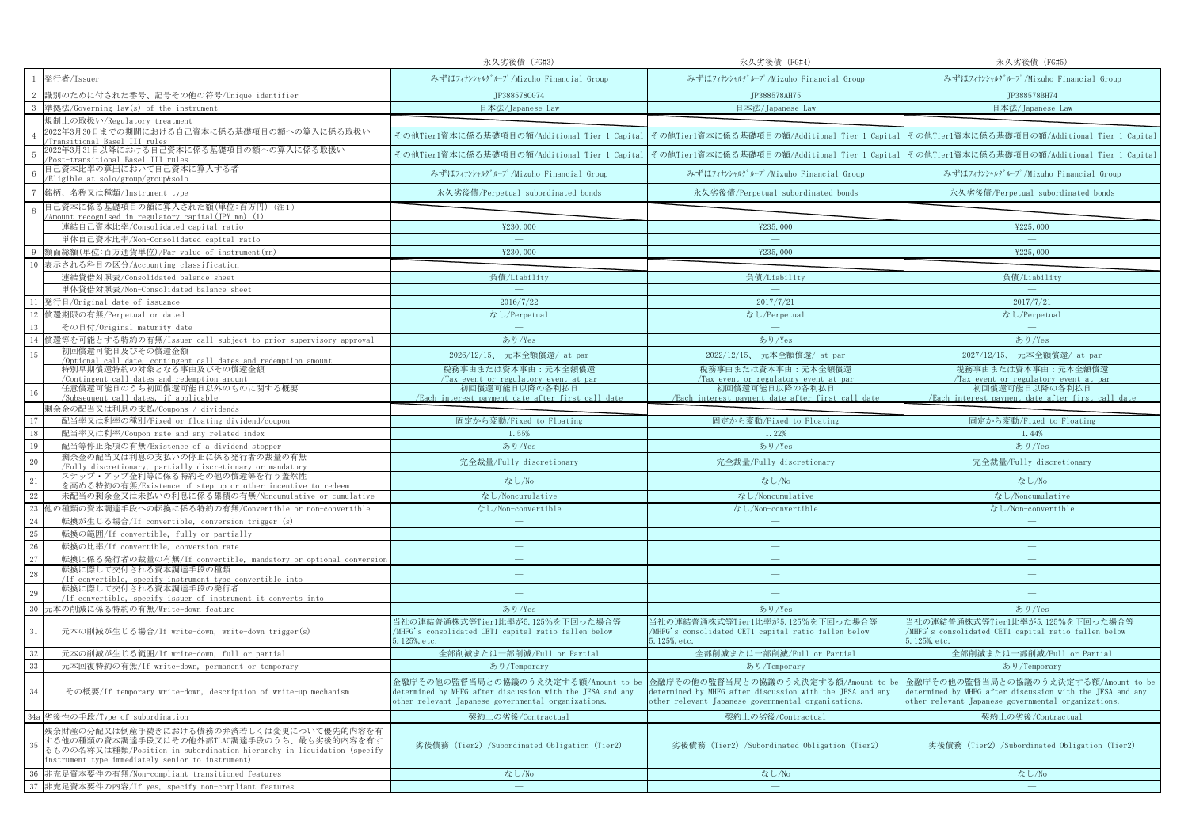| | | 永久劣後債 (FG#3) | 永久劣後債 (FG#4) | 永久劣後債 (FG#5) |
|---|---|---|---|---|
| 1 | 発行者/Issuer | ﾐｽﾞﾎﾌｨﾅﾝｼｬﾙｸﾞﾙｰﾌﾟ/Mizuho Financial Group | ﾐｽﾞﾎﾌｨﾅﾝｼｬﾙｸﾞﾙｰﾌﾟ/Mizuho Financial Group | ﾐｽﾞﾎﾌｨﾅﾝｼｬﾙｸﾞﾙｰﾌﾟ/Mizuho Financial Group |
| 2 | 識別のために付された番号、記号その他の符号/Unique identifier | JP388578CG74 | JP388578AH75 | JP388578BH74 |
| 3 | 準拠法/Governing law(s) of the instrument | 日本法/Japanese Law | 日本法/Japanese Law | 日本法/Japanese Law |
| | 規制上の取扱い/Regulatory treatment | | | |
| 4 | 2022年3月30日までの期間における自己資本に係る基礎項目の額への算入に係る取扱い/Transitional Basel III rules | その他Tier1資本に係る基礎項目の額/Additional Tier 1 Capital | その他Tier1資本に係る基礎項目の額/Additional Tier 1 Capital | その他Tier1資本に係る基礎項目の額/Additional Tier 1 Capital |
| 5 | 2022年3月31日以降における自己資本に係る基礎項目の額への算入に係る取扱い/Post-transitional Basel III rules | その他Tier1資本に係る基礎項目の額/Additional Tier 1 Capital | その他Tier1資本に係る基礎項目の額/Additional Tier 1 Capital | その他Tier1資本に係る基礎項目の額/Additional Tier 1 Capital |
| 6 | 自己資本比率の算出において自己資本に算入する者/Eligible at solo/group/group&solo | ﾐｽﾞﾎﾌｨﾅﾝｼｬﾙｸﾞﾙｰﾌﾟ/Mizuho Financial Group | ﾐｽﾞﾎﾌｨﾅﾝｼｬﾙｸﾞﾙｰﾌﾟ/Mizuho Financial Group | ﾐｽﾞﾎﾌｨﾅﾝｼｬﾙｸﾞﾙｰﾌﾟ/Mizuho Financial Group |
| 7 | 銘柄、名称又は種類/Instrument type | 永久劣後債/Perpetual subordinated bonds | 永久劣後債/Perpetual subordinated bonds | 永久劣後債/Perpetual subordinated bonds |
| 8 | 自己資本に係る基礎項目の額に算入された額(単位:百万円) (注1)/Amount recognised in regulatory capital(JPY mn) (1) | | | |
| | 連結自己資本比率/Consolidated capital ratio | ¥230,000 | ¥235,000 | ¥225,000 |
| | 単体自己資本比率/Non-Consolidated capital ratio | — | — | — |
| 9 | 額面総額(単位:百万通貨単位)/Par value of instrument(mn) | ¥230,000 | ¥235,000 | ¥225,000 |
| 10 | 表示される科目の区分/Accounting classification | | | |
| | 連結貸借対照表/Consolidated balance sheet | 負債/Liability | 負債/Liability | 負債/Liability |
| | 単体貸借対照表/Non-Consolidated balance sheet | — | — | — |
| 11 | 発行日/Original date of issuance | 2016/7/22 | 2017/7/21 | 2017/7/21 |
| 12 | 償還期限の有無/Perpetual or dated | なし/Perpetual | なし/Perpetual | なし/Perpetual |
| 13 | その日付/Original maturity date | — | — | — |
| 14 | 償還等を可能とする特約の有無/Issuer call subject to prior supervisory approval | あり/Yes | あり/Yes | あり/Yes |
| 15 | 初回償還可能日及びその償還金額/Optional call date, contingent call dates and redemption amount | 2026/12/15、 元本全額償還/ at par | 2022/12/15、 元本全額償還/ at par | 2027/12/15、 元本全額償還/ at par |
| | 特別早期償還特約の対象となる事由及びその償還金額/Contingent call dates and redemption amount | 税務事由または資本事由：元本全額償還/Tax event or regulatory event at par | 税務事由または資本事由：元本全額償還/Tax event or regulatory event at par | 税務事由または資本事由：元本全額償還/Tax event or regulatory event at par |
| 16 | 任意償還可能日のうち初回償還可能日以外のものに関する概要/Subsequent call dates, if applicable | 初回償還可能日以降の各利払日/Each interest payment date after first call date | 初回償還可能日以降の各利払日/Each interest payment date after first call date | 初回償還可能日以降の各利払日/Each interest payment date after first call date |
| | 剰余金の配当又は利息の支払/Coupons / dividends | | | |
| 17 | 配当率又は利率の種別/Fixed or floating dividend/coupon | 固定から変動/Fixed to Floating | 固定から変動/Fixed to Floating | 固定から変動/Fixed to Floating |
| 18 | 配当率又は利率/Coupon rate and any related index | 1.55% | 1.22% | 1.44% |
| 19 | 配当等停止条項の有無/Existence of a dividend stopper | あり/Yes | あり/Yes | あり/Yes |
| 20 | 剰余金の配当又は利息の支払いの停止に係る発行者の裁量の有無/Fully discretionary, partially discretionary or mandatory | 完全裁量/Fully discretionary | 完全裁量/Fully discretionary | 完全裁量/Fully discretionary |
| 21 | ステップ・アップ金利等に係る特約その他の償還等を行う蓋然性を高める特約の有無/Existence of step up or other incentive to redeem | なし/No | なし/No | なし/No |
| 22 | 未配当の剰余金又は未払の利息に係る累積の有無/Noncumulative or cumulative | なし/Noncumulative | なし/Noncumulative | なし/Noncumulative |
| 23 | 他の種類の資本調達手段への転換に係る特約の有無/Convertible or non-convertible | なし/Non-convertible | なし/Non-convertible | なし/Non-convertible |
| 24 | 転換が生じる場合/If convertible, conversion trigger (s) | — | — | — |
| 25 | 転換の範囲/If convertible, fully or partially | — | — | — |
| 26 | 転換の比率/If convertible, conversion rate | — | — | — |
| 27 | 転換に係る発行者の裁量の有無/If convertible, mandatory or optional conversion | — | — | — |
| 28 | 転換に際して交付される資本調達手段の種類/If convertible, specify instrument type convertible into | — | — | — |
| 29 | 転換に際して交付される資本調達手段の発行者/If convertible, specify issuer of instrument it converts into | — | — | — |
| 30 | 元本の削減に係る特約の有無/Write-down feature | あり/Yes | あり/Yes | あり/Yes |
| 31 | 元本の削減が生じる場合/If write-down, write-down trigger(s) | 当社の連結普通株式等Tier1比率が5.125%を下回った場合等/MHFG's consolidated CET1 capital ratio fallen below 5.125%, etc. | 当社の連結普通株式等Tier1比率が5.125%を下回った場合等/MHFG's consolidated CET1 capital ratio fallen below 5.125%, etc. | 当社の連結普通株式等Tier1比率が5.125%を下回った場合等/MHFG's consolidated CET1 capital ratio fallen below 5.125%, etc. |
| 32 | 元本の削減が生じる範囲/If write-down, full or partial | 全部削減または一部削減/Full or Partial | 全部削減または一部削減/Full or Partial | 全部削減または一部削減/Full or Partial |
| 33 | 元本回復特約の有無/If write-down, permanent or temporary | あり/Temporary | あり/Temporary | あり/Temporary |
| 34 | その概要/If temporary write-down, description of write-up mechanism | 金融庁その他の監督当局との協議のうえ決定する額/Amount to be determined by MHFG after discussion with the JFSA and any other relevant Japanese governmental organizations. | 金融庁その他の監督当局との協議のうえ決定する額/Amount to be determined by MHFG after discussion with the JFSA and any other relevant Japanese governmental organizations. | 金融庁その他の監督当局との協議のうえ決定する額/Amount to be determined by MHFG after discussion with the JFSA and any other relevant Japanese governmental organizations. |
| 34a | 劣後性の手段/Type of subordination | 契約上の劣後/Contractual | 契約上の劣後/Contractual | 契約上の劣後/Contractual |
| 35 | 残余財産の分配又は倒産手続きにおける債務の弁済若しくは変更について優先的内容を有する他の種類の資本調達手段又はその他外部TLAC調達手段のうち、最も劣後的内容を有するものの名称又は種類/Position in subordination hierarchy in liquidation (specify instrument type immediately senior to instrument) | 劣後債務 (Tier2) /Subordinated Obligation (Tier2) | 劣後債務 (Tier2) /Subordinated Obligation (Tier2) | 劣後債務 (Tier2) /Subordinated Obligation (Tier2) |
| 36 | 非充足資本要件の有無/Non-compliant transitioned features | なし/No | なし/No | なし/No |
| 37 | 非充足資本要件の内容/If yes, specify non-compliant features | — | — | — |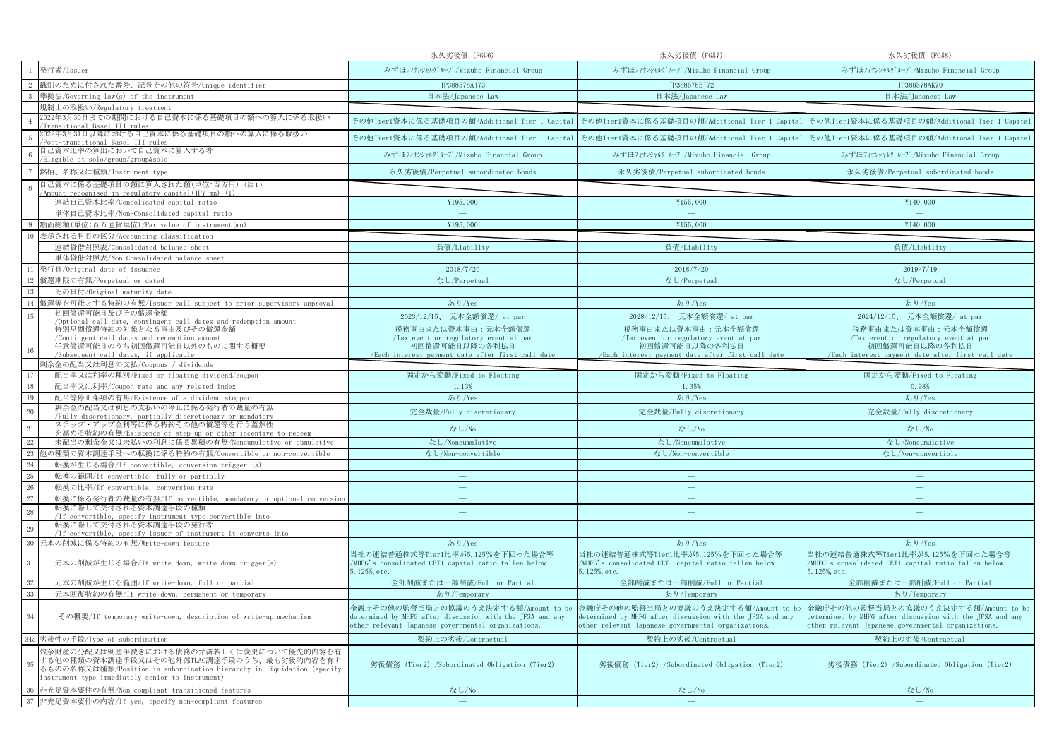| | | 永久劣後債（FG#6） | 永久劣後債（FG#7） | 永久劣後債（FG#8） |
|---|---|---|---|---|
| 1 | 発行者/Issuer | みずほﾌｨﾅﾝｼｬﾙｸﾞﾙｰﾌﾟ/Mizuho Financial Group | みずほﾌｨﾅﾝｼｬﾙｸﾞﾙｰﾌﾟ/Mizuho Financial Group | みずほﾌｨﾅﾝｼｬﾙｸﾞﾙｰﾌﾟ/Mizuho Financial Group |
| 2 | 識別のために付された番号、記号その他の符号/Unique identifier | JP388578AJ73 | JP388578BJ72 | JP388578AK70 |
| 3 | 準拠法/Governing law(s) of the instrument | 日本法/Japanese Law | 日本法/Japanese Law | 日本法/Japanese Law |
| | 規制上の取扱い/Regulatory treatment | | | |
| 4 | 2022年3月30日までの期間における自己資本に係る基礎項目の額への算入に係る取扱い /Transitional Basel III rules | その他Tier1資本に係る基礎項目の額/Additional Tier 1 Capital | その他Tier1資本に係る基礎項目の額/Additional Tier 1 Capital | その他Tier1資本に係る基礎項目の額/Additional Tier 1 Capital |
| 5 | 2022年3月31日以降における自己資本に係る基礎項目の額への算入に係る取扱い /Post-transitional Basel III rules | その他Tier1資本に係る基礎項目の額/Additional Tier 1 Capital | その他Tier1資本に係る基礎項目の額/Additional Tier 1 Capital | その他Tier1資本に係る基礎項目の額/Additional Tier 1 Capital |
| 6 | 自己資本比率の算出において自己資本に算入する者 /Eligible at solo/group/group&solo | みずほﾌｨﾅﾝｼｬﾙｸﾞﾙｰﾌﾟ/Mizuho Financial Group | みずほﾌｨﾅﾝｼｬﾙｸﾞﾙｰﾌﾟ/Mizuho Financial Group | みずほﾌｨﾅﾝｼｬﾙｸﾞﾙｰﾌﾟ/Mizuho Financial Group |
| 7 | 銘柄、名称又は種類/Instrument type | 永久劣後債/Perpetual subordinated bonds | 永久劣後債/Perpetual subordinated bonds | 永久劣後債/Perpetual subordinated bonds |
| 8 | 自己資本に係る基礎項目の額に算入された額(単位:百万円) (注1) /Amount recognised in regulatory capital(JPY mn) (1) | | | |
| | 連結自己資本比率/Consolidated capital ratio | ¥195,000 | ¥155,000 | ¥140,000 |
| | 単体自己資本比率/Non-Consolidated capital ratio | — | — | — |
| 9 | 額面総額(単位:百万通貨単位)/Par value of instrument(mn) | ¥195,000 | ¥155,000 | ¥140,000 |
| 10 | 表示される科目の区分/Accounting classification | | | |
| | 連結貸借対照表/Consolidated balance sheet | 負債/Liability | 負債/Liability | 負債/Liability |
| | 単体貸借対照表/Non-Consolidated balance sheet | — | — | — |
| 11 | 発行日/Original date of issuance | 2018/7/20 | 2018/7/20 | 2019/7/19 |
| 12 | 償還期限の有無/Perpetual or dated | なし/Perpetual | なし/Perpetual | なし/Perpetual |
| 13 | その日付/Original maturity date | — | — | — |
| 14 | 償還等を可能とする特約の有無/Issuer call subject to prior supervisory approval | あり/Yes | あり/Yes | あり/Yes |
| 15 | 初回償還可能日及びその償還金額 /Optional call date, contingent call dates and redemption amount | 2023/12/15、 元本全額償還/ at par | 2028/12/15、 元本全額償還/ at par | 2024/12/15、 元本全額償還/ at par |
| | 特別早期償還特約の対象となる事由及びその償還金額 /Contingent call dates and redemption amount | 税務事由または資本事由：元本全額償還 /Tax event or regulatory event at par | 税務事由または資本事由：元本全額償還 /Tax event or regulatory event at par | 税務事由または資本事由：元本全額償還 /Tax event or regulatory event at par |
| 16 | 任意償還可能日のうち初回償還可能日以外のものに関する概要 /Subsequent call dates, if applicable | 初回償還可能日以降の各利払日 /Each interest payment date after first call date | 初回償還可能日以降の各利払日 /Each interest payment date after first call date | 初回償還可能日以降の各利払日 /Each interest payment date after first call date |
| | 剰余金の配当又は利息の支払い/Coupons / dividends | | | |
| 17 | 配当率又は利率の種別/Fixed or floating dividend/coupon | 固定から変動/Fixed to Floating | 固定から変動/Fixed to Floating | 固定から変動/Fixed to Floating |
| 18 | 配当率又は利率/Coupon rate and any related index | 1.13% | 1.35% | 0.98% |
| 19 | 配当等停止条項の有無/Existence of a dividend stopper | あり/Yes | あり/Yes | あり/Yes |
| 20 | 剰余金の配当又は利息の支払いの停止に係る発行者の裁量の有無 /Fully discretionary, partially discretionary or mandatory | 完全裁量/Fully discretionary | 完全裁量/Fully discretionary | 完全裁量/Fully discretionary |
| 21 | ステップ・アップ金利等に係る特約その他の償還等を行う蓋然性 を高める特約の有無/Existence of step up or other incentive to redeem | なし/No | なし/No | なし/No |
| 22 | 未配当の剰余金又は未払いの利息に係る累積の有無/Noncumulative or cumulative | なし/Noncumulative | なし/Noncumulative | なし/Noncumulative |
| 23 | 他の種類の資本調達手段への転換に係る特約の有無/Convertible or non-convertible | なし/Non-convertible | なし/Non-convertible | なし/Non-convertible |
| 24 | 転換が生じる場合/If convertible, conversion trigger (s) | — | — | — |
| 25 | 転換の範囲/If convertible, fully or partially | — | — | — |
| 26 | 転換の比率/If convertible, conversion rate | — | — | — |
| 27 | 転換に係る発行者の裁量の有無/If convertible, mandatory or optional conversion | — | — | — |
| 28 | 転換に際して交付される資本調達手段の種類 /If convertible, specify instrument type convertible into | — | — | — |
| 29 | 転換に際して交付される資本調達手段の発行者 /If convertible, specify issuer of instrument it converts into | — | — | — |
| 30 | 元本の削減に係る特約の有無/Write-down feature | あり/Yes | あり/Yes | あり/Yes |
| 31 | 元本の削減が生じる場合/If write-down, write-down trigger(s) | 当社の連結普通株式等Tier1比率が5.125%を下回った場合等 /MHFG's consolidated CET1 capital ratio fallen below 5.125%, etc. | 当社の連結普通株式等Tier1比率が5.125%を下回った場合等 /MHFG's consolidated CET1 capital ratio fallen below 5.125%, etc. | 当社の連結普通株式等Tier1比率が5.125%を下回った場合等 /MHFG's consolidated CET1 capital ratio fallen below 5.125%, etc. |
| 32 | 元本の削減が生じる範囲/If write-down, full or partial | 全部削減または一部削減/Full or Partial | 全部削減または一部削減/Full or Partial | 全部削減または一部削減/Full or Partial |
| 33 | 元本回復特約の有無/If write-down, permanent or temporary | あり/Temporary | あり/Temporary | あり/Temporary |
| 34 | その概要/If temporary write-down, description of write-up mechanism | 金融庁その他の監督当局との協議のうえ決定する額/Amount to be determined by MHFG after discussion with the JFSA and any other relevant Japanese governmental organizations. | 金融庁その他の監督当局との協議のうえ決定する額/Amount to be determined by MHFG after discussion with the JFSA and any other relevant Japanese governmental organizations. | 金融庁その他の監督当局との協議のうえ決定する額/Amount to be determined by MHFG after discussion with the JFSA and any other relevant Japanese governmental organizations. |
| 34a | 劣後性の手段/Type of subordination | 契約上の劣後/Contractual | 契約上の劣後/Contractual | 契約上の劣後/Contractual |
| 35 | 残余財産の分配又は倒産手続きにおける債務の弁済若しくは変更について優先的内容を有する他の種類の資本調達手段又はその他外部TLAC調達手段のうち、最も劣後的内容を有するものの名称又は種類/Position in subordination hierarchy in liquidation (specify instrument type immediately senior to instrument) | 劣後債務 (Tier2) /Subordinated Obligation (Tier2) | 劣後債務 (Tier2) /Subordinated Obligation (Tier2) | 劣後債務 (Tier2) /Subordinated Obligation (Tier2) |
| 36 | 非充足資本要件の有無/Non-compliant transitioned features | なし/No | なし/No | なし/No |
| 37 | 非充足資本要件の内容/If yes, specify non-compliant features | — | — | — |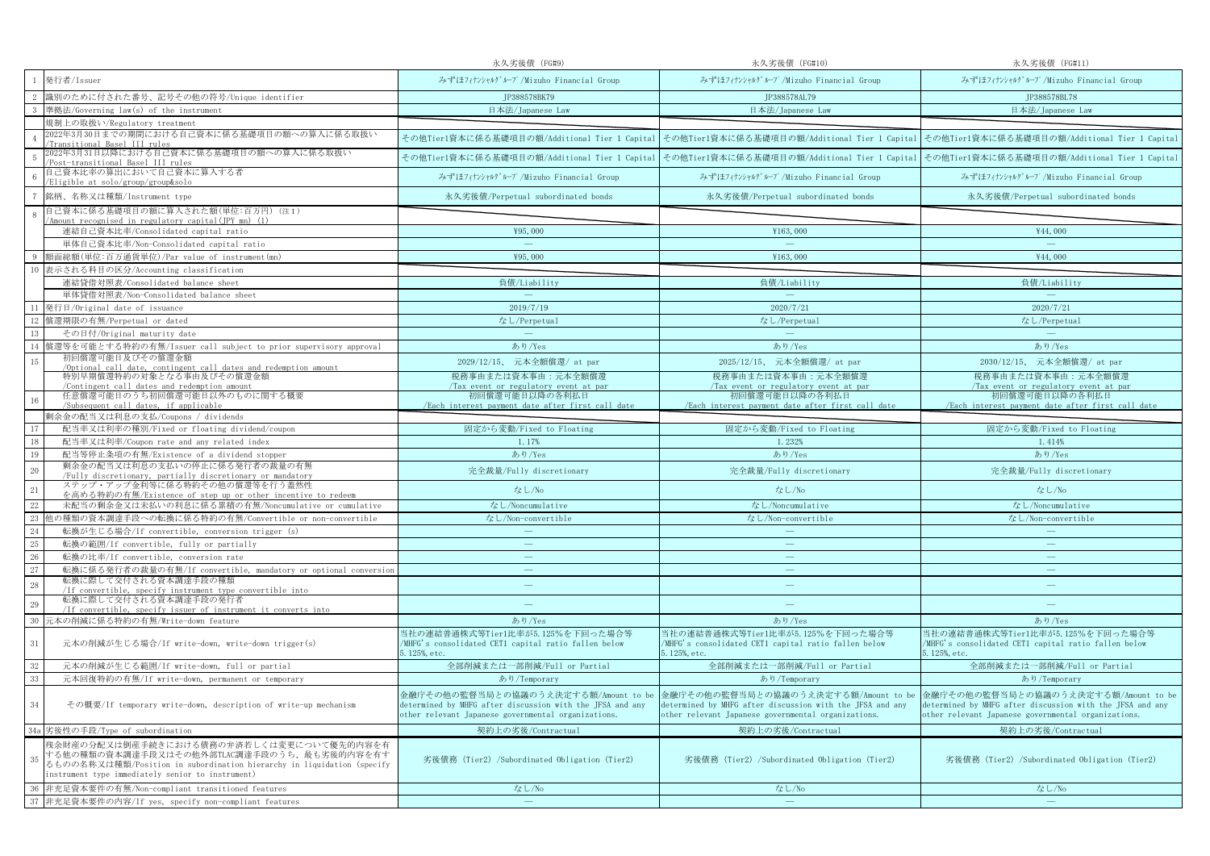| | | 永久劣後債（FG#9） | 永久劣後債（FG#10） | 永久劣後債（FG#11） |
|---|---|---|---|---|
| 1 | 発行者/Issuer | ﾐｽﾞﾎﾌｨﾅﾝｼｬﾙｸﾞﾙｰﾌﾟ/Mizuho Financial Group | ﾐｽﾞﾎﾌｨﾅﾝｼｬﾙｸﾞﾙｰﾌﾟ/Mizuho Financial Group | ﾐｽﾞﾎﾌｨﾅﾝｼｬﾙｸﾞﾙｰﾌﾟ/Mizuho Financial Group |
| 2 | 識別のために付された番号、記号その他の符号/Unique identifier | JP388578BK79 | JP388578AL79 | JP388578BL78 |
| 3 | 準拠法/Governing law(s) of the instrument | 日本法/Japanese Law | 日本法/Japanese Law | 日本法/Japanese Law |
| | 規制上の取扱い/Regulatory treatment | | | |
| 4 | 2022年3月30日までの期間における自己資本に係る基礎項目の額への算入に係る取扱い /Transitional Basel III rules | その他Tier1資本に係る基礎項目の額/Additional Tier 1 Capital | その他Tier1資本に係る基礎項目の額/Additional Tier 1 Capital | その他Tier1資本に係る基礎項目の額/Additional Tier 1 Capital |
| 5 | 2022年3月31日以降における自己資本に係る基礎項目の額への算入に係る取扱い /Post-transitional Basel III rules | その他Tier1資本に係る基礎項目の額/Additional Tier 1 Capital | その他Tier1資本に係る基礎項目の額/Additional Tier 1 Capital | その他Tier1資本に係る基礎項目の額/Additional Tier 1 Capital |
| 6 | 自己資本比率の算出において自己資本に算入する者 /Eligible at solo/group/group&solo | ﾐｽﾞﾎﾌｨﾅﾝｼｬﾙｸﾞﾙｰﾌﾟ/Mizuho Financial Group | ﾐｽﾞﾎﾌｨﾅﾝｼｬﾙｸﾞﾙｰﾌﾟ/Mizuho Financial Group | ﾐｽﾞﾎﾌｨﾅﾝｼｬﾙｸﾞﾙｰﾌﾟ/Mizuho Financial Group |
| 7 | 銘柄、名称又は種類/Instrument type | 永久劣後債/Perpetual subordinated bonds | 永久劣後債/Perpetual subordinated bonds | 永久劣後債/Perpetual subordinated bonds |
| 8 | 自己資本に係る基礎項目の額に算入された額(単位:百万円) (注1) /Amount recognised in regulatory capital(JPY mn) (1) | | | |
| | 連結自己資本比率/Consolidated capital ratio | ¥95,000 | ¥163,000 | ¥44,000 |
| | 単体自己資本比率/Non-Consolidated capital ratio | — | — | — |
| 9 | 額面総額(単位:百万通貨単位)/Par value of instrument(mn) | ¥95,000 | ¥163,000 | ¥44,000 |
| 10 | 表示される科目の区分/Accounting classification | | | |
| | 連結貸借対照表/Consolidated balance sheet | 負債/Liability | 負債/Liability | 負債/Liability |
| | 単体貸借対照表/Non-Consolidated balance sheet | — | — | — |
| 11 | 発行日/Original date of issuance | 2019/7/19 | 2020/7/21 | 2020/7/21 |
| 12 | 償還期限の有無/Perpetual or dated | なし/Perpetual | なし/Perpetual | なし/Perpetual |
| 13 | その日付/Original maturity date | — | — | — |
| 14 | 償還等を可能とする特約の有無/Issuer call subject to prior supervisory approval | あり/Yes | あり/Yes | あり/Yes |
| 15 | 初回償還可能日及びその償還金額 /Optional call date, contingent call dates and redemption amount | 2029/12/15、 元本全額償還/ at par | 2025/12/15、 元本全額償還/ at par | 2030/12/15、 元本全額償還/ at par |
| | 特別早期償還特約の対象となる事由及びその償還金額 /Contingent call dates and redemption amount | 税務事由または資本事由：元本全額償還 /Tax event or regulatory event at par | 税務事由または資本事由：元本全額償還 /Tax event or regulatory event at par | 税務事由または資本事由：元本全額償還 /Tax event or regulatory event at par |
| 16 | 任意償還可能日のうち初回償還可能日以外のものに関する概要 /Subsequent call dates, if applicable | 初回償還可能日以降の各利払日 /Each interest payment date after first call date | 初回償還可能日以降の各利払日 /Each interest payment date after first call date | 初回償還可能日以降の各利払日 /Each interest payment date after first call date |
| | 剰余金の配当又は利息の支払い/Coupons / dividends | | | |
| 17 | 配当率又は利率の種別/Fixed or floating dividend/coupon | 固定から変動/Fixed to Floating | 固定から変動/Fixed to Floating | 固定から変動/Fixed to Floating |
| 18 | 配当率又は利率/Coupon rate and any related index | 1.17% | 1.232% | 1.414% |
| 19 | 配当等停止条項の有無/Existence of a dividend stopper | あり/Yes | あり/Yes | あり/Yes |
| 20 | 剰余金の配当又は利息の支払いの停止に係る発行者の裁量の有無 /Fully discretionary, partially discretionary or mandatory | 完全裁量/Fully discretionary | 完全裁量/Fully discretionary | 完全裁量/Fully discretionary |
| 21 | ステップ・アップ金利等に係る特約その他の償還等を行う蓋然性を高める特約の有無/Existence of step up or other incentive to redeem | なし/No | なし/No | なし/No |
| 22 | 未配当の剰余金又は未払いの利息に係る累積の有無/Noncumulative or cumulative | なし/Noncumulative | なし/Noncumulative | なし/Noncumulative |
| 23 | 他の種類の資本調達手段への転換に係る特約の有無/Convertible or non-convertible | なし/Non-convertible | なし/Non-convertible | なし/Non-convertible |
| 24 | 転換が生じる場合/If convertible, conversion trigger (s) | — | — | — |
| 25 | 転換の範囲/If convertible, fully or partially | — | — | — |
| 26 | 転換の比率/If convertible, conversion rate | — | — | — |
| 27 | 転換に係る発行者の裁量の有無/If convertible, mandatory or optional conversion | — | — | — |
| 28 | 転換に際して交付される資本調達手段の種類 /If convertible, specify instrument type convertible into | — | — | — |
| 29 | 転換に際して交付される資本調達手段の発行者 /If convertible, specify issuer of instrument it converts into | — | — | — |
| 30 | 元本の削減に係る特約の有無/Write-down feature | あり/Yes | あり/Yes | あり/Yes |
| 31 | 元本の削減が生じる場合/If write-down, write-down trigger(s) | 当社の連結普通株式等Tier1比率が5.125%を下回った場合等 /MHFG's consolidated CET1 capital ratio fallen below 5.125%, etc. | 当社の連結普通株式等Tier1比率が5.125%を下回った場合等 /MHFG's consolidated CET1 capital ratio fallen below 5.125%, etc. | 当社の連結普通株式等Tier1比率が5.125%を下回った場合等 /MHFG's consolidated CET1 capital ratio fallen below 5.125%, etc. |
| 32 | 元本の削減が生じる範囲/If write-down, full or partial | 全部削減または一部削減/Full or Partial | 全部削減または一部削減/Full or Partial | 全部削減または一部削減/Full or Partial |
| 33 | 元本回復特約の有無/If write-down, permanent or temporary | あり/Temporary | あり/Temporary | あり/Temporary |
| 34 | その概要/If temporary write-down, description of write-up mechanism | 金融庁その他の監督当局との協議のうえ決定する額/Amount to be determined by MHFG after discussion with the JFSA and any other relevant Japanese governmental organizations. | 金融庁その他の監督当局との協議のうえ決定する額/Amount to be determined by MHFG after discussion with the JFSA and any other relevant Japanese governmental organizations. | 金融庁その他の監督当局との協議のうえ決定する額/Amount to be determined by MHFG after discussion with the JFSA and any other relevant Japanese governmental organizations. |
| 34a | 劣後性の手段/Type of subordination | 契約上の劣後/Contractual | 契約上の劣後/Contractual | 契約上の劣後/Contractual |
| 35 | 残余財産の分配又は倒産手続きにおける債務の弁済若しくは変更について優先的内容を有する他の種類の資本調達手段又はその他外部TLAC調達手段のうち、最も劣後的内容を有するものの名称又は種類/Position in subordination hierarchy in liquidation (specify instrument type immediately senior to instrument) | 劣後債務 (Tier2) /Subordinated Obligation (Tier2) | 劣後債務 (Tier2) /Subordinated Obligation (Tier2) | 劣後債務 (Tier2) /Subordinated Obligation (Tier2) |
| 36 | 非充足資本要件の有無/Non-compliant transitioned features | なし/No | なし/No | なし/No |
| 37 | 非充足資本要件の内容/If yes, specify non-compliant features | — | — | — |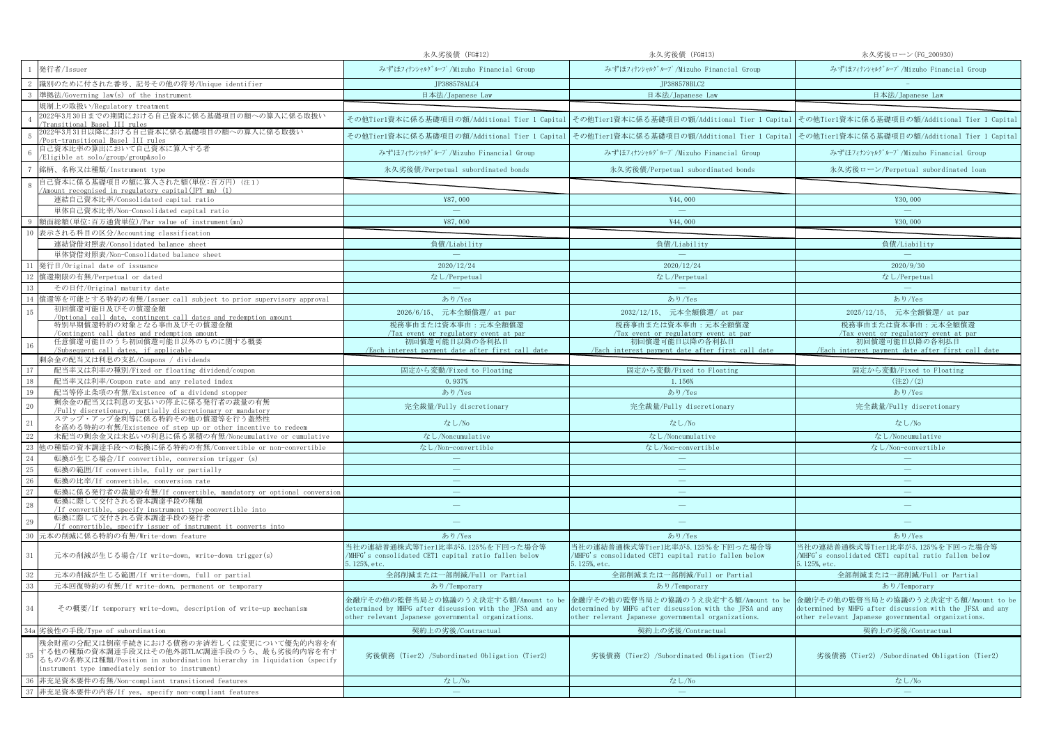| | | 永久劣後債（FG#12） | 永久劣後債（FG#13） | 永久劣後ローン（FG_200930） |
|---|---|---|---|---|
| 1 | 発行者/Issuer | みずほﾌｨﾅﾝｼｬﾙｸﾞﾙｰﾌﾟ/Mizuho Financial Group | みずほﾌｨﾅﾝｼｬﾙｸﾞﾙｰﾌﾟ/Mizuho Financial Group | みずほﾌｨﾅﾝｼｬﾙｸﾞﾙｰﾌﾟ/Mizuho Financial Group |
| 2 | 識別のために付された番号、記号その他の符号/Unique identifier | JP388578ALC4 | JP388578BLC2 | － |
| 3 | 準拠法/Governing law(s) of the instrument | 日本法/Japanese Law | 日本法/Japanese Law | 日本法/Japanese Law |
| | 規制上の取扱い/Regulatory treatment | | | |
| 4 | 2022年3月30日までの期間における自己資本に係る基礎項目の額への算入に係る取扱い /Transitional Basel III rules | その他Tier1資本に係る基礎項目の額/Additional Tier 1 Capital | その他Tier1資本に係る基礎項目の額/Additional Tier 1 Capital | その他Tier1資本に係る基礎項目の額/Additional Tier 1 Capital |
| 5 | 2022年3月31日以降における自己資本に係る基礎項目の額への算入に係る取扱い /Post-transitional Basel III rules | その他Tier1資本に係る基礎項目の額/Additional Tier 1 Capital | その他Tier1資本に係る基礎項目の額/Additional Tier 1 Capital | その他Tier1資本に係る基礎項目の額/Additional Tier 1 Capital |
| 6 | 自己資本比率の算出において自己資本に算入する者 /Eligible at solo/group/group&solo | みずほﾌｨﾅﾝｼｬﾙｸﾞﾙｰﾌﾟ/Mizuho Financial Group | みずほﾌｨﾅﾝｼｬﾙｸﾞﾙｰﾌﾟ/Mizuho Financial Group | みずほﾌｨﾅﾝｼｬﾙｸﾞﾙｰﾌﾟ/Mizuho Financial Group |
| 7 | 銘柄、名称又は種類/Instrument type | 永久劣後債/Perpetual subordinated bonds | 永久劣後債/Perpetual subordinated bonds | 永久劣後ローン/Perpetual subordinated loan |
| 8 | 自己資本に係る基礎項目の額に算入された額(単位:百万円) (注1) /Amount recognised in regulatory capital(JPY mn) (1) | | | |
| | 連結自己資本比率/Consolidated capital ratio | ¥87,000 | ¥44,000 | ¥30,000 |
| | 単体自己資本比率/Non-Consolidated capital ratio | ― | ― | ― |
| 9 | 額面総額(単位:百万通貨単位)/Par value of instrument(mn) | ¥87,000 | ¥44,000 | ¥30,000 |
| 10 | 表示される科目の区分/Accounting classification | | | |
| | 連結貸借対照表/Consolidated balance sheet | 負債/Liability | 負債/Liability | 負債/Liability |
| | 単体貸借対照表/Non-Consolidated balance sheet | ― | ― | ― |
| 11 | 発行日/Original date of issuance | 2020/12/24 | 2020/12/24 | 2020/9/30 |
| 12 | 償還期限の有無/Perpetual or dated | なし/Perpetual | なし/Perpetual | なし/Perpetual |
| 13 | その日付/Original maturity date | ― | ― | ― |
| 14 | 償還等を可能とする特約の有無/Issuer call subject to prior supervisory approval | あり/Yes | あり/Yes | あり/Yes |
| 15 | 初回償還可能日及びその償還金額 /Optional call date, contingent call dates and redemption amount | 2026/6/15、 元本全額償還/ at par | 2032/12/15、 元本全額償還/ at par | 2025/12/15、 元本全額償還/ at par |
| | 特別早期償還特約の対象となる事由及びその償還金額 /Contingent call dates and redemption amount | 税務事由または資本事由：元本全額償還 /Tax event or regulatory event at par | 税務事由または資本事由：元本全額償還 /Tax event or regulatory event at par | 税務事由または資本事由：元本全額償還 /Tax event or regulatory event at par |
| 16 | 任意償還可能日のうち初回償還可能日以外のものに関する概要 /Subsequent call dates, if applicable | 初回償還可能日以降の各利払日 /Each interest payment date after first call date | 初回償還可能日以降の各利払日 /Each interest payment date after first call date | 初回償還可能日以降の各利払日 /Each interest payment date after first call date |
| | 剰余金の配当又は利息の支払/Coupons / dividends | | | |
| 17 | 配当率又は利率の種別/Fixed or floating dividend/coupon | 固定から変動/Fixed to Floating | 固定から変動/Fixed to Floating | 固定から変動/Fixed to Floating |
| 18 | 配当率又は利率/Coupon rate and any related index | 0.937% | 1.156% | (注2)/(2) |
| 19 | 配当等停止条項の有無/Existence of a dividend stopper | あり/Yes | あり/Yes | あり/Yes |
| 20 | 剰余金の配当又は利息の支払いの停止に係る発行者の裁量の有無 /Fully discretionary, partially discretionary or mandatory | 完全裁量/Fully discretionary | 完全裁量/Fully discretionary | 完全裁量/Fully discretionary |
| 21 | ステップ・アップ金利等に係る特約その他の償還等を行う蓋然性 を高める特約の有無/Existence of step up or other incentive to redeem | なし/No | なし/No | なし/No |
| 22 | 未配当の剰余金又は未払いの利息に係る累積の有無/Noncumulative or cumulative | なし/Noncumulative | なし/Noncumulative | なし/Noncumulative |
| 23 | 他の種類の資本調達手段への転換に係る特約の有無/Convertible or non-convertible | なし/Non-convertible | なし/Non-convertible | なし/Non-convertible |
| 24 | 転換が生じる場合/If convertible, conversion trigger (s) | ― | ― | ― |
| 25 | 転換の範囲/If convertible, fully or partially | ― | ― | ― |
| 26 | 転換の比率/If convertible, conversion rate | ― | ― | ― |
| 27 | 転換に係る発行者の裁量の有無/If convertible, mandatory or optional conversion | ― | ― | ― |
| 28 | 転換に際して交付される資本調達手段の種類 /If convertible, specify instrument type convertible into | ― | ― | ― |
| 29 | 転換に際して交付される資本調達手段の発行者 /If convertible, specify issuer of instrument it converts into | ― | ― | ― |
| 30 | 元本の削減に係る特約の有無/Write-down feature | あり/Yes | あり/Yes | あり/Yes |
| 31 | 元本の削減が生じる場合/If write-down, write-down trigger(s) | 当社の連結普通株式等Tier1比率が5.125%を下回った場合等 /MHFG's consolidated CET1 capital ratio fallen below 5.125%, etc. | 当社の連結普通株式等Tier1比率が5.125%を下回った場合等 /MHFG's consolidated CET1 capital ratio fallen below 5.125%, etc. | 当社の連結普通株式等Tier1比率が5.125%を下回った場合等 /MHFG's consolidated CET1 capital ratio fallen below 5.125%, etc. |
| 32 | 元本の削減が生じる範囲/If write-down, full or partial | 全部削減または一部削減/Full or Partial | 全部削減または一部削減/Full or Partial | 全部削減または一部削減/Full or Partial |
| 33 | 元本回復特約の有無/If write-down, permanent or temporary | あり/Temporary | あり/Temporary | あり/Temporary |
| 34 | その概要/If temporary write-down, description of write-up mechanism | 金融庁その他の監督当局との協議のうえ決定する額/Amount to be determined by MHFG after discussion with the JFSA and any other relevant Japanese governmental organizations. | 金融庁その他の監督当局との協議のうえ決定する額/Amount to be determined by MHFG after discussion with the JFSA and any other relevant Japanese governmental organizations. | 金融庁その他の監督当局との協議のうえ決定する額/Amount to be determined by MHFG after discussion with the JFSA and any other relevant Japanese governmental organizations. |
| 34a | 劣後性の手段/Type of subordination | 契約上の劣後/Contractual | 契約上の劣後/Contractual | 契約上の劣後/Contractual |
| 35 | 残余財産の分配又は倒産手続きにおける債務の弁済若しくは変更について優先的内容を有する他の種類の資本調達手段又はその他外部TLAC調達手段のうち、最も劣後的内容を有するものの名称又は種類/Position in subordination hierarchy in liquidation (specify instrument type immediately senior to instrument) | 劣後債務 (Tier2) /Subordinated Obligation (Tier2) | 劣後債務 (Tier2) /Subordinated Obligation (Tier2) | 劣後債務 (Tier2) /Subordinated Obligation (Tier2) |
| 36 | 非充足資本要件の有無/Non-compliant transitioned features | なし/No | なし/No | なし/No |
| 37 | 非充足資本要件の内容/If yes, specify non-compliant features | ― | ― | ― |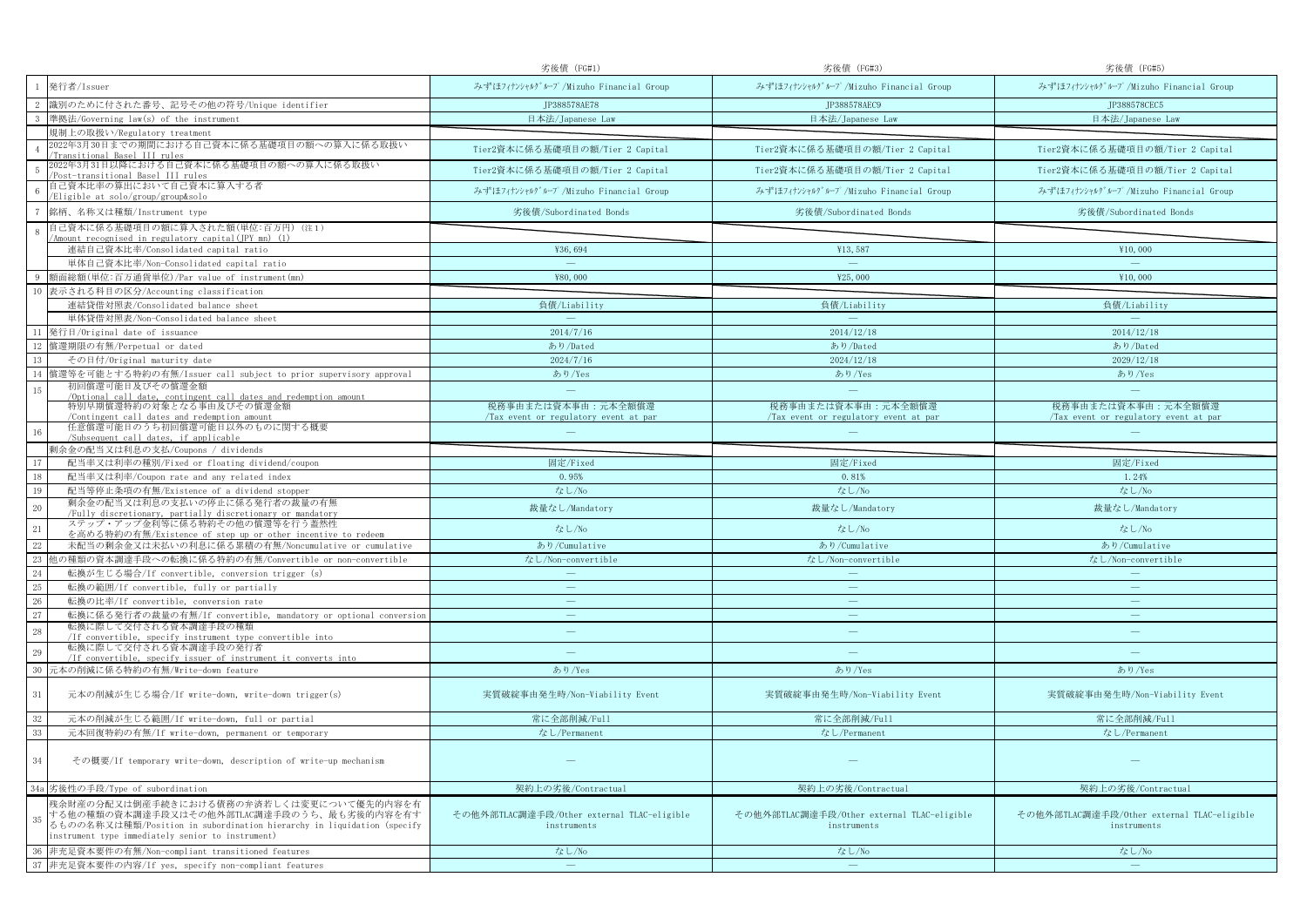| | | 劣後債 (FG#1) | 劣後債 (FG#3) | 劣後債 (FG#5) |
|---|---|---|---|---|
| 1 | 発行者/Issuer | みずほﾌｨﾅﾝｼｬﾙｸﾞﾙｰﾌﾟ/Mizuho Financial Group | みずほﾌｨﾅﾝｼｬﾙｸﾞﾙｰﾌﾟ/Mizuho Financial Group | みずほﾌｨﾅﾝｼｬﾙｸﾞﾙｰﾌﾟ/Mizuho Financial Group |
| 2 | 識別のために付された番号、記号その他の符号/Unique identifier | JP388578AE78 | JP388578AEC9 | JP388578CEC5 |
| 3 | 準拠法/Governing law(s) of the instrument | 日本法/Japanese Law | 日本法/Japanese Law | 日本法/Japanese Law |
| | 規制上の取扱い/Regulatory treatment | | | |
| 4 | 2022年3月30日までの期間における自己資本に係る基礎項目の額への算入に係る取扱い /Transitional Basel III rules | Tier2資本に係る基礎項目の額/Tier 2 Capital | Tier2資本に係る基礎項目の額/Tier 2 Capital | Tier2資本に係る基礎項目の額/Tier 2 Capital |
| 5 | 2022年3月31日以降における自己資本に係る基礎項目の額への算入に係る取扱い /Post-transitional Basel III rules | Tier2資本に係る基礎項目の額/Tier 2 Capital | Tier2資本に係る基礎項目の額/Tier 2 Capital | Tier2資本に係る基礎項目の額/Tier 2 Capital |
| 6 | 自己資本比率の算出において自己資本に算入する者 /Eligible at solo/group/group&solo | みずほﾌｨﾅﾝｼｬﾙｸﾞﾙｰﾌﾟ/Mizuho Financial Group | みずほﾌｨﾅﾝｼｬﾙｸﾞﾙｰﾌﾟ/Mizuho Financial Group | みずほﾌｨﾅﾝｼｬﾙｸﾞﾙｰﾌﾟ/Mizuho Financial Group |
| 7 | 銘柄、名称又は種類/Instrument type | 劣後債/Subordinated Bonds | 劣後債/Subordinated Bonds | 劣後債/Subordinated Bonds |
| 8 | 自己資本に係る基礎項目の額に算入された額(単位:百万円) (注1) /Amount recognised in regulatory capital(JPY mn) (1) | | | |
| | 連結自己資本比率/Consolidated capital ratio | ¥36,694 | ¥13,587 | ¥10,000 |
| | 単体自己資本比率/Non-Consolidated capital ratio | — | — | — |
| 9 | 額面総額(単位:百万通貨単位)/Par value of instrument(mn) | ¥80,000 | ¥25,000 | ¥10,000 |
| 10 | 表示される科目の区分/Accounting classification | | | |
| | 連結貸借対照表/Consolidated balance sheet | 負債/Liability | 負債/Liability | 負債/Liability |
| | 単体貸借対照表/Non-Consolidated balance sheet | — | — | — |
| 11 | 発行日/Original date of issuance | 2014/7/16 | 2014/12/18 | 2014/12/18 |
| 12 | 償還期限の有無/Perpetual or dated | あり/Dated | あり/Dated | あり/Dated |
| 13 | その日付/Original maturity date | 2024/7/16 | 2024/12/18 | 2029/12/18 |
| 14 | 償還等を可能とする特約の有無/Issuer call subject to prior supervisory approval | あり/Yes | あり/Yes | あり/Yes |
| 15 | 初回償還可能日及びその償還金額 /Optional call date, contingent call dates and redemption amount | — | — | — |
| | 特別早期償還特約の対象となる事由及びその償還金額 /Contingent call dates and redemption amount | 税務事由または資本事由：元本全額償還 /Tax event or regulatory event at par | 税務事由または資本事由：元本全額償還 /Tax event or regulatory event at par | 税務事由または資本事由：元本全額償還 /Tax event or regulatory event at par |
| 16 | 任意償還可能日のうち初回償還可能日以外のものに関する概要 /Subsequent call dates, if applicable | — | — | — |
| | 剰余金の配当又は利息の支払/Coupons / dividends | | | |
| 17 | 配当率又は利率の種別/Fixed or floating dividend/coupon | 固定/Fixed | 固定/Fixed | 固定/Fixed |
| 18 | 配当率又は利率/Coupon rate and any related index | 0.95% | 0.81% | 1.24% |
| 19 | 配当等停止条項の有無/Existence of a dividend stopper | なし/No | なし/No | なし/No |
| 20 | 剰余金の配当又は利息の支払いの停止に係る発行者の裁量の有無 /Fully discretionary, partially discretionary or mandatory | 裁量なし/Mandatory | 裁量なし/Mandatory | 裁量なし/Mandatory |
| 21 | ステップ・アップ金利等に係る特約その他の償還等を行う蓋然性を高める特約の有無/Existence of step up or other incentive to redeem | なし/No | なし/No | なし/No |
| 22 | 未配当の剰余金又は未払いの利息に係る累積の有無/Noncumulative or cumulative | あり/Cumulative | あり/Cumulative | あり/Cumulative |
| 23 | 他の種類の資本調達手段への転換に係る特約の有無/Convertible or non-convertible | なし/Non-convertible | なし/Non-convertible | なし/Non-convertible |
| 24 | 転換が生じる場合/If convertible, conversion trigger (s) | — | — | — |
| 25 | 転換の範囲/If convertible, fully or partially | — | — | — |
| 26 | 転換の比率/If convertible, conversion rate | — | — | — |
| 27 | 転換に係る発行者の裁量の有無/If convertible, mandatory or optional conversion | — | — | — |
| 28 | 転換に際して交付される資本調達手段の種類 /If convertible, specify instrument type convertible into | — | — | — |
| 29 | 転換に際して交付される資本調達手段の発行者 /If convertible, specify issuer of instrument it converts into | — | — | — |
| 30 | 元本の削減に係る特約の有無/Write-down feature | あり/Yes | あり/Yes | あり/Yes |
| 31 | 元本の削減が生じる場合/If write-down, write-down trigger(s) | 実質破綻事由発生時/Non-Viability Event | 実質破綻事由発生時/Non-Viability Event | 実質破綻事由発生時/Non-Viability Event |
| 32 | 元本の削減が生じる範囲/If write-down, full or partial | 常に全部削減/Full | 常に全部削減/Full | 常に全部削減/Full |
| 33 | 元本回復特約の有無/If write-down, permanent or temporary | なし/Permanent | なし/Permanent | なし/Permanent |
| 34 | その概要/If temporary write-down, description of write-up mechanism | — | — | — |
| 34a | 劣後性の手段/Type of subordination | 契約上の劣後/Contractual | 契約上の劣後/Contractual | 契約上の劣後/Contractual |
| 35 | 残余財産の分配又は倒産手続きにおける債務の弁済若しくは変更について優先的内容を有する他の種類の資本調達手段又はその他外部TLAC調達手段のうち、最も劣後的内容を有するものの名称又は種類/Position in subordination hierarchy in liquidation (specify instrument type immediately senior to instrument) | その他外部TLAC調達手段/Other external TLAC-eligible instruments | その他外部TLAC調達手段/Other external TLAC-eligible instruments | その他外部TLAC調達手段/Other external TLAC-eligible instruments |
| 36 | 非充足資本要件の有無/Non-compliant transitioned features | なし/No | なし/No | なし/No |
| 37 | 非充足資本要件の内容/If yes, specify non-compliant features | — | — | — |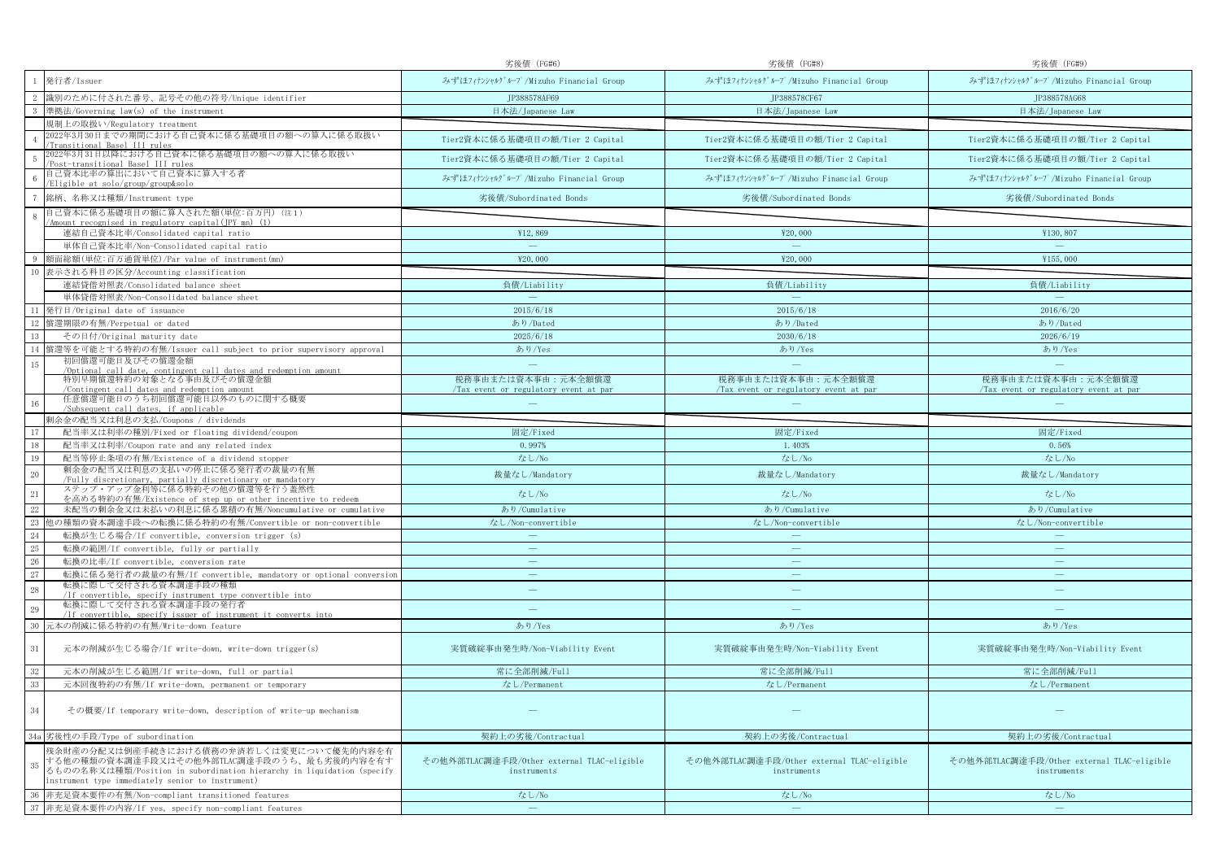| | | 劣後債 (FG#6) | 劣後債 (FG#8) | 劣後債 (FG#9) |
|---|---|---|---|---|
| 1 | 発行者/Issuer | みずほﾌｨﾅﾝｼｬﾙｸﾞﾙｰﾌﾟ/Mizuho Financial Group | みずほﾌｨﾅﾝｼｬﾙｸﾞﾙｰﾌﾟ/Mizuho Financial Group | みずほﾌｨﾅﾝｼｬﾙｸﾞﾙｰﾌﾟ/Mizuho Financial Group |
| 2 | 識別のために付された番号、記号その他の符号/Unique identifier | JP388578AF69 | JP388578CF67 | JP388578AG68 |
| 3 | 準拠法/Governing law(s) of the instrument | 日本法/Japanese Law | 日本法/Japanese Law | 日本法/Japanese Law |
| | 規制上の取扱い/Regulatory treatment | | | |
| 4 | 2022年3月30日までの期間における自己資本に係る基礎項目の額への算入に係る取扱い /Transitional Basel III rules | Tier2資本に係る基礎項目の額/Tier 2 Capital | Tier2資本に係る基礎項目の額/Tier 2 Capital | Tier2資本に係る基礎項目の額/Tier 2 Capital |
| 5 | 2022年3月31日以降における自己資本に係る基礎項目の額への算入に係る取扱い /Post-transitional Basel III rules | Tier2資本に係る基礎項目の額/Tier 2 Capital | Tier2資本に係る基礎項目の額/Tier 2 Capital | Tier2資本に係る基礎項目の額/Tier 2 Capital |
| 6 | 自己資本比率の算出において自己資本に算入する者 /Eligible at solo/group&solo | みずほﾌｨﾅﾝｼｬﾙｸﾞﾙｰﾌﾟ/Mizuho Financial Group | みずほﾌｨﾅﾝｼｬﾙｸﾞﾙｰﾌﾟ/Mizuho Financial Group | みずほﾌｨﾅﾝｼｬﾙｸﾞﾙｰﾌﾟ/Mizuho Financial Group |
| 7 | 銘柄、名称又は種類/Instrument type | 劣後債/Subordinated Bonds | 劣後債/Subordinated Bonds | 劣後債/Subordinated Bonds |
| 8 | 自己資本に係る基礎項目の額に算入された額(単位:百万円) (注1) /Amount recognised in regulatory capital(JPY mn) (1) | | | |
| | 連結自己資本比率/Consolidated capital ratio | ¥12,869 | ¥20,000 | ¥130,807 |
| | 単体自己資本比率/Non-Consolidated capital ratio | — | — | — |
| 9 | 額面総額(単位:百万通貨単位)/Par value of instrument(mn) | ¥20,000 | ¥20,000 | ¥155,000 |
| 10 | 表示される科目の区分/Accounting classification | | | |
| | 連結貸借対照表/Consolidated balance sheet | 負債/Liability | 負債/Liability | 負債/Liability |
| | 単体貸借対照表/Non-Consolidated balance sheet | — | — | — |
| 11 | 発行日/Original date of issuance | 2015/6/18 | 2015/6/18 | 2016/6/20 |
| 12 | 償還期限の有無/Perpetual or dated | あり/Dated | あり/Dated | あり/Dated |
| 13 | その日付/Original maturity date | 2025/6/18 | 2030/6/18 | 2026/6/19 |
| 14 | 償還等を可能とする特約の有無/Issuer call subject to prior supervisory approval | あり/Yes | あり/Yes | あり/Yes |
| 15 | 初回償還可能日及びその償還金額 /Optional call date, contingent call dates and redemption amount | — | — | — |
| | 特別早期償還特約の対象となる事由及びその償還金額 /Contingent call dates and redemption amount | 税務事由または資本事由：元本全額償還 /Tax event or regulatory event at par | 税務事由または資本事由：元本全額償還 /Tax event or regulatory event at par | 税務事由または資本事由：元本全額償還 /Tax event or regulatory event at par |
| 16 | 任意償還可能日のうち初回償還可能日以外のものに関する概要 /Subsequent call dates, if applicable | — | — | — |
| | 剰余金の配当又は利息の支払/Coupons / dividends | | | |
| 17 | 配当率又は利率の種別/Fixed or floating dividend/coupon | 固定/Fixed | 固定/Fixed | 固定/Fixed |
| 18 | 配当率又は利率/Coupon rate and any related index | 0.997% | 1.403% | 0.56% |
| 19 | 配当等停止条項の有無/Existence of a dividend stopper | なし/No | なし/No | なし/No |
| 20 | 剰余金の配当又は利息の支払いの停止に係る発行者の裁量の有無 /Fully discretionary, partially discretionary or mandatory | 裁量なし/Mandatory | 裁量なし/Mandatory | 裁量なし/Mandatory |
| 21 | ステップ・アップ金利等に係る特約その他の償還等を行う蓋然性を高める特約の有無/Existence of step up or other incentive to redeem | なし/No | なし/No | なし/No |
| 22 | 未配当の剰余金又は未払いの利息に係る累積の有無/Noncumulative or cumulative | あり/Cumulative | あり/Cumulative | あり/Cumulative |
| 23 | 他の種類の資本調達手段への転換に係る特約の有無/Convertible or non-convertible | なし/Non-convertible | なし/Non-convertible | なし/Non-convertible |
| 24 | 転換が生じる場合/If convertible, conversion trigger (s) | — | — | — |
| 25 | 転換の範囲/If convertible, fully or partially | — | — | — |
| 26 | 転換の比率/If convertible, conversion rate | — | — | — |
| 27 | 転換に係る発行者の裁量の有無/If convertible, mandatory or optional conversion | — | — | — |
| 28 | 転換に際して交付される資本調達手段の種類 /If convertible, specify instrument type convertible into | — | — | — |
| 29 | 転換に際して交付される資本調達手段の発行者 /If convertible, specify issuer of instrument it converts into | — | — | — |
| 30 | 元本の削減に係る特約の有無/Write-down feature | あり/Yes | あり/Yes | あり/Yes |
| 31 | 元本の削減が生じる場合/If write-down, write-down trigger(s) | 実質破綻事由発生時/Non-Viability Event | 実質破綻事由発生時/Non-Viability Event | 実質破綻事由発生時/Non-Viability Event |
| 32 | 元本の削減が生じる範囲/If write-down, full or partial | 常に全部削減/Full | 常に全部削減/Full | 常に全部削減/Full |
| 33 | 元本回復特約の有無/If write-down, permanent or temporary | なし/Permanent | なし/Permanent | なし/Permanent |
| 34 | その概要/If temporary write-down, description of write-up mechanism | — | — | — |
| 34a | 劣後性の手段/Type of subordination | 契約上の劣後/Contractual | 契約上の劣後/Contractual | 契約上の劣後/Contractual |
| 35 | 残余財産の分配又は倒産手続きにおける債務の弁済若しくは変更について優先的内容を有する他の種類の資本調達手段又はその他外部TLAC調達手段のうち、最も劣後的内容を有するものの名称又は種類/Position in subordination hierarchy in liquidation (specify instrument type immediately senior to instrument) | その他外部TLAC調達手段/Other external TLAC-eligible instruments | その他外部TLAC調達手段/Other external TLAC-eligible instruments | その他外部TLAC調達手段/Other external TLAC-eligible instruments |
| 36 | 非充足資本要件の有無/Non-compliant transitioned features | なし/No | なし/No | なし/No |
| 37 | 非充足資本要件の内容/If yes, specify non-compliant features | — | — | — |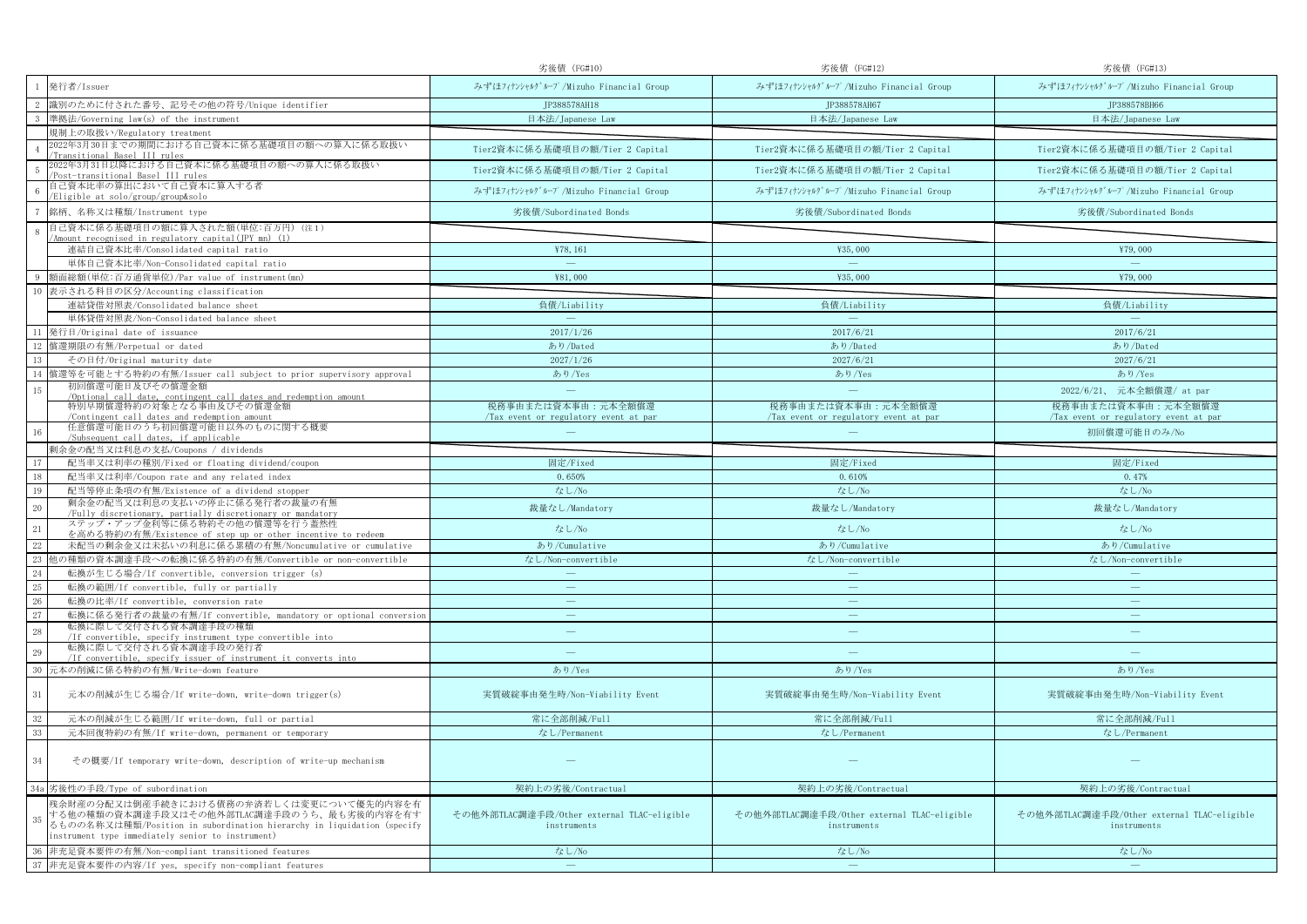| | | 劣後債（FG#10） | 劣後債（FG#12） | 劣後債（FG#13） |
|---|---|---|---|---|
| 1 | 発行者/Issuer | みずほフィナンシャルグループ/Mizuho Financial Group | みずほフィナンシャルグループ/Mizuho Financial Group | みずほフィナンシャルグループ/Mizuho Financial Group |
| 2 | 識別のために付された番号、記号その他の符号/Unique identifier | JP388578AH18 | JP388578AH67 | JP388578BH66 |
| 3 | 準拠法/Governing law(s) of the instrument | 日本法/Japanese Law | 日本法/Japanese Law | 日本法/Japanese Law |
| | 規制上の取扱い/Regulatory treatment | | | |
| 4 | 2022年3月30日までの期間における自己資本に係る基礎項目の額への算入に係る取扱い/Transitional Basel III rules | Tier2資本に係る基礎項目の額/Tier 2 Capital | Tier2資本に係る基礎項目の額/Tier 2 Capital | Tier2資本に係る基礎項目の額/Tier 2 Capital |
| 5 | 2022年3月31日以降における自己資本に係る基礎項目の額への算入に係る取扱い/Post-transitional Basel III rules | Tier2資本に係る基礎項目の額/Tier 2 Capital | Tier2資本に係る基礎項目の額/Tier 2 Capital | Tier2資本に係る基礎項目の額/Tier 2 Capital |
| 6 | 自己資本比率の算出において自己資本に算入する者/Eligible at solo/group&solo | みずほフィナンシャルグループ/Mizuho Financial Group | みずほフィナンシャルグループ/Mizuho Financial Group | みずほフィナンシャルグループ/Mizuho Financial Group |
| 7 | 銘柄、名称又は種類/Instrument type | 劣後債/Subordinated Bonds | 劣後債/Subordinated Bonds | 劣後債/Subordinated Bonds |
| 8 | 自己資本に係る基礎項目の額に算入された額(単位:百万円) (注1)/Amount recognised in regulatory capital(JPY mn) (1) | | | |
| | 連結自己資本比率/Consolidated capital ratio | ¥78,161 | ¥35,000 | ¥79,000 |
| | 単体自己資本比率/Non-Consolidated capital ratio | — | — | — |
| 9 | 額面総額(単位:百万通貨単位)/Par value of instrument(mn) | ¥81,000 | ¥35,000 | ¥79,000 |
| 10 | 表示される科目の区分/Accounting classification | | | |
| | 連結貸借対照表/Consolidated balance sheet | 負債/Liability | 負債/Liability | 負債/Liability |
| | 単体貸借対照表/Non-Consolidated balance sheet | — | — | — |
| 11 | 発行日/Original date of issuance | 2017/1/26 | 2017/6/21 | 2017/6/21 |
| 12 | 償還期限の有無/Perpetual or dated | あり/Dated | あり/Dated | あり/Dated |
| 13 | その日付/Original maturity date | 2027/1/26 | 2027/6/21 | 2027/6/21 |
| 14 | 償還等を可能とする特約の有無/Issuer call subject to prior supervisory approval | あり/Yes | あり/Yes | あり/Yes |
| 15 | 初回償還可能日及びその償還金額/Optional call date, contingent call dates and redemption amount | — | — | 2022/6/21、 元本全額償還/ at par |
| | 特別早期償還特約の対象となる事由及びその償還金額/Contingent call dates and redemption amount | 税務事由または資本事由：元本全額償還/Tax event or regulatory event at par | 税務事由または資本事由：元本全額償還/Tax event or regulatory event at par | 税務事由または資本事由：元本全額償還/Tax event or regulatory event at par |
| 16 | 任意償還可能日のうち初回償還可能日以外のものに関する概要/Subsequent call dates, if applicable | — | — | 初回償還可能日のみ/No |
| | 剰余金の配当又は利息の支払/Coupons / dividends | | | |
| 17 | 配当率又は利率の種別/Fixed or floating dividend/coupon | 固定/Fixed | 固定/Fixed | 固定/Fixed |
| 18 | 配当率又は利率/Coupon rate and any related index | 0.650% | 0.610% | 0.47% |
| 19 | 配当等停止条項の有無/Existence of a dividend stopper | なし/No | なし/No | なし/No |
| 20 | 剰余金の配当又は利息の支払いの停止に係る発行者の裁量の有無/Fully discretionary, partially discretionary or mandatory | 裁量なし/Mandatory | 裁量なし/Mandatory | 裁量なし/Mandatory |
| 21 | ステップ・アップ金利等に係る特約その他の償還等を行う蓋然性を高める特約の有無/Existence of step up or other incentive to redeem | なし/No | なし/No | なし/No |
| 22 | 未配当の剰余金又は未払いの利息に係る累積の有無/Noncumulative or cumulative | あり/Cumulative | あり/Cumulative | あり/Cumulative |
| 23 | 他の種類の資本調達手段への転換に係る特約の有無/Convertible or non-convertible | なし/Non-convertible | なし/Non-convertible | なし/Non-convertible |
| 24 | 転換が生じる場合/If convertible, conversion trigger (s) | — | — | — |
| 25 | 転換の範囲/If convertible, fully or partially | — | — | — |
| 26 | 転換の比率/If convertible, conversion rate | — | — | — |
| 27 | 転換に係る発行者の裁量の有無/If convertible, mandatory or optional conversion | — | — | — |
| 28 | 転換に際して交付される資本調達手段の種類/If convertible, specify instrument type convertible into | — | — | — |
| 29 | 転換に際して交付される資本調達手段の発行者/If convertible, specify issuer of instrument it converts into | — | — | — |
| 30 | 元本の削減に係る特約の有無/Write-down feature | あり/Yes | あり/Yes | あり/Yes |
| 31 | 元本の削減が生じる場合/If write-down, write-down trigger(s) | 実質破綻事由発生時/Non-Viability Event | 実質破綻事由発生時/Non-Viability Event | 実質破綻事由発生時/Non-Viability Event |
| 32 | 元本の削減が生じる範囲/If write-down, full or partial | 常に全部削減/Full | 常に全部削減/Full | 常に全部削減/Full |
| 33 | 元本回復特約の有無/If write-down, permanent or temporary | なし/Permanent | なし/Permanent | なし/Permanent |
| 34 | その概要/If temporary write-down, description of write-up mechanism | — | — | — |
| 34a | 劣後性の手段/Type of subordination | 契約上の劣後/Contractual | 契約上の劣後/Contractual | 契約上の劣後/Contractual |
| 35 | 残余財産の分配又は倒産手続きにおける債務の弁済若しくは変更について優先的内容を有する他の種類の資本調達手段又はその他外部TLAC調達手段のうち、最も劣後的内容を有するものの名称又は種類/Position in subordination hierarchy in liquidation (specify instrument type immediately senior to instrument) | その他外部TLAC調達手段/Other external TLAC-eligible instruments | その他外部TLAC調達手段/Other external TLAC-eligible instruments | その他外部TLAC調達手段/Other external TLAC-eligible instruments |
| 36 | 非充足資本要件の有無/Non-compliant transitioned features | なし/No | なし/No | なし/No |
| 37 | 非充足資本要件の内容/If yes, specify non-compliant features | — | — | — |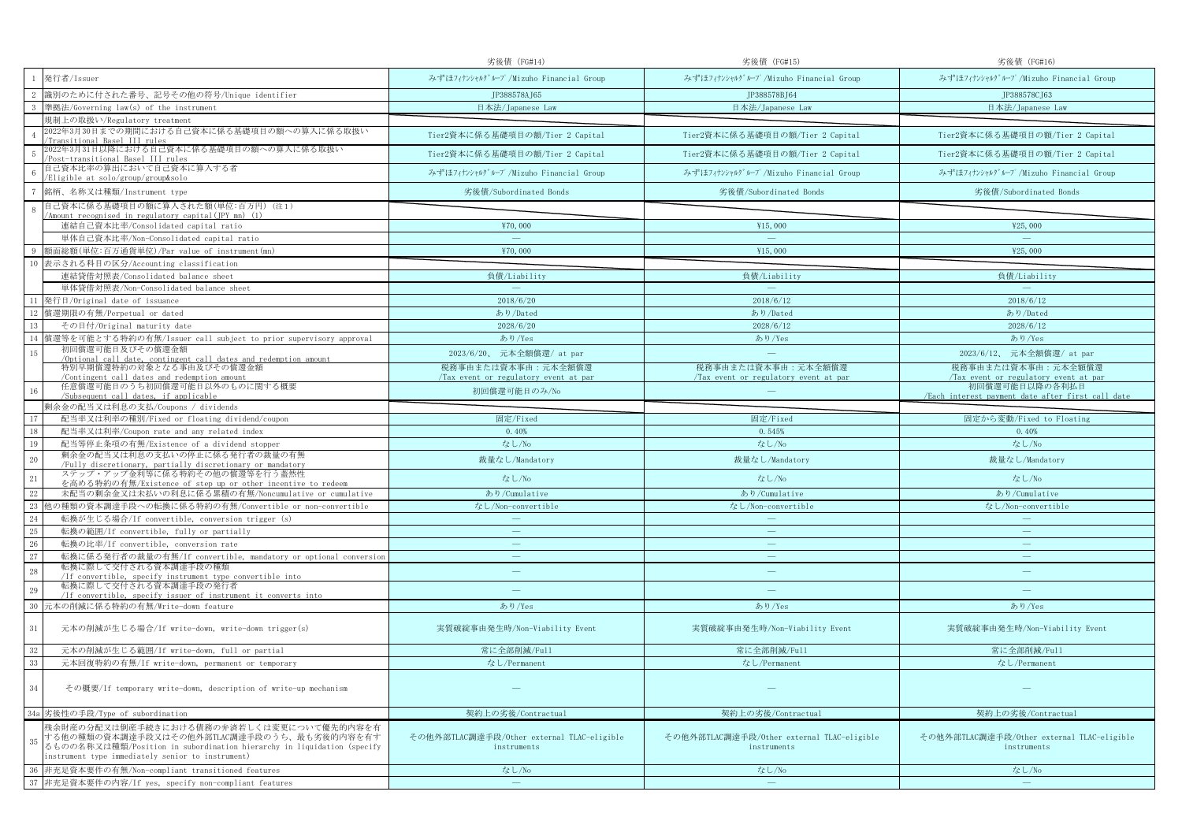| | | 劣後債（FG#14） | 劣後債（FG#15） | 劣後債（FG#16） |
|---|---|---|---|---|
| 1 | 発行者/Issuer | みずほフィナンシャルグループ/Mizuho Financial Group | みずほフィナンシャルグループ/Mizuho Financial Group | みずほフィナンシャルグループ/Mizuho Financial Group |
| 2 | 識別のために付された番号、記号その他の符号/Unique identifier | JP388578AJ65 | JP388578BJ64 | JP388578CJ63 |
| 3 | 準拠法/Governing law(s) of the instrument | 日本法/Japanese Law | 日本法/Japanese Law | 日本法/Japanese Law |
| | 規制上の取扱い/Regulatory treatment | | | |
| 4 | 2022年3月30日までの期間における自己資本に係る基礎項目の額への算入に係る取扱い/Transitional Basel III rules | Tier2資本に係る基礎項目の額/Tier 2 Capital | Tier2資本に係る基礎項目の額/Tier 2 Capital | Tier2資本に係る基礎項目の額/Tier 2 Capital |
| 5 | 2022年3月31日以降における自己資本に係る基礎項目の額への算入に係る取扱い/Post-transitional Basel III rules | Tier2資本に係る基礎項目の額/Tier 2 Capital | Tier2資本に係る基礎項目の額/Tier 2 Capital | Tier2資本に係る基礎項目の額/Tier 2 Capital |
| 6 | 自己資本比率の算出において自己資本に算入する者/Eligible at solo/group/group&solo | みずほフィナンシャルグループ/Mizuho Financial Group | みずほフィナンシャルグループ/Mizuho Financial Group | みずほフィナンシャルグループ/Mizuho Financial Group |
| 7 | 銘柄、名称又は種類/Instrument type | 劣後債/Subordinated Bonds | 劣後債/Subordinated Bonds | 劣後債/Subordinated Bonds |
| 8 | 自己資本に係る基礎項目の額に算入された額(単位:百万円) (注1)/Amount recognised in regulatory capital(JPY mn) (1) | | | |
| | 連結自己資本比率/Consolidated capital ratio | ¥70,000 | ¥15,000 | ¥25,000 |
| | 単体自己資本比率/Non-Consolidated capital ratio | — | — | — |
| 9 | 額面総額(単位:百万通貨単位)/Par value of instrument(mn) | ¥70,000 | ¥15,000 | ¥25,000 |
| 10 | 表示される科目の区分/Accounting classification | | | |
| | 連結貸借対照表/Consolidated balance sheet | 負債/Liability | 負債/Liability | 負債/Liability |
| | 単体貸借対照表/Non-Consolidated balance sheet | — | — | — |
| 11 | 発行日/Original date of issuance | 2018/6/20 | 2018/6/12 | 2018/6/12 |
| 12 | 償還期限の有無/Perpetual or dated | あり/Dated | あり/Dated | あり/Dated |
| 13 | その日付/Original maturity date | 2028/6/20 | 2028/6/12 | 2028/6/12 |
| 14 | 償還等を可能とする特約の有無/Issuer call subject to prior supervisory approval | あり/Yes | あり/Yes | あり/Yes |
| 15 | 初回償還可能日及びその償還金額/Optional call date, contingent call dates and redemption amount | 2023/6/20、 元本全額償還/ at par | — | 2023/6/12、 元本全額償還/ at par |
| | 特別早期償還特約の対象となる事由及びその償還金額/Contingent call dates and redemption amount | 税務事由または資本事由：元本全額償還/Tax event or regulatory event at par | 税務事由または資本事由：元本全額償還/Tax event or regulatory event at par | 税務事由または資本事由：元本全額償還/Tax event or regulatory event at par |
| 16 | 任意償還可能日のうち初回償還可能日以外のものに関する概要/Subsequent call dates, if applicable | 初回償還可能日のみ/No | — | 初回償還可能日以降の各利払日/Each interest payment date after first call date |
| | 剰余金の配当又は利息の支払/Coupons / dividends | | | |
| 17 | 配当率又は利率の種別/Fixed or floating dividend/coupon | 固定/Fixed | 固定/Fixed | 固定から変動/Fixed to Floating |
| 18 | 配当率又は利率/Coupon rate and any related index | 0.40% | 0.545% | 0.40% |
| 19 | 配当等停止条項の有無/Existence of a dividend stopper | なし/No | なし/No | なし/No |
| 20 | 剰余金の配当又は利息の支払いの停止に係る発行者の裁量の有無/Fully discretionary, partially discretionary or mandatory | 裁量なし/Mandatory | 裁量なし/Mandatory | 裁量なし/Mandatory |
| 21 | ステップ・アップ金利等に係る特約その他の償還等を行う蓋然性を高める特約の有無/Existence of step up or other incentive to redeem | なし/No | なし/No | なし/No |
| 22 | 未配当の剰余金又は未払いの利息に係る累積の有無/Noncumulative or cumulative | あり/Cumulative | あり/Cumulative | あり/Cumulative |
| 23 | 他の種類の資本調達手段への転換に係る特約の有無/Convertible or non-convertible | なし/Non-convertible | なし/Non-convertible | なし/Non-convertible |
| 24 | 転換が生じる場合/If convertible, conversion trigger (s) | — | — | — |
| 25 | 転換の範囲/If convertible, fully or partially | — | — | — |
| 26 | 転換の比率/If convertible, conversion rate | — | — | — |
| 27 | 転換に係る発行者の裁量の有無/If convertible, mandatory or optional conversion | — | — | — |
| 28 | 転換に際して交付される資本調達手段の種類/If convertible, specify instrument type convertible into | — | — | — |
| 29 | 転換に際して交付される資本調達手段の発行者/If convertible, specify issuer of instrument it converts into | — | — | — |
| 30 | 元本の削減に係る特約の有無/Write-down feature | あり/Yes | あり/Yes | あり/Yes |
| 31 | 元本の削減が生じる場合/If write-down, write-down trigger(s) | 実質破綻事由発生時/Non-Viability Event | 実質破綻事由発生時/Non-Viability Event | 実質破綻事由発生時/Non-Viability Event |
| 32 | 元本の削減が生じる範囲/If write-down, full or partial | 常に全部削減/Full | 常に全部削減/Full | 常に全部削減/Full |
| 33 | 元本回復特約の有無/If write-down, permanent or temporary | なし/Permanent | なし/Permanent | なし/Permanent |
| 34 | その概要/If temporary write-down, description of write-up mechanism | — | — | — |
| 34a | 劣後性の手段/Type of subordination | 契約上の劣後/Contractual | 契約上の劣後/Contractual | 契約上の劣後/Contractual |
| 35 | 残余財産の分配又は倒産手続きにおける債務の弁済若しくは変更について優先的内容を有する他の種類の資本調達手段又はその他外部TLAC調達手段のうち、最も劣後的内容を有するものの名称又は種類/Position in subordination hierarchy in liquidation (specify instrument type immediately senior to instrument) | その他外部TLAC調達手段/Other external TLAC-eligible instruments | その他外部TLAC調達手段/Other external TLAC-eligible instruments | その他外部TLAC調達手段/Other external TLAC-eligible instruments |
| 36 | 非充足資本要件の有無/Non-compliant transitioned features | なし/No | なし/No | なし/No |
| 37 | 非充足資本要件の内容/If yes, specify non-compliant features | — | — | — |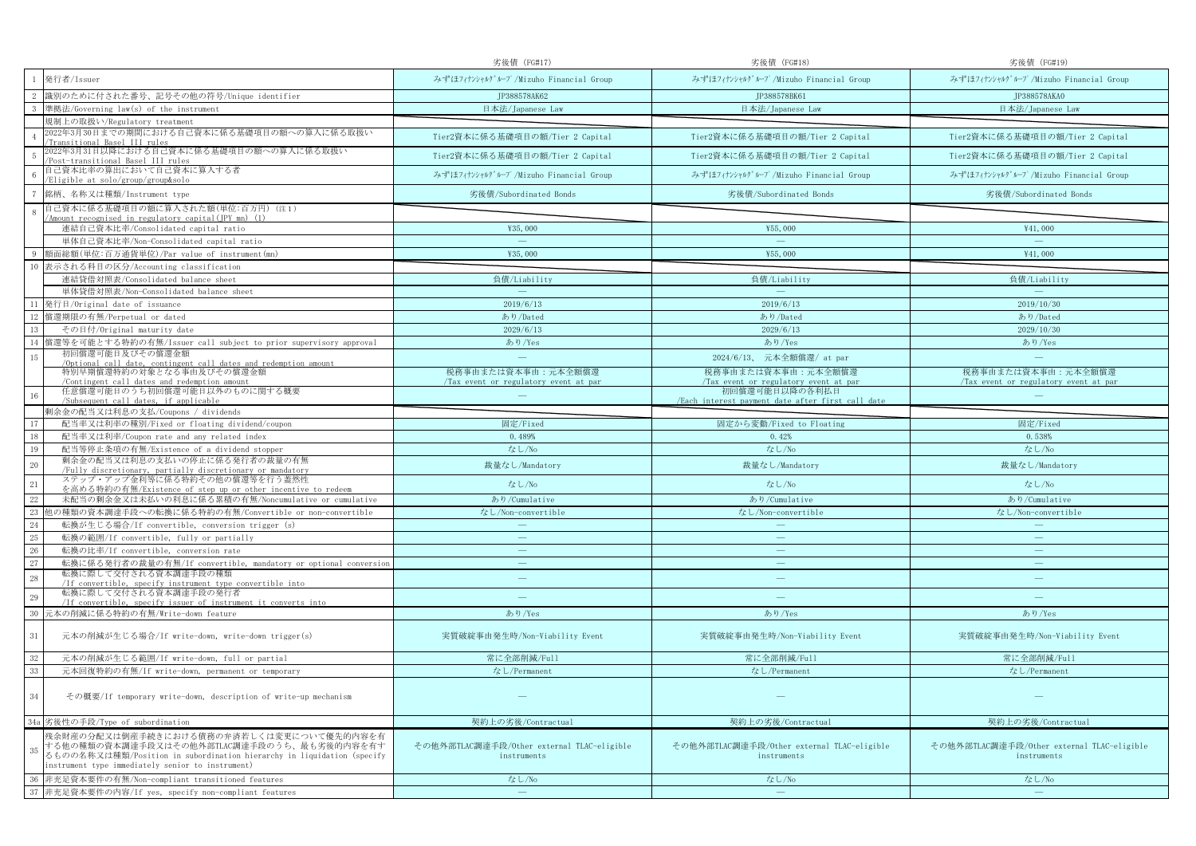| | | 劣後債（FG#17） | 劣後債（FG#18） | 劣後債（FG#19） |
|---|---|---|---|---|
| 1 | 発行者/Issuer | みずほフィナンシャルグループ/Mizuho Financial Group | みずほフィナンシャルグループ/Mizuho Financial Group | みずほフィナンシャルグループ/Mizuho Financial Group |
| 2 | 識別のために付された番号、記号その他の符号/Unique identifier | JP388578AK62 | JP388578BK61 | JP388578AKA0 |
| 3 | 準拠法/Governing law(s) of the instrument | 日本法/Japanese Law | 日本法/Japanese Law | 日本法/Japanese Law |
| | 規制上の取扱い/Regulatory treatment | | | |
| 4 | 2022年3月30日までの期間における自己資本に係る基礎項目の額への算入に係る取扱い /Transitional Basel III rules | Tier2資本に係る基礎項目の額/Tier 2 Capital | Tier2資本に係る基礎項目の額/Tier 2 Capital | Tier2資本に係る基礎項目の額/Tier 2 Capital |
| 5 | 2022年3月31日以降における自己資本に係る基礎項目の額への算入に係る取扱い /Post-transitional Basel III rules | Tier2資本に係る基礎項目の額/Tier 2 Capital | Tier2資本に係る基礎項目の額/Tier 2 Capital | Tier2資本に係る基礎項目の額/Tier 2 Capital |
| 6 | 自己資本比率の算出において自己資本に算入する者 /Eligible at solo/group&solo | みずほフィナンシャルグループ/Mizuho Financial Group | みずほフィナンシャルグループ/Mizuho Financial Group | みずほフィナンシャルグループ/Mizuho Financial Group |
| 7 | 銘柄、名称又は種類/Instrument type | 劣後債/Subordinated Bonds | 劣後債/Subordinated Bonds | 劣後債/Subordinated Bonds |
| 8 | 自己資本に係る基礎項目の額に算入された額(単位:百万円) (注1) /Amount recognised in regulatory capital(JPY mn) (1) | | | |
| | 連結自己資本比率/Consolidated capital ratio | ¥35,000 | ¥55,000 | ¥41,000 |
| | 単体自己資本比率/Non-Consolidated capital ratio | — | — | — |
| 9 | 額面総額(単位:百万通貨単位)/Par value of instrument(mn) | ¥35,000 | ¥55,000 | ¥41,000 |
| 10 | 表示される科目の区分/Accounting classification | | | |
| | 連結貸借対照表/Consolidated balance sheet | 負債/Liability | 負債/Liability | 負債/Liability |
| | 単体貸借対照表/Non-Consolidated balance sheet | — | — | — |
| 11 | 発行日/Original date of issuance | 2019/6/13 | 2019/6/13 | 2019/10/30 |
| 12 | 償還期限の有無/Perpetual or dated | あり/Dated | あり/Dated | あり/Dated |
| 13 | その日付/Original maturity date | 2029/6/13 | 2029/6/13 | 2029/10/30 |
| 14 | 償還等を可能とする特約の有無/Issuer call subject to prior supervisory approval | あり/Yes | あり/Yes | あり/Yes |
| 15 | 初回償還可能日及びその償還金額 /Optional call date, contingent call dates and redemption amount | — | 2024/6/13、 元本全額償還/ at par | — |
| | 特別早期償還特約の対象となる事由及びその償還金額 /Contingent call dates and redemption amount | 税務事由または資本事由：元本全額償還 /Tax event or regulatory event at par | 税務事由または資本事由：元本全額償還 /Tax event or regulatory event at par | 税務事由または資本事由：元本全額償還 /Tax event or regulatory event at par |
| 16 | 任意償還可能日のうち初回償還可能日以外のものに関する概要 /Subsequent call dates, if applicable | — | 初回償還可能日以降の各利払日 /Each interest payment date after first call date | — |
| | 剰余金の配当又は利息の支払/Coupons / dividends | | | |
| 17 | 配当率又は利率の種別/Fixed or floating dividend/coupon | 固定/Fixed | 固定から変動/Fixed to Floating | 固定/Fixed |
| 18 | 配当率又は利率/Coupon rate and any related index | 0.489% | 0.42% | 0.538% |
| 19 | 配当等停止条項の有無/Existence of a dividend stopper | なし/No | なし/No | なし/No |
| 20 | 剰余金の配当又は利息の支払いの停止に係る発行者の裁量の有無 /Fully discretionary, partially discretionary or mandatory | 裁量なし/Mandatory | 裁量なし/Mandatory | 裁量なし/Mandatory |
| 21 | ステップ・アップ金利等に係る特約その他の償還等を行う蓋然性 を高める特約の有無/Existence of step up or other incentive to redeem | なし/No | なし/No | なし/No |
| 22 | 未配当の剰余金又は未払いの利息に係る累積の有無/Noncumulative or cumulative | あり/Cumulative | あり/Cumulative | あり/Cumulative |
| 23 | 他の種類の資本調達手段への転換に係る特約の有無/Convertible or non-convertible | なし/Non-convertible | なし/Non-convertible | なし/Non-convertible |
| 24 | 転換が生じる場合/If convertible, conversion trigger (s) | — | — | — |
| 25 | 転換の範囲/If convertible, fully or partially | — | — | — |
| 26 | 転換の比率/If convertible, conversion rate | — | — | — |
| 27 | 転換に係る発行者の裁量の有無/If convertible, mandatory or optional conversion | — | — | — |
| 28 | 転換に際して交付される資本調達手段の種類 /If convertible, specify instrument type convertible into | — | — | — |
| 29 | 転換に際して交付される資本調達手段の発行者 /If convertible, specify issuer of instrument it converts into | — | — | — |
| 30 | 元本の削減に係る特約の有無/Write-down feature | あり/Yes | あり/Yes | あり/Yes |
| 31 | 元本の削減が生じる場合/If write-down, write-down trigger(s) | 実質破綻事由発生時/Non-Viability Event | 実質破綻事由発生時/Non-Viability Event | 実質破綻事由発生時/Non-Viability Event |
| 32 | 元本の削減が生じる範囲/If write-down, full or partial | 常に全部削減/Full | 常に全部削減/Full | 常に全部削減/Full |
| 33 | 元本回復特約の有無/If write-down, permanent or temporary | なし/Permanent | なし/Permanent | なし/Permanent |
| 34 | その概要/If temporary write-down, description of write-up mechanism | — | — | — |
| 34a | 劣後性の手段/Type of subordination | 契約上の劣後/Contractual | 契約上の劣後/Contractual | 契約上の劣後/Contractual |
| 35 | 残余財産の分配又は倒産手続きにおける債務の弁済若しくは変更について優先的内容を有する他の種類の資本調達手段又はその他外部TLAC調達手段のうち、最も劣後的内容を有するものの名称又は種類/Position in subordination hierarchy in liquidation (specify instrument type immediately senior to instrument) | その他外部TLAC調達手段/Other external TLAC-eligible instruments | その他外部TLAC調達手段/Other external TLAC-eligible instruments | その他外部TLAC調達手段/Other external TLAC-eligible instruments |
| 36 | 非充足資本要件の有無/Non-compliant transitioned features | なし/No | なし/No | なし/No |
| 37 | 非充足資本要件の内容/If yes, specify non-compliant features | — | — | — |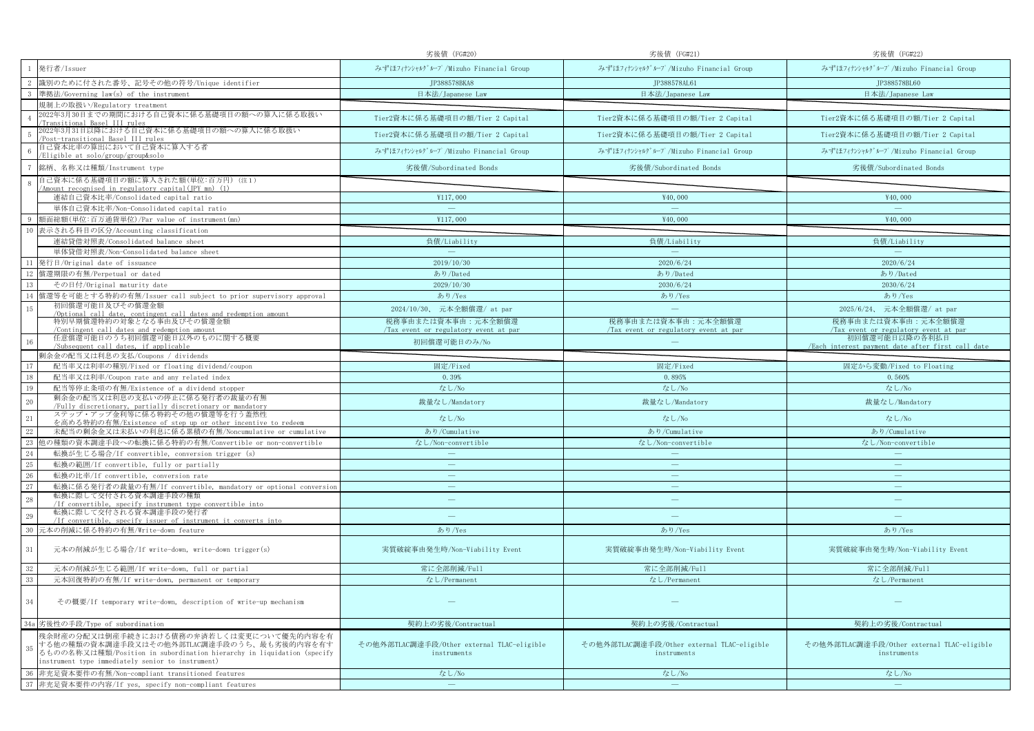| | | 劣後債 (FG#20) | 劣後債 (FG#21) | 劣後債 (FG#22) |
|---|---|---|---|---|
| 1 | 発行者/Issuer | みずほﾌｨﾅﾝｼｬﾙｸﾞﾙｰﾌﾟ/Mizuho Financial Group | みずほﾌｨﾅﾝｼｬﾙｸﾞﾙｰﾌﾟ/Mizuho Financial Group | みずほﾌｨﾅﾝｼｬﾙｸﾞﾙｰﾌﾟ/Mizuho Financial Group |
| 2 | 識別のために付された番号、記号その他の符号/Unique identifier | JP388578BKA8 | JP388578AL61 | JP388578BL60 |
| 3 | 準拠法/Governing law(s) of the instrument | 日本法/Japanese Law | 日本法/Japanese Law | 日本法/Japanese Law |
| | 規制上の取扱い/Regulatory treatment | | | |
| 4 | 2022年3月30日までの期間における自己資本に係る基礎項目の額への算入に係る取扱い /Transitional Basel III rules | Tier2資本に係る基礎項目の額/Tier 2 Capital | Tier2資本に係る基礎項目の額/Tier 2 Capital | Tier2資本に係る基礎項目の額/Tier 2 Capital |
| 5 | 2022年3月31日以降における自己資本に係る基礎項目の額への算入に係る取扱い /Post-transitional Basel III rules | Tier2資本に係る基礎項目の額/Tier 2 Capital | Tier2資本に係る基礎項目の額/Tier 2 Capital | Tier2資本に係る基礎項目の額/Tier 2 Capital |
| 6 | 自己資本比率の算出において自己資本に算入する者 /Eligible at solo/group/group&solo | みずほﾌｨﾅﾝｼｬﾙｸﾞﾙｰﾌﾟ/Mizuho Financial Group | みずほﾌｨﾅﾝｼｬﾙｸﾞﾙｰﾌﾟ/Mizuho Financial Group | みずほﾌｨﾅﾝｼｬﾙｸﾞﾙｰﾌﾟ/Mizuho Financial Group |
| 7 | 銘柄、名称又は種類/Instrument type | 劣後債/Subordinated Bonds | 劣後債/Subordinated Bonds | 劣後債/Subordinated Bonds |
| 8 | 自己資本に係る基礎項目の額に算入された額(単位:百万円) (注1) /Amount recognised in regulatory capital(JPY mn) (1) | | | |
| | 連結自己資本比率/Consolidated capital ratio | ¥117,000 | ¥40,000 | ¥40,000 |
| | 単体自己資本比率/Non-Consolidated capital ratio | — | — | — |
| 9 | 額面総額(単位:百万通貨単位)/Par value of instrument(mn) | ¥117,000 | ¥40,000 | ¥40,000 |
| 10 | 表示される科目の区分/Accounting classification | | | |
| | 連結貸借対照表/Consolidated balance sheet | 負債/Liability | 負債/Liability | 負債/Liability |
| | 単体貸借対照表/Non-Consolidated balance sheet | — | — | — |
| 11 | 発行日/Original date of issuance | 2019/10/30 | 2020/6/24 | 2020/6/24 |
| 12 | 償還期限の有無/Perpetual or dated | あり/Dated | あり/Dated | あり/Dated |
| 13 | その日付/Original maturity date | 2029/10/30 | 2030/6/24 | 2030/6/24 |
| 14 | 償還等を可能とする特約の有無/Issuer call subject to prior supervisory approval | あり/Yes | あり/Yes | あり/Yes |
| 15 | 初回償還可能日及びその償還金額 /Optional call date, contingent call dates and redemption amount | 2024/10/30、 元本全額償還/ at par | — | 2025/6/24、 元本全額償還/ at par |
| | 特別早期償還特約の対象となる事由及びその償還金額 /Contingent call dates and redemption amount | 税務事由または資本事由：元本全額償還 /Tax event or regulatory event at par | 税務事由または資本事由：元本全額償還 /Tax event or regulatory event at par | 税務事由または資本事由：元本全額償還 /Tax event or regulatory event at par |
| 16 | 任意償還可能日のうち初回償還可能日以外のものに関する概要 /Subsequent call dates, if applicable | 初回償還可能日のみ/No | — | 初回償還可能日以降の各利払日 /Each interest payment date after first call date |
| | 剰余金の配当又は利息の支払/Coupons / dividends | | | |
| 17 | 配当率又は利率の種別/Fixed or floating dividend/coupon | 固定/Fixed | 固定/Fixed | 固定から変動/Fixed to Floating |
| 18 | 配当率又は利率/Coupon rate and any related index | 0.39% | 0.895% | 0.560% |
| 19 | 配当等停止条項の有無/Existence of a dividend stopper | なし/No | なし/No | なし/No |
| 20 | 剰余金の配当又は利息の支払いの停止に係る発行者の裁量の有無 /Fully discretionary, partially discretionary or mandatory | 裁量なし/Mandatory | 裁量なし/Mandatory | 裁量なし/Mandatory |
| 21 | ステップ・アップ金利等に係る特約その他の償還等を行う蓋然性を高める特約の有無/Existence of step up or other incentive to redeem | なし/No | なし/No | なし/No |
| 22 | 未配当の剰余金又は未払いの利息に係る累積の有無/Noncumulative or cumulative | あり/Cumulative | あり/Cumulative | あり/Cumulative |
| 23 | 他の種類の資本調達手段への転換に係る特約の有無/Convertible or non-convertible | なし/Non-convertible | なし/Non-convertible | なし/Non-convertible |
| 24 | 転換が生じる場合/If convertible, conversion trigger (s) | — | — | — |
| 25 | 転換の範囲/If convertible, fully or partially | — | — | — |
| 26 | 転換の比率/If convertible, conversion rate | — | — | — |
| 27 | 転換に係る発行者の裁量の有無/If convertible, mandatory or optional conversion | — | — | — |
| 28 | 転換に際して交付される資本調達手段の種類 /If convertible, specify instrument type convertible into | — | — | — |
| 29 | 転換に際して交付される資本調達手段の発行者 /If convertible, specify issuer of instrument it converts into | — | — | — |
| 30 | 元本の削減に係る特約の有無/Write-down feature | あり/Yes | あり/Yes | あり/Yes |
| 31 | 元本の削減が生じる場合/If write-down, write-down trigger(s) | 実質破綻事由発生時/Non-Viability Event | 実質破綻事由発生時/Non-Viability Event | 実質破綻事由発生時/Non-Viability Event |
| 32 | 元本の削減が生じる範囲/If write-down, full or partial | 常に全部削減/Full | 常に全部削減/Full | 常に全部削減/Full |
| 33 | 元本回復特約の有無/If write-down, permanent or temporary | なし/Permanent | なし/Permanent | なし/Permanent |
| 34 | その概要/If temporary write-down, description of write-up mechanism | — | — | — |
| 34a | 劣後性の手段/Type of subordination | 契約上の劣後/Contractual | 契約上の劣後/Contractual | 契約上の劣後/Contractual |
| 35 | 残余財産の分配又は倒産手続きにおける債務の弁済若しくは変更について優先的内容を有する他の種類の資本調達手段又はその他外部TLAC調達手段のうち、最も劣後的内容を有するものの名称又は種類/Position in subordination hierarchy in liquidation (specify instrument type immediately senior to instrument) | その他外部TLAC調達手段/Other external TLAC-eligible instruments | その他外部TLAC調達手段/Other external TLAC-eligible instruments | その他外部TLAC調達手段/Other external TLAC-eligible instruments |
| 36 | 非充足資本要件の有無/Non-compliant transitioned features | なし/No | なし/No | なし/No |
| 37 | 非充足資本要件の内容/If yes, specify non-compliant features | — | — | — |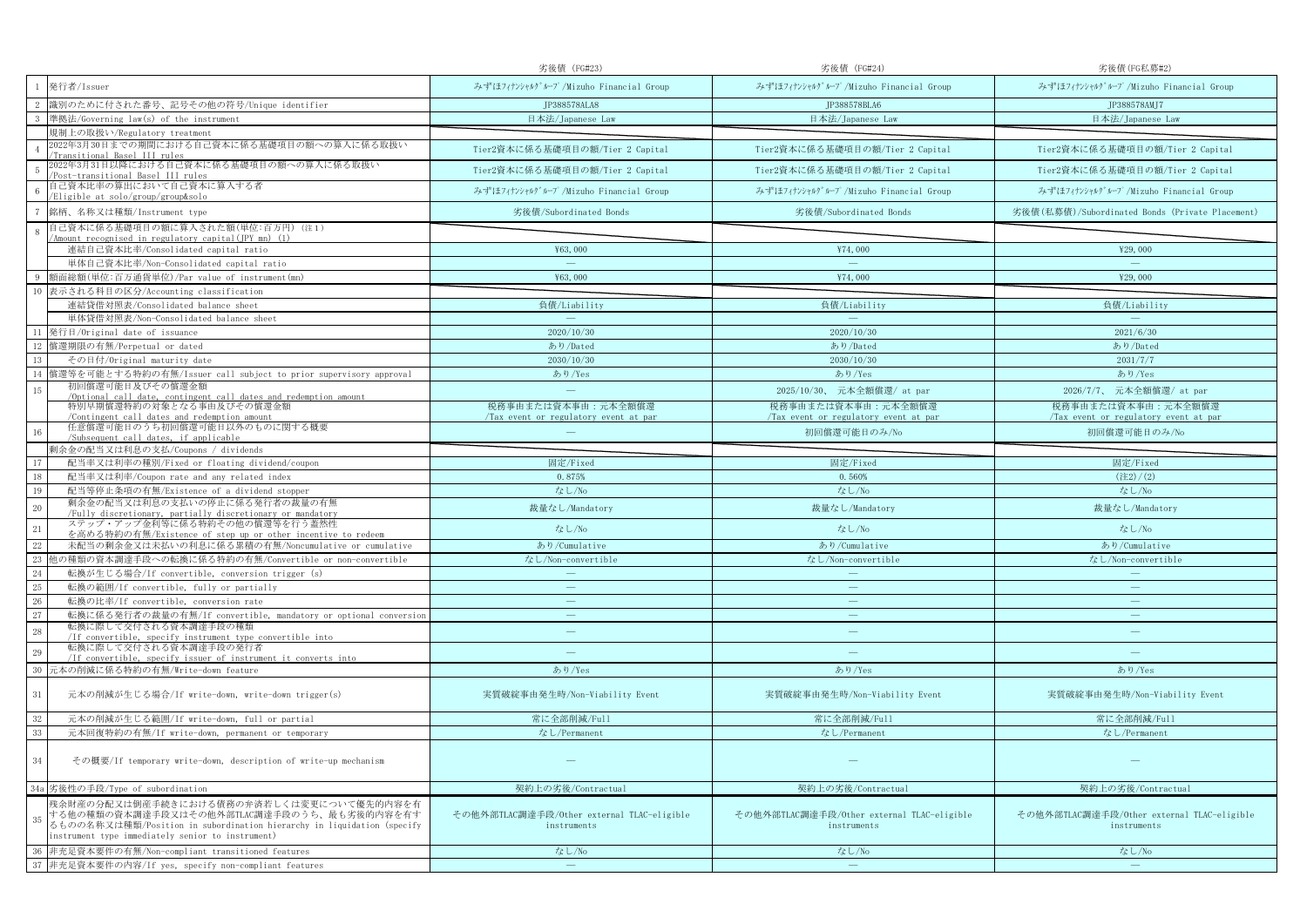| | | 劣後債 (FG#23) | 劣後債 (FG#24) | 劣後債(FG私募#2) |
|---|---|---|---|---|
| 1 | 発行者/Issuer | みずほﾌｨﾅﾝｼｬﾙｸﾞﾙｰﾌﾟ/Mizuho Financial Group | みずほﾌｨﾅﾝｼｬﾙｸﾞﾙｰﾌﾟ/Mizuho Financial Group | みずほﾌｨﾅﾝｼｬﾙｸﾞﾙｰﾌﾟ/Mizuho Financial Group |
| 2 | 識別のために付された番号、記号その他の符号/Unique identifier | JP388578ALA8 | JP388578BLA6 | JP388578AMJ7 |
| 3 | 準拠法/Governing law(s) of the instrument | 日本法/Japanese Law | 日本法/Japanese Law | 日本法/Japanese Law |
| | 規制上の取扱い/Regulatory treatment | | | |
| 4 | 2022年3月30日までの期間における自己資本に係る基礎項目の額への算入に係る取扱い /Transitional Basel III rules | Tier2資本に係る基礎項目の額/Tier 2 Capital | Tier2資本に係る基礎項目の額/Tier 2 Capital | Tier2資本に係る基礎項目の額/Tier 2 Capital |
| 5 | 2022年3月31日以降における自己資本に係る基礎項目の額への算入に係る取扱い /Post-transitional Basel III rules | Tier2資本に係る基礎項目の額/Tier 2 Capital | Tier2資本に係る基礎項目の額/Tier 2 Capital | Tier2資本に係る基礎項目の額/Tier 2 Capital |
| 6 | 自己資本比率の算出において自己資本に算入する者 /Eligible at solo/group/group&solo | みずほﾌｨﾅﾝｼｬﾙｸﾞﾙｰﾌﾟ/Mizuho Financial Group | みずほﾌｨﾅﾝｼｬﾙｸﾞﾙｰﾌﾟ/Mizuho Financial Group | みずほﾌｨﾅﾝｼｬﾙｸﾞﾙｰﾌﾟ/Mizuho Financial Group |
| 7 | 銘柄、名称又は種類/Instrument type | 劣後債/Subordinated Bonds | 劣後債/Subordinated Bonds | 劣後債(私募債)/Subordinated Bonds (Private Placement) |
| 8 | 自己資本に係る基礎項目の額に算入された額(単位:百万円) (注1) /Amount recognised in regulatory capital(JPY mn) (1) | | | |
| | 連結自己資本比率/Consolidated capital ratio | ¥63,000 | ¥74,000 | ¥29,000 |
| | 単体自己資本比率/Non-Consolidated capital ratio | — | — | — |
| 9 | 額面総額(単位:百万通貨単位)/Par value of instrument(mn) | ¥63,000 | ¥74,000 | ¥29,000 |
| 10 | 表示される科目の区分/Accounting classification | | | |
| | 連結貸借対照表/Consolidated balance sheet | 負債/Liability | 負債/Liability | 負債/Liability |
| | 単体貸借対照表/Non-Consolidated balance sheet | — | — | — |
| 11 | 発行日/Original date of issuance | 2020/10/30 | 2020/10/30 | 2021/6/30 |
| 12 | 償還期限の有無/Perpetual or dated | あり/Dated | あり/Dated | あり/Dated |
| 13 | その日付/Original maturity date | 2030/10/30 | 2030/10/30 | 2031/7/7 |
| 14 | 償還等を可能とする特約の有無/Issuer call subject to prior supervisory approval | あり/Yes | あり/Yes | あり/Yes |
| 15 | 初回償還可能日及びその償還金額 /Optional call date, contingent call dates and redemption amount | — | 2025/10/30、 元本全額償還/ at par | 2026/7/7、 元本全額償還/ at par |
| | 特別早期償還特約の対象となる事由及びその償還金額 /Contingent call dates and redemption amount | 税務事由または資本事由：元本全額償還 /Tax event or regulatory event at par | 税務事由または資本事由：元本全額償還 /Tax event or regulatory event at par | 税務事由または資本事由：元本全額償還 /Tax event or regulatory event at par |
| 16 | 任意償還可能日のうち初回償還可能日以外のものに関する概要 /Subsequent call dates, if applicable | — | 初回償還可能日のみ/No | 初回償還可能日のみ/No |
| | 剰余金の配当又は利息の支払/Coupons / dividends | | | |
| 17 | 配当率又は利率の種別/Fixed or floating dividend/coupon | 固定/Fixed | 固定/Fixed | 固定/Fixed |
| 18 | 配当率又は利率/Coupon rate and any related index | 0.875% | 0.560% | (注2)/(2) |
| 19 | 配当等停止条項の有無/Existence of a dividend stopper | なし/No | なし/No | なし/No |
| 20 | 剰余金の配当又は利息の支払いの停止に係る発行者の裁量の有無 /Fully discretionary, partially discretionary or mandatory | 裁量なし/Mandatory | 裁量なし/Mandatory | 裁量なし/Mandatory |
| 21 | ステップ・アップ金利等に係る特約その他の償還等を行う蓋然性を高める特約の有無/Existence of step up or other incentive to redeem | なし/No | なし/No | なし/No |
| 22 | 未配当の剰余金又は未払いの利息に係る累積の有無/Noncumulative or cumulative | あり/Cumulative | あり/Cumulative | あり/Cumulative |
| 23 | 他の種類の資本調達手段への転換に係る特約の有無/Convertible or non-convertible | なし/Non-convertible | なし/Non-convertible | なし/Non-convertible |
| 24 | 転換が生じる場合/If convertible, conversion trigger (s) | — | — | — |
| 25 | 転換の範囲/If convertible, fully or partially | — | — | — |
| 26 | 転換の比率/If convertible, conversion rate | — | — | — |
| 27 | 転換に係る発行者の裁量の有無/If convertible, mandatory or optional conversion | — | — | — |
| 28 | 転換に際して交付される資本調達手段の種類 /If convertible, specify instrument type convertible into | — | — | — |
| 29 | 転換に際して交付される資本調達手段の発行者 /If convertible, specify issuer of instrument it converts into | — | — | — |
| 30 | 元本の削減に係る特約の有無/Write-down feature | あり/Yes | あり/Yes | あり/Yes |
| 31 | 元本の削減が生じる場合/If write-down, write-down trigger(s) | 実質破綻事由発生時/Non-Viability Event | 実質破綻事由発生時/Non-Viability Event | 実質破綻事由発生時/Non-Viability Event |
| 32 | 元本の削減が生じる範囲/If write-down, full or partial | 常に全部削減/Full | 常に全部削減/Full | 常に全部削減/Full |
| 33 | 元本回復特約の有無/If write-down, permanent or temporary | なし/Permanent | なし/Permanent | なし/Permanent |
| 34 | その概要/If temporary write-down, description of write-up mechanism | — | — | — |
| 34a | 劣後性の手段/Type of subordination | 契約上の劣後/Contractual | 契約上の劣後/Contractual | 契約上の劣後/Contractual |
| 35 | 残余財産の分配又は倒産手続きにおける債務の弁済若しくは変更について優先的内容を有する他の種類の資本調達手段又はその他外部TLAC調達手段のうち、最も劣後的内容を有するものの名称又は種類/Position in subordination hierarchy in liquidation (specify instrument type immediately senior to instrument) | その他外部TLAC調達手段/Other external TLAC-eligible instruments | その他外部TLAC調達手段/Other external TLAC-eligible instruments | その他外部TLAC調達手段/Other external TLAC-eligible instruments |
| 36 | 非充足資本要件の有無/Non-compliant transitioned features | なし/No | なし/No | なし/No |
| 37 | 非充足資本要件の内容/If yes, specify non-compliant features | — | — | — |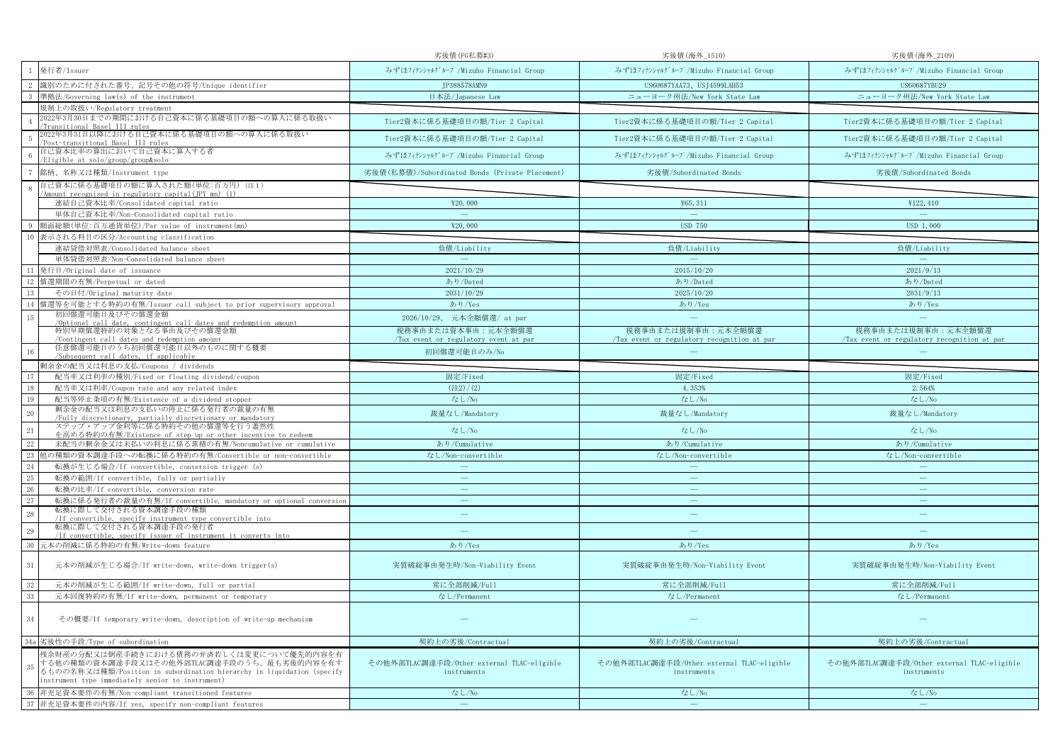| | | 劣後債(FG私募#3) | 劣後債(海外_1510) | 劣後債(海外_2109) |
|---|---|---|---|---|
| 1 | 発行者/Issuer | みずほフィナンシャルグループ/Mizuho Financial Group | みずほフィナンシャルグループ/Mizuho Financial Group | みずほフィナンシャルグループ/Mizuho Financial Group |
| 2 | 識別のために付された番号、記号その他の符号/Unique identifier | JP388578AMN9 | US60687YAA73、USJ4599LAH53 | US60687YBU29 |
| 3 | 準拠法/Governing law(s) of the instrument | 日本法/Japanese Law | ニューヨーク州法/New York State Law | ニューヨーク州法/New York State Law |
| | 規制上の取扱い/Regulatory treatment | | | |
| 4 | 2022年3月30日までの期間における自己資本に係る基礎項目の額への算入に係る取扱い /Transitional Basel III rules | Tier2資本に係る基礎項目の額/Tier 2 Capital | Tier2資本に係る基礎項目の額/Tier 2 Capital | Tier2資本に係る基礎項目の額/Tier 2 Capital |
| 5 | 2022年3月31日以降における自己資本に係る基礎項目の額への算入に係る取扱い /Post-transitional Basel III rules | Tier2資本に係る基礎項目の額/Tier 2 Capital | Tier2資本に係る基礎項目の額/Tier 2 Capital | Tier2資本に係る基礎項目の額/Tier 2 Capital |
| 6 | 自己資本比率の算出において自己資本に算入する者 /Eligible at solo/group/group&solo | みずほフィナンシャルグループ/Mizuho Financial Group | みずほフィナンシャルグループ/Mizuho Financial Group | みずほフィナンシャルグループ/Mizuho Financial Group |
| 7 | 銘柄、名称又は種類/Instrument type | 劣後債(私募債)/Subordinated Bonds (Private Placement) | 劣後債/Subordinated Bonds | 劣後債/Subordinated Bonds |
| 8 | 自己資本に係る基礎項目の額に算入された額(単位:百万円) (注1) /Amount recognised in regulatory capital(JPY mn) (1) | | | |
| | 連結自己資本比率/Consolidated capital ratio | ¥20,000 | ¥65,311 | ¥122,410 |
| | 単体自己資本比率/Non-Consolidated capital ratio | — | — | — |
| 9 | 額面総額(単位:百万通貨単位)/Par value of instrument(mn) | ¥20,000 | USD 750 | USD 1,000 |
| 10 | 表示される科目の区分/Accounting classification | | | |
| | 連結貸借対照表/Consolidated balance sheet | 負債/Liability | 負債/Liability | 負債/Liability |
| | 単体貸借対照表/Non-Consolidated balance sheet | — | — | — |
| 11 | 発行日/Original date of issuance | 2021/10/29 | 2015/10/20 | 2021/9/13 |
| 12 | 償還期限の有無/Perpetual or dated | あり/Dated | あり/Dated | あり/Dated |
| 13 | その日付/Original maturity date | 2031/10/29 | 2025/10/20 | 2031/9/13 |
| 14 | 償還等を可能とする特約の有無/Issuer call subject to prior supervisory approval | あり/Yes | あり/Yes | あり/Yes |
| 15 | 初回償還可能日及びその償還金額 /Optional call date, contingent call dates and redemption amount | 2026/10/29、 元本全額償還/ at par | — | — |
| | 特別早期償還特約の対象となる事由及びその償還金額 /Contingent call dates and redemption amount | 税務事由または資本事由:元本全額償還 /Tax event or regulatory event at par | 税務事由または規制事由:元本全額償還 /Tax event or regulatory recognition at par | 税務事由または規制事由:元本全額償還 /Tax event or regulatory recognition at par |
| 16 | 任意償還可能日のうち初回償還可能日以外のものに関する概要 /Subsequent call dates, if applicable | 初回償還可能日のみ/No | — | — |
| | 剰余金の配当又は利息の支払/Coupons / dividends | | | |
| 17 | 配当率又は利率の種別/Fixed or floating dividend/coupon | 固定/Fixed | 固定/Fixed | 固定/Fixed |
| 18 | 配当率又は利率/Coupon rate and any related index | (注2)/(2) | 4.353% | 2.564% |
| 19 | 配当等停止条項の有無/Existence of a dividend stopper | なし/No | なし/No | なし/No |
| 20 | 剰余金の配当又は利息の支払いの停止に係る発行者の裁量の有無 /Fully discretionary, partially discretionary or mandatory | 裁量なし/Mandatory | 裁量なし/Mandatory | 裁量なし/Mandatory |
| 21 | ステップ・アップ金利等に係る特約その他の償還等を行う蓋然性を高める特約の有無/Existence of step up or other incentive to redeem | なし/No | なし/No | なし/No |
| 22 | 未配当の剰余金又は未払いの利息に係る累積の有無/Noncumulative or cumulative | あり/Cumulative | あり/Cumulative | あり/Cumulative |
| 23 | 他の種類の資本調達手段への転換に係る特約の有無/Convertible or non-convertible | なし/Non-convertible | なし/Non-convertible | なし/Non-convertible |
| 24 | 転換が生じる場合/If convertible, conversion trigger (s) | — | — | — |
| 25 | 転換の範囲/If convertible, fully or partially | — | — | — |
| 26 | 転換の比率/If convertible, conversion rate | — | — | — |
| 27 | 転換に係る発行者の裁量の有無/If convertible, mandatory or optional conversion | — | — | — |
| 28 | 転換に際して交付される資本調達手段の種類 /If convertible, specify instrument type convertible into | — | — | — |
| 29 | 転換に際して交付される資本調達手段の発行者 /If convertible, specify issuer of instrument it converts into | — | — | — |
| 30 | 元本の削減に係る特約の有無/Write-down feature | あり/Yes | あり/Yes | あり/Yes |
| 31 | 元本の削減が生じる場合/If write-down, write-down trigger(s) | 実質破綻事由発生時/Non-Viability Event | 実質破綻事由発生時/Non-Viability Event | 実質破綻事由発生時/Non-Viability Event |
| 32 | 元本の削減が生じる範囲/If write-down, full or partial | 常に全部削減/Full | 常に全部削減/Full | 常に全部削減/Full |
| 33 | 元本回復特約の有無/If write-down, permanent or temporary | なし/Permanent | なし/Permanent | なし/Permanent |
| 34 | その概要/If temporary write-down, description of write-up mechanism | — | — | — |
| 34a | 劣後性の手段/Type of subordination | 契約上の劣後/Contractual | 契約上の劣後/Contractual | 契約上の劣後/Contractual |
| 35 | 残余財産の分配又は倒産手続きにおける債務の弁済若しくは変更について優先的内容を有する他の種類の資本調達手段又はその他外部TLAC調達手段のうち、最も劣後的内容を有するものの名称又は種類/Position in subordination hierarchy in liquidation (specify instrument type immediately senior to instrument) | その他外部TLAC調達手段/Other external TLAC-eligible instruments | その他外部TLAC調達手段/Other external TLAC-eligible instruments | その他外部TLAC調達手段/Other external TLAC-eligible instruments |
| 36 | 非充足資本要件の有無/Non-compliant transitioned features | なし/No | なし/No | なし/No |
| 37 | 非充足資本要件の内容/If yes, specify non-compliant features | — | — | — |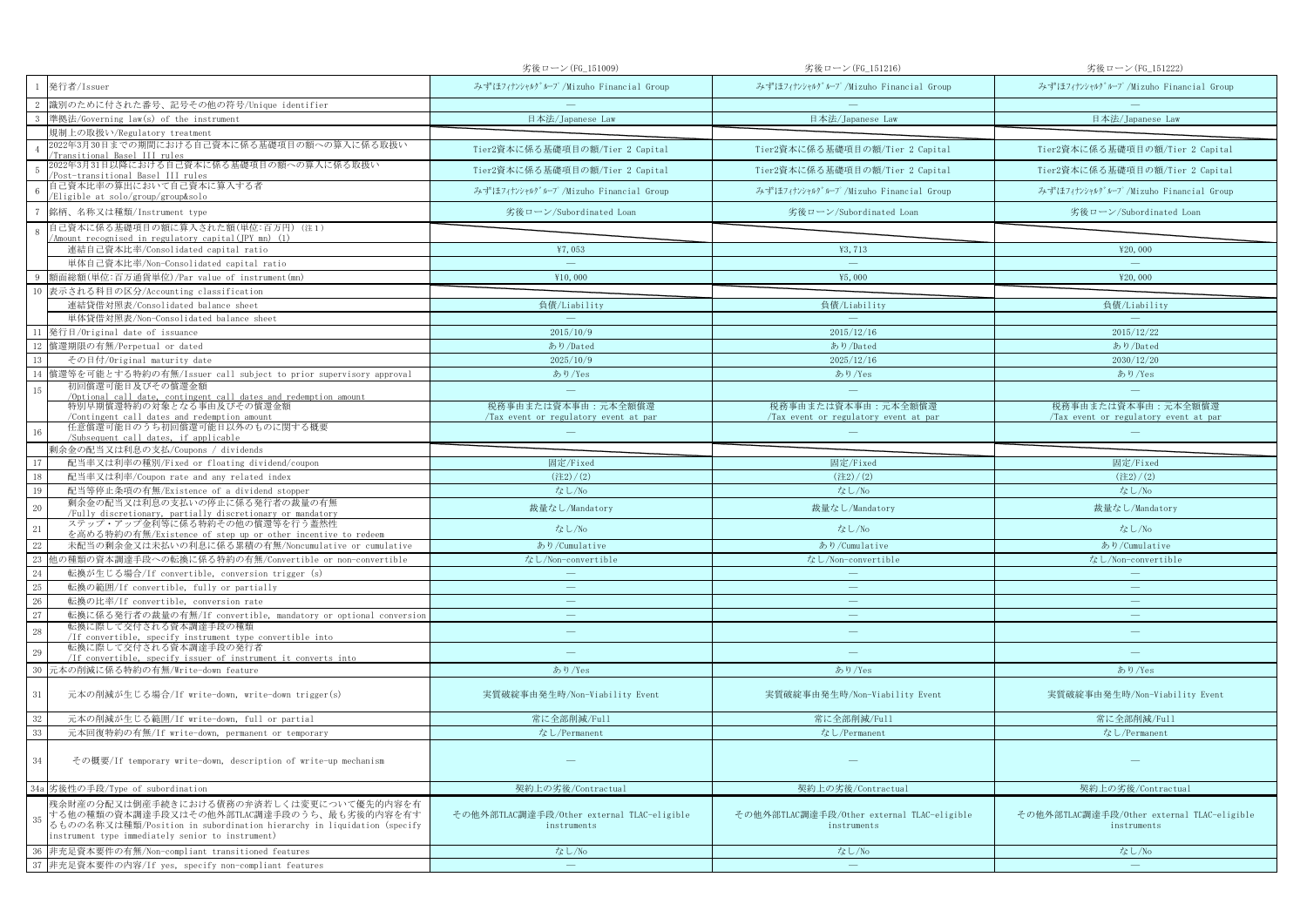| | | 劣後ローン(FG_151009) | 劣後ローン(FG_151216) | 劣後ローン(FG_151222) |
|---|---|---|---|---|
| 1 | 発行者/Issuer | みずほフィナンシャルグループ/Mizuho Financial Group | みずほフィナンシャルグループ/Mizuho Financial Group | みずほフィナンシャルグループ/Mizuho Financial Group |
| 2 | 識別のために付された番号、記号その他の符号/Unique identifier | — | — | — |
| 3 | 準拠法/Governing law(s) of the instrument | 日本法/Japanese Law | 日本法/Japanese Law | 日本法/Japanese Law |
| | 規制上の取扱い/Regulatory treatment | | | |
| 4 | 2022年3月30日までの期間における自己資本に係る基礎項目の額への算入に係る取扱い/Transitional Basel III rules | Tier2資本に係る基礎項目の額/Tier 2 Capital | Tier2資本に係る基礎項目の額/Tier 2 Capital | Tier2資本に係る基礎項目の額/Tier 2 Capital |
| 5 | 2022年3月31日以降における自己資本に係る基礎項目の額への算入に係る取扱い/Post-transitional Basel III rules | Tier2資本に係る基礎項目の額/Tier 2 Capital | Tier2資本に係る基礎項目の額/Tier 2 Capital | Tier2資本に係る基礎項目の額/Tier 2 Capital |
| 6 | 自己資本比率の算出において自己資本に算入する者/Eligible at solo/group&solo | みずほフィナンシャルグループ/Mizuho Financial Group | みずほフィナンシャルグループ/Mizuho Financial Group | みずほフィナンシャルグループ/Mizuho Financial Group |
| 7 | 銘柄、名称又は種類/Instrument type | 劣後ローン/Subordinated Loan | 劣後ローン/Subordinated Loan | 劣後ローン/Subordinated Loan |
| 8 | 自己資本に係る基礎項目の額に算入された額(単位:百万円) (注1)/Amount recognised in regulatory capital(JPY mn) (1) | | | |
| | 連結自己資本比率/Consolidated capital ratio | ¥7,053 | ¥3,713 | ¥20,000 |
| | 単体自己資本比率/Non-Consolidated capital ratio | — | — | — |
| 9 | 額面総額(単位:百万通貨単位)/Par value of instrument(mn) | ¥10,000 | ¥5,000 | ¥20,000 |
| 10 | 表示される科目の区分/Accounting classification | | | |
| | 連結貸借対照表/Consolidated balance sheet | 負債/Liability | 負債/Liability | 負債/Liability |
| | 単体貸借対照表/Non-Consolidated balance sheet | — | — | — |
| 11 | 発行日/Original date of issuance | 2015/10/9 | 2015/12/16 | 2015/12/22 |
| 12 | 償還期限の有無/Perpetual or dated | あり/Dated | あり/Dated | あり/Dated |
| 13 | その日付/Original maturity date | 2025/10/9 | 2025/12/16 | 2030/12/20 |
| 14 | 償還等を可能とする特約の有無/Issuer call subject to prior supervisory approval | あり/Yes | あり/Yes | あり/Yes |
| 15 | 初回償還可能日及びその償還金額/Optional call date, contingent call dates and redemption amount | — | — | — |
| | 特別早期償還特約の対象となる事由及びその償還金額/Contingent call dates and redemption amount | 税務事由または資本事由:元本全額償還/Tax event or regulatory event at par | 税務事由または資本事由:元本全額償還/Tax event or regulatory event at par | 税務事由または資本事由:元本全額償還/Tax event or regulatory event at par |
| 16 | 任意償還可能日のうち初回償還可能日以外のものに関する概要/Subsequent call dates, if applicable | — | — | — |
| | 剰余金の配当又は利息の支払/Coupons / dividends | | | |
| 17 | 配当率又は利率の種別/Fixed or floating dividend/coupon | 固定/Fixed | 固定/Fixed | 固定/Fixed |
| 18 | 配当率又は利率/Coupon rate and any related index | (注2)/(2) | (注2)/(2) | (注2)/(2) |
| 19 | 配当等停止条項の有無/Existence of a dividend stopper | なし/No | なし/No | なし/No |
| 20 | 剰余金の配当又は利息の支払いの停止に係る発行者の裁量の有無/Fully discretionary, partially discretionary or mandatory | 裁量なし/Mandatory | 裁量なし/Mandatory | 裁量なし/Mandatory |
| 21 | ステップ・アップ金利等に係る特約その他の償還等を行う蓋然性を高める特約の有無/Existence of step up or other incentive to redeem | なし/No | なし/No | なし/No |
| 22 | 未配当の剰余金又は未払いの利息に係る累積の有無/Noncumulative or cumulative | あり/Cumulative | あり/Cumulative | あり/Cumulative |
| 23 | 他の種類の資本調達手段への転換に係る特約の有無/Convertible or non-convertible | なし/Non-convertible | なし/Non-convertible | なし/Non-convertible |
| 24 | 転換が生じる場合/If convertible, conversion trigger (s) | — | — | — |
| 25 | 転換の範囲/If convertible, fully or partially | — | — | — |
| 26 | 転換の比率/If convertible, conversion rate | — | — | — |
| 27 | 転換に係る発行者の裁量の有無/If convertible, mandatory or optional conversion | — | — | — |
| 28 | 転換に際して交付される資本調達手段の種類/If convertible, specify instrument type convertible into | — | — | — |
| 29 | 転換に際して交付される資本調達手段の発行者/If convertible, specify issuer of instrument it converts into | — | — | — |
| 30 | 元本の削減に係る特約の有無/Write-down feature | あり/Yes | あり/Yes | あり/Yes |
| 31 | 元本の削減が生じる場合/If write-down, write-down trigger(s) | 実質破綻事由発生時/Non-Viability Event | 実質破綻事由発生時/Non-Viability Event | 実質破綻事由発生時/Non-Viability Event |
| 32 | 元本の削減が生じる範囲/If write-down, full or partial | 常に全部削減/Full | 常に全部削減/Full | 常に全部削減/Full |
| 33 | 元本回復特約の有無/If write-down, permanent or temporary | なし/Permanent | なし/Permanent | なし/Permanent |
| 34 | その概要/If temporary write-down, description of write-up mechanism | — | — | — |
| 34a | 劣後性の手段/Type of subordination | 契約上の劣後/Contractual | 契約上の劣後/Contractual | 契約上の劣後/Contractual |
| 35 | 残余財産の分配又は倒産手続きにおける債務の弁済若しくは変更について優先的内容を有する他の種類の資本調達手段又はその他外部TLAC調達手段のうち、最も劣後的内容を有するものの名称又は種類/Position in subordination hierarchy in liquidation (specify instrument type immediately senior to instrument) | その他外部TLAC調達手段/Other external TLAC-eligible instruments | その他外部TLAC調達手段/Other external TLAC-eligible instruments | その他外部TLAC調達手段/Other external TLAC-eligible instruments |
| 36 | 非充足資本要件の有無/Non-compliant transitioned features | なし/No | なし/No | なし/No |
| 37 | 非充足資本要件の内容/If yes, specify non-compliant features | — | — | — |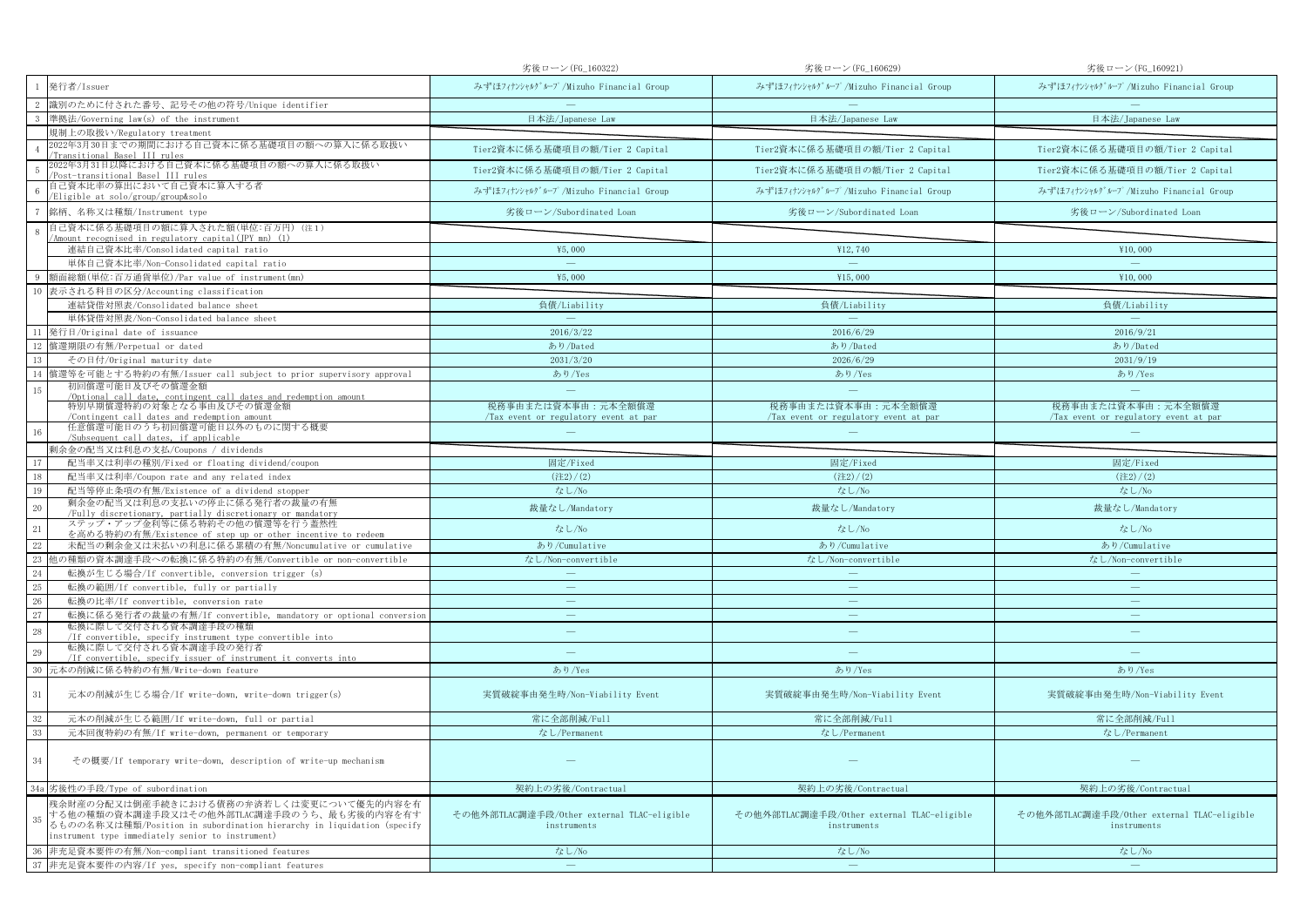| | | 劣後ローン(FG_160322) | 劣後ローン(FG_160629) | 劣後ローン(FG_160921) |
|---|---|---|---|---|
| 1 | 発行者/Issuer | みずほフィナンシャルグループ/Mizuho Financial Group | みずほフィナンシャルグループ/Mizuho Financial Group | みずほフィナンシャルグループ/Mizuho Financial Group |
| 2 | 識別のために付された番号、記号その他の符号/Unique identifier | — | — | — |
| 3 | 準拠法/Governing law(s) of the instrument | 日本法/Japanese Law | 日本法/Japanese Law | 日本法/Japanese Law |
| | 規制上の取扱い/Regulatory treatment | | | |
| 4 | 2022年3月30日までの期間における自己資本に係る基礎項目の額への算入に係る取扱い/Transitional Basel III rules | Tier2資本に係る基礎項目の額/Tier 2 Capital | Tier2資本に係る基礎項目の額/Tier 2 Capital | Tier2資本に係る基礎項目の額/Tier 2 Capital |
| 5 | 2022年3月31日以降における自己資本に係る基礎項目の額への算入に係る取扱い/Post-transitional Basel III rules | Tier2資本に係る基礎項目の額/Tier 2 Capital | Tier2資本に係る基礎項目の額/Tier 2 Capital | Tier2資本に係る基礎項目の額/Tier 2 Capital |
| 6 | 自己資本比率の算出において自己資本に算入する者/Eligible at solo/group&solo | みずほフィナンシャルグループ/Mizuho Financial Group | みずほフィナンシャルグループ/Mizuho Financial Group | みずほフィナンシャルグループ/Mizuho Financial Group |
| 7 | 銘柄、名称又は種類/Instrument type | 劣後ローン/Subordinated Loan | 劣後ローン/Subordinated Loan | 劣後ローン/Subordinated Loan |
| 8 | 自己資本に係る基礎項目の額に算入された額(単位:百万円) (注1)/Amount recognised in regulatory capital(JPY mn) (1) | | | |
| | 連結自己資本比率/Consolidated capital ratio | ¥5,000 | ¥12,740 | ¥10,000 |
| | 単体自己資本比率/Non-Consolidated capital ratio | — | — | — |
| 9 | 額面総額(単位:百万通貨単位)/Par value of instrument(mn) | ¥5,000 | ¥15,000 | ¥10,000 |
| 10 | 表示される科目の区分/Accounting classification | | | |
| | 連結貸借対照表/Consolidated balance sheet | 負債/Liability | 負債/Liability | 負債/Liability |
| | 単体貸借対照表/Non-Consolidated balance sheet | — | — | — |
| 11 | 発行日/Original date of issuance | 2016/3/22 | 2016/6/29 | 2016/9/21 |
| 12 | 償還期限の有無/Perpetual or dated | あり/Dated | あり/Dated | あり/Dated |
| 13 | その日付/Original maturity date | 2031/3/20 | 2026/6/29 | 2031/9/19 |
| 14 | 償還等を可能とする特約の有無/Issuer call subject to prior supervisory approval | あり/Yes | あり/Yes | あり/Yes |
| 15 | 初回償還可能日及びその償還金額/Optional call date, contingent call dates and redemption amount | — | — | — |
| | 特別早期償還特約の対象となる事由及びその償還金額/Contingent call dates and redemption amount | 税務事由または資本事由:元本全額償還/Tax event or regulatory event at par | 税務事由または資本事由:元本全額償還/Tax event or regulatory event at par | 税務事由または資本事由:元本全額償還/Tax event or regulatory event at par |
| 16 | 任意償還可能日のうち初回償還可能日以外のものに関する概要/Subsequent call dates, if applicable | — | — | — |
| | 剰余金の配当又は利息の支払/Coupons / dividends | | | |
| 17 | 配当率又は利率の種別/Fixed or floating dividend/coupon | 固定/Fixed | 固定/Fixed | 固定/Fixed |
| 18 | 配当率又は利率/Coupon rate and any related index | (注2)/(2) | (注2)/(2) | (注2)/(2) |
| 19 | 配当等停止条項の有無/Existence of a dividend stopper | なし/No | なし/No | なし/No |
| 20 | 剰余金の配当又は利息の支払いの停止に係る発行者の裁量の有無/Fully discretionary, partially discretionary or mandatory | 裁量なし/Mandatory | 裁量なし/Mandatory | 裁量なし/Mandatory |
| 21 | ステップ・アップ金利等に係る特約その他の償還等を行う蓋然性を高める特約の有無/Existence of step up or other incentive to redeem | なし/No | なし/No | なし/No |
| 22 | 未配当の剰余金又は未払の利息に係る累積の有無/Noncumulative or cumulative | あり/Cumulative | あり/Cumulative | あり/Cumulative |
| 23 | 他の種類の資本調達手段への転換に係る特約の有無/Convertible or non-convertible | なし/Non-convertible | なし/Non-convertible | なし/Non-convertible |
| 24 | 転換が生じる場合/If convertible, conversion trigger (s) | — | — | — |
| 25 | 転換の範囲/If convertible, fully or partially | — | — | — |
| 26 | 転換の比率/If convertible, conversion rate | — | — | — |
| 27 | 転換に係る発行者の裁量の有無/If convertible, mandatory or optional conversion | — | — | — |
| 28 | 転換に際して交付される資本調達手段の種類/If convertible, specify instrument type convertible into | — | — | — |
| 29 | 転換に際して交付される資本調達手段の発行者/If convertible, specify issuer of instrument it converts into | — | — | — |
| 30 | 元本の削減に係る特約の有無/Write-down feature | あり/Yes | あり/Yes | あり/Yes |
| 31 | 元本の削減が生じる場合/If write-down, write-down trigger(s) | 実質破綻事由発生時/Non-Viability Event | 実質破綻事由発生時/Non-Viability Event | 実質破綻事由発生時/Non-Viability Event |
| 32 | 元本の削減が生じる範囲/If write-down, full or partial | 常に全部削減/Full | 常に全部削減/Full | 常に全部削減/Full |
| 33 | 元本回復特約の有無/If write-down, permanent or temporary | なし/Permanent | なし/Permanent | なし/Permanent |
| 34 | その概要/If temporary write-down, description of write-up mechanism | — | — | — |
| 34a | 劣後性の手段/Type of subordination | 契約上の劣後/Contractual | 契約上の劣後/Contractual | 契約上の劣後/Contractual |
| 35 | 残余財産の分配又は倒産手続きにおける債務の弁済若しくは変更について優先的内容を有する他の種類の資本調達手段又はその他外部TLAC調達手段のうち、最も劣後的内容を有するものの名称又は種類/Position in subordination hierarchy in liquidation (specify instrument type immediately senior to instrument) | その他外部TLAC調達手段/Other external TLAC-eligible instruments | その他外部TLAC調達手段/Other external TLAC-eligible instruments | その他外部TLAC調達手段/Other external TLAC-eligible instruments |
| 36 | 非充足資本要件の有無/Non-compliant transitioned features | なし/No | なし/No | なし/No |
| 37 | 非充足資本要件の内容/If yes, specify non-compliant features | — | — | — |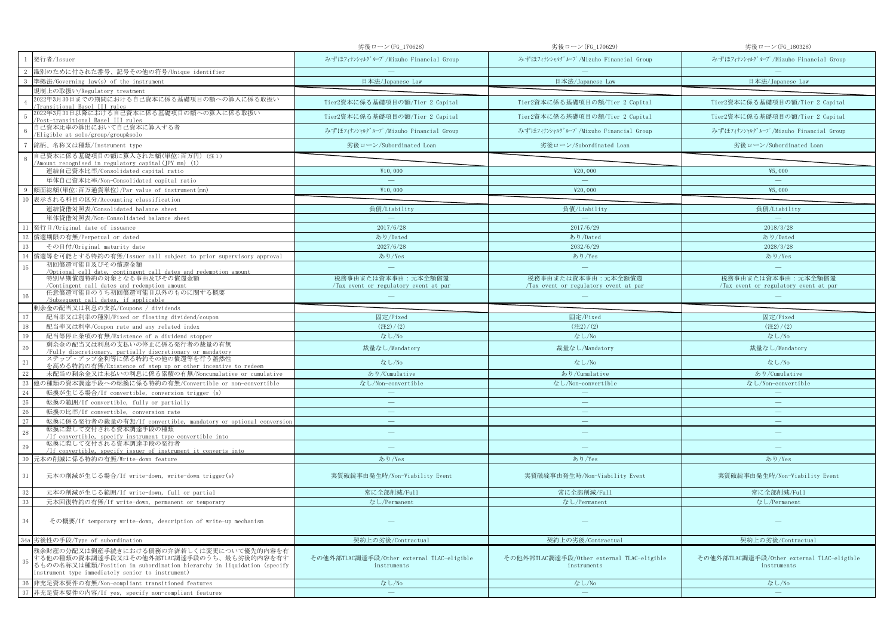| | | 劣後ローン(FG_170628) | 劣後ローン(FG_170629) | 劣後ローン(FG_180328) |
|---|---|---|---|---|
| 1 | 発行者/Issuer | みずほﾌｨﾅﾝｼｬﾙｸﾞﾙｰﾌﾟ/Mizuho Financial Group | みずほﾌｨﾅﾝｼｬﾙｸﾞﾙｰﾌﾟ/Mizuho Financial Group | みずほﾌｨﾅﾝｼｬﾙｸﾞﾙｰﾌﾟ/Mizuho Financial Group |
| 2 | 識別のために付された番号、記号その他の符号/Unique identifier | — | — | — |
| 3 | 準拠法/Governing law(s) of the instrument | 日本法/Japanese Law | 日本法/Japanese Law | 日本法/Japanese Law |
| | 規制上の取扱い/Regulatory treatment | | | |
| 4 | 2022年3月30日までの期間における自己資本に係る基礎項目の額への算入に係る取扱い /Transitional Basel III rules | Tier2資本に係る基礎項目の額/Tier 2 Capital | Tier2資本に係る基礎項目の額/Tier 2 Capital | Tier2資本に係る基礎項目の額/Tier 2 Capital |
| 5 | 2022年3月31日以降における自己資本に係る基礎項目の額への算入に係る取扱い /Post-transitional Basel III rules | Tier2資本に係る基礎項目の額/Tier 2 Capital | Tier2資本に係る基礎項目の額/Tier 2 Capital | Tier2資本に係る基礎項目の額/Tier 2 Capital |
| 6 | 自己資本比率の算出において自己資本に算入する者 /Eligible at solo/group&solo | みずほﾌｨﾅﾝｼｬﾙｸﾞﾙｰﾌﾟ/Mizuho Financial Group | みずほﾌｨﾅﾝｼｬﾙｸﾞﾙｰﾌﾟ/Mizuho Financial Group | みずほﾌｨﾅﾝｼｬﾙｸﾞﾙｰﾌﾟ/Mizuho Financial Group |
| 7 | 銘柄、名称又は種類/Instrument type | 劣後ローン/Subordinated Loan | 劣後ローン/Subordinated Loan | 劣後ローン/Subordinated Loan |
| 8 | 自己資本に係る基礎項目の額に算入された額(単位:百万円) (注1) /Amount recognised in regulatory capital(JPY mn) (1) | | | |
| | 連結自己資本比率/Consolidated capital ratio | ¥10,000 | ¥20,000 | ¥5,000 |
| | 単体自己資本比率/Non-Consolidated capital ratio | — | — | — |
| 9 | 額面総額(単位:百万通貨単位)/Par value of instrument(mn) | ¥10,000 | ¥20,000 | ¥5,000 |
| 10 | 表示される科目の区分/Accounting classification | | | |
| | 連結貸借対照表/Consolidated balance sheet | 負債/Liability | 負債/Liability | 負債/Liability |
| | 単体貸借対照表/Non-Consolidated balance sheet | — | — | — |
| 11 | 発行日/Original date of issuance | 2017/6/28 | 2017/6/29 | 2018/3/28 |
| 12 | 償還期限の有無/Perpetual or dated | あり/Dated | あり/Dated | あり/Dated |
| 13 | その日付/Original maturity date | 2027/6/28 | 2032/6/29 | 2028/3/28 |
| 14 | 償還等を可能とする特約の有無/Issuer call subject to prior supervisory approval | あり/Yes | あり/Yes | あり/Yes |
| 15 | 初回償還可能日及びその償還金額 /Optional call date, contingent call dates and redemption amount | — | — | — |
| | 特別早期償還特約の対象となる事由及びその償還金額 /Contingent call dates and redemption amount | 税務事由または資本事由：元本全額償還 /Tax event or regulatory event at par | 税務事由または資本事由：元本全額償還 /Tax event or regulatory event at par | 税務事由または資本事由：元本全額償還 /Tax event or regulatory event at par |
| 16 | 任意償還可能日のうち初回償還可能日以外のものに関する概要 /Subsequent call dates, if applicable | — | — | — |
| | 剰余金の配当又は利息の支払/Coupons / dividends | | | |
| 17 | 配当率又は利率の種別/Fixed or floating dividend/coupon | 固定/Fixed | 固定/Fixed | 固定/Fixed |
| 18 | 配当率又は利率/Coupon rate and any related index | (注2)/(2) | (注2)/(2) | (注2)/(2) |
| 19 | 配当等停止条項の有無/Existence of a dividend stopper | なし/No | なし/No | なし/No |
| 20 | 剰余金の配当又は利息の支払いの停止に係る発行者の裁量の有無 /Fully discretionary, partially discretionary or mandatory | 裁量なし/Mandatory | 裁量なし/Mandatory | 裁量なし/Mandatory |
| 21 | ステップ・アップ金利等に係る特約その他の償還等を行う蓋然性を高める特約の有無/Existence of step up or other incentive to redeem | なし/No | なし/No | なし/No |
| 22 | 未配当の剰余金又は未払の利息に係る累積の有無/Noncumulative or cumulative | あり/Cumulative | あり/Cumulative | あり/Cumulative |
| 23 | 他の種類の資本調達手段への転換に係る特約の有無/Convertible or non-convertible | なし/Non-convertible | なし/Non-convertible | なし/Non-convertible |
| 24 | 転換が生じる場合/If convertible, conversion trigger (s) | — | — | — |
| 25 | 転換の範囲/If convertible, fully or partially | — | — | — |
| 26 | 転換の比率/If convertible, conversion rate | — | — | — |
| 27 | 転換に係る発行者の裁量の有無/If convertible, mandatory or optional conversion | — | — | — |
| 28 | 転換に際して交付される資本調達手段の種類 /If convertible, specify instrument type convertible into | — | — | — |
| 29 | 転換に際して交付される資本調達手段の発行者 /If convertible, specify issuer of instrument it converts into | — | — | — |
| 30 | 元本の削減に係る特約の有無/Write-down feature | あり/Yes | あり/Yes | あり/Yes |
| 31 | 元本の削減が生じる場合/If write-down, write-down trigger(s) | 実質破綻事由発生時/Non-Viability Event | 実質破綻事由発生時/Non-Viability Event | 実質破綻事由発生時/Non-Viability Event |
| 32 | 元本の削減が生じる範囲/If write-down, full or partial | 常に全部削減/Full | 常に全部削減/Full | 常に全部削減/Full |
| 33 | 元本回復特約の有無/If write-down, permanent or temporary | なし/Permanent | なし/Permanent | なし/Permanent |
| 34 | その概要/If temporary write-down, description of write-up mechanism | — | — | — |
| 34a | 劣後性の手段/Type of subordination | 契約上の劣後/Contractual | 契約上の劣後/Contractual | 契約上の劣後/Contractual |
| 35 | 残余財産の分配又は倒産手続きにおける債務の弁済若しくは変更について優先的内容を有する他の種類の資本調達手段又はその他外部TLAC調達手段のうち、最も劣後的内容を有するものの名称又は種類/Position in subordination hierarchy in liquidation (specify instrument type immediately senior to instrument) | その他外部TLAC調達手段/Other external TLAC-eligible instruments | その他外部TLAC調達手段/Other external TLAC-eligible instruments | その他外部TLAC調達手段/Other external TLAC-eligible instruments |
| 36 | 非充足資本要件の有無/Non-compliant transitioned features | なし/No | なし/No | なし/No |
| 37 | 非充足資本要件の内容/If yes, specify non-compliant features | — | — | — |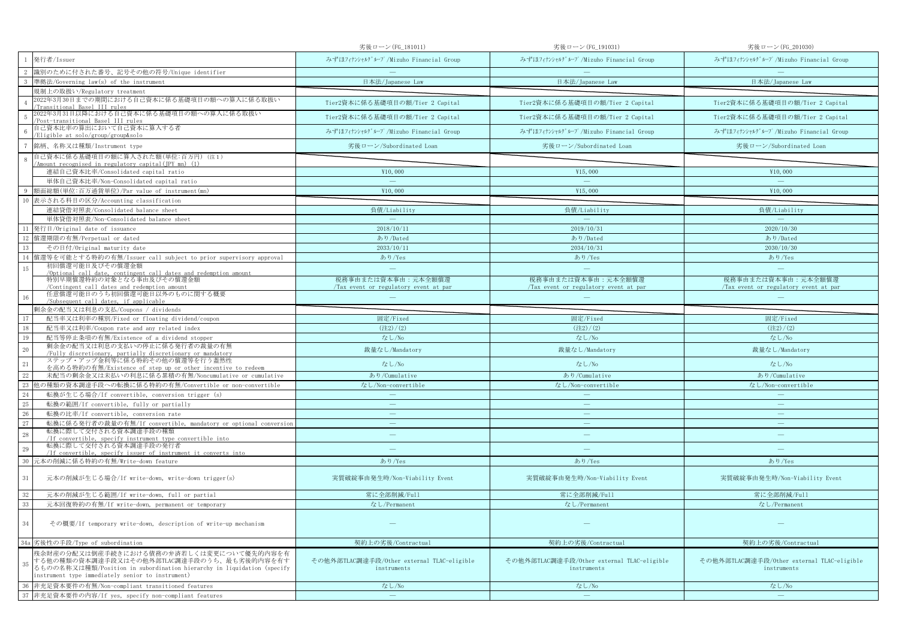| | | 劣後ローン(FG_181011) | 劣後ローン(FG_191031) | 劣後ローン(FG_201030) |
|---|---|---|---|---|
| 1 | 発行者/Issuer | みずほﾌｨﾅﾝｼｬﾙｸﾞﾙｰﾌﾟ/Mizuho Financial Group | みずほﾌｨﾅﾝｼｬﾙｸﾞﾙｰﾌﾟ/Mizuho Financial Group | みずほﾌｨﾅﾝｼｬﾙｸﾞﾙｰﾌﾟ/Mizuho Financial Group |
| 2 | 識別のために付された番号、記号その他の符号/Unique identifier | — | — | — |
| 3 | 準拠法/Governing law(s) of the instrument | 日本法/Japanese Law | 日本法/Japanese Law | 日本法/Japanese Law |
| | 規制上の取扱い/Regulatory treatment | | | |
| 4 | 2022年3月30日までの期間における自己資本に係る基礎項目の額への算入に係る取扱い/Transitional Basel III rules | Tier2資本に係る基礎項目の額/Tier 2 Capital | Tier2資本に係る基礎項目の額/Tier 2 Capital | Tier2資本に係る基礎項目の額/Tier 2 Capital |
| 5 | 2022年3月31日以降における自己資本に係る基礎項目の額への算入に係る取扱い/Post-transitional Basel III rules | Tier2資本に係る基礎項目の額/Tier 2 Capital | Tier2資本に係る基礎項目の額/Tier 2 Capital | Tier2資本に係る基礎項目の額/Tier 2 Capital |
| 6 | 自己資本比率の算出において自己資本に算入する者/Eligible at solo/group&solo | みずほﾌｨﾅﾝｼｬﾙｸﾞﾙｰﾌﾟ/Mizuho Financial Group | みずほﾌｨﾅﾝｼｬﾙｸﾞﾙｰﾌﾟ/Mizuho Financial Group | みずほﾌｨﾅﾝｼｬﾙｸﾞﾙｰﾌﾟ/Mizuho Financial Group |
| 7 | 銘柄、名称又は種類/Instrument type | 劣後ローン/Subordinated Loan | 劣後ローン/Subordinated Loan | 劣後ローン/Subordinated Loan |
| 8 | 自己資本に係る基礎項目の額に算入された額(単位:百万円) (注1)/Amount recognised in regulatory capital(JPY mn) (1) | | | |
| | 連結自己資本比率/Consolidated capital ratio | ¥10,000 | ¥15,000 | ¥10,000 |
| | 単体自己資本比率/Non-Consolidated capital ratio | — | — | — |
| 9 | 額面総額(単位:百万通貨単位)/Par value of instrument(mn) | ¥10,000 | ¥15,000 | ¥10,000 |
| 10 | 表示される科目の区分/Accounting classification | | | |
| | 連結貸借対照表/Consolidated balance sheet | 負債/Liability | 負債/Liability | 負債/Liability |
| | 単体貸借対照表/Non-Consolidated balance sheet | — | — | — |
| 11 | 発行日/Original date of issuance | 2018/10/11 | 2019/10/31 | 2020/10/30 |
| 12 | 償還期限の有無/Perpetual or dated | あり/Dated | あり/Dated | あり/Dated |
| 13 | その日付/Original maturity date | 2033/10/11 | 2034/10/31 | 2030/10/30 |
| 14 | 償還等を可能とする特約の有無/Issuer call subject to prior supervisory approval | あり/Yes | あり/Yes | あり/Yes |
| 15 | 初回償還可能日及びその償還金額/Optional call date, contingent call dates and redemption amount | — | — | — |
| | 特別早期償還特約の対象となる事由及びその償還金額/Contingent call dates and redemption amount | 税務事由または資本事由：元本全額償還/Tax event or regulatory event at par | 税務事由または資本事由：元本全額償還/Tax event or regulatory event at par | 税務事由または資本事由：元本全額償還/Tax event or regulatory event at par |
| 16 | 任意償還可能日のうち初回償還可能日以外のものに関する概要/Subsequent call dates, if applicable | — | — | — |
| | 剰余金の配当又は利息の支払/Coupons / dividends | | | |
| 17 | 配当率又は利率の種別/Fixed or floating dividend/coupon | 固定/Fixed | 固定/Fixed | 固定/Fixed |
| 18 | 配当率又は利率/Coupon rate and any related index | (注2)/(2) | (注2)/(2) | (注2)/(2) |
| 19 | 配当等停止条項の有無/Existence of a dividend stopper | なし/No | なし/No | なし/No |
| 20 | 剰余金の配当又は利息の支払いの停止に係る発行者の裁量の有無/Fully discretionary, partially discretionary or mandatory | 裁量なし/Mandatory | 裁量なし/Mandatory | 裁量なし/Mandatory |
| 21 | ステップ・アップ金利等に係る特約その他の償還等を行う蓋然性を高める特約の有無/Existence of step up or other incentive to redeem | なし/No | なし/No | なし/No |
| 22 | 未配当の剰余金又は未払いの利息に係る累積の有無/Noncumulative or cumulative | あり/Cumulative | あり/Cumulative | あり/Cumulative |
| 23 | 他の種類の資本調達手段への転換に係る特約の有無/Convertible or non-convertible | なし/Non-convertible | なし/Non-convertible | なし/Non-convertible |
| 24 | 転換が生じる場合/If convertible, conversion trigger (s) | — | — | — |
| 25 | 転換の範囲/If convertible, fully or partially | — | — | — |
| 26 | 転換の比率/If convertible, conversion rate | — | — | — |
| 27 | 転換に係る発行者の裁量の有無/If convertible, mandatory or optional conversion | — | — | — |
| 28 | 転換に際して交付される資本調達手段の種類/If convertible, specify instrument type convertible into | — | — | — |
| 29 | 転換に際して交付される資本調達手段の発行者/If convertible, specify issuer of instrument it converts into | — | — | — |
| 30 | 元本の削減に係る特約の有無/Write-down feature | あり/Yes | あり/Yes | あり/Yes |
| 31 | 元本の削減が生じる場合/If write-down, write-down trigger(s) | 実質破綻事由発生時/Non-Viability Event | 実質破綻事由発生時/Non-Viability Event | 実質破綻事由発生時/Non-Viability Event |
| 32 | 元本の削減が生じる範囲/If write-down, full or partial | 常に全部削減/Full | 常に全部削減/Full | 常に全部削減/Full |
| 33 | 元本回復特約の有無/If write-down, permanent or temporary | なし/Permanent | なし/Permanent | なし/Permanent |
| 34 | その概要/If temporary write-down, description of write-up mechanism | — | — | — |
| 34a | 劣後性の手段/Type of subordination | 契約上の劣後/Contractual | 契約上の劣後/Contractual | 契約上の劣後/Contractual |
| 35 | 残余財産の分配又は倒産手続きにおける債務の弁済若しくは変更について優先的内容を有する他の種類の資本調達手段又はその他外部TLAC調達手段のうち、最も劣後的内容を有するものの名称又は種類/Position in subordination hierarchy in liquidation (specify instrument type immediately senior to instrument) | その他外部TLAC調達手段/Other external TLAC-eligible instruments | その他外部TLAC調達手段/Other external TLAC-eligible instruments | その他外部TLAC調達手段/Other external TLAC-eligible instruments |
| 36 | 非充足資本要件の有無/Non-compliant transitioned features | なし/No | なし/No | なし/No |
| 37 | 非充足資本要件の内容/If yes, specify non-compliant features | — | — | — |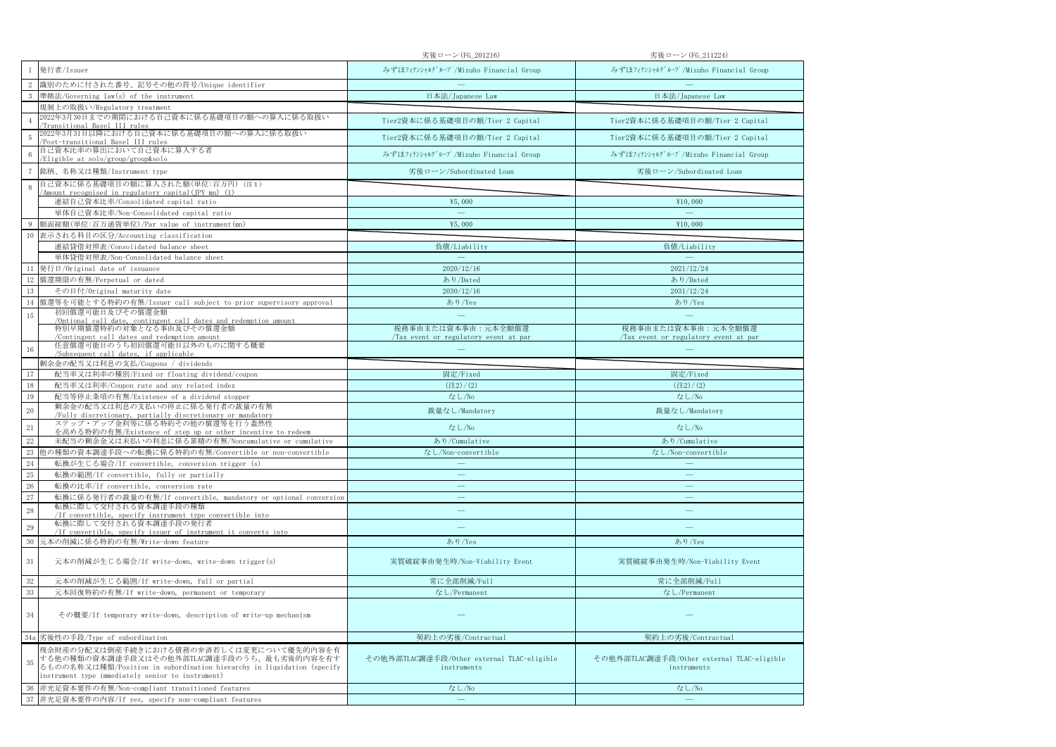| | | 劣後ローン(FG_201216) | 劣後ローン(FG_211224) |
|---|---|---|---|
| 1 | 発行者/Issuer | みずほﾌｨﾅﾝｼｬﾙｸﾞﾙｰﾌﾟ/Mizuho Financial Group | みずほﾌｨﾅﾝｼｬﾙｸﾞﾙｰﾌﾟ/Mizuho Financial Group |
| 2 | 識別のために付された番号、記号その他の符号/Unique identifier | — | — |
| 3 | 準拠法/Governing law(s) of the instrument | 日本法/Japanese Law | 日本法/Japanese Law |
| | 規制上の取扱い/Regulatory treatment | | |
| 4 | 2022年3月30日までの期間における自己資本に係る基礎項目の額への算入に係る取扱い/Transitional Basel III rules | Tier2資本に係る基礎項目の額/Tier 2 Capital | Tier2資本に係る基礎項目の額/Tier 2 Capital |
| 5 | 2022年3月31日以降における自己資本に係る基礎項目の額への算入に係る取扱い/Post-transitional Basel III rules | Tier2資本に係る基礎項目の額/Tier 2 Capital | Tier2資本に係る基礎項目の額/Tier 2 Capital |
| 6 | 自己資本比率の算出において自己資本に算入する者/Eligible at solo/group/group&solo | みずほﾌｨﾅﾝｼｬﾙｸﾞﾙｰﾌﾟ/Mizuho Financial Group | みずほﾌｨﾅﾝｼｬﾙｸﾞﾙｰﾌﾟ/Mizuho Financial Group |
| 7 | 銘柄、名称又は種類/Instrument type | 劣後ローン/Subordinated Loan | 劣後ローン/Subordinated Loan |
| 8 | 自己資本に係る基礎項目の額に算入された額(単位:百万円) (注1)/Amount recognised in regulatory capital(JPY mn) (1) | | |
| | 連結自己資本比率/Consolidated capital ratio | ¥5,000 | ¥10,000 |
| | 単体自己資本比率/Non-Consolidated capital ratio | — | — |
| 9 | 額面総額(単位:百万通貨単位)/Par value of instrument(mn) | ¥5,000 | ¥10,000 |
| 10 | 表示される科目の区分/Accounting classification | | |
| | 連結貸借対照表/Consolidated balance sheet | 負債/Liability | 負債/Liability |
| | 単体貸借対照表/Non-Consolidated balance sheet | — | — |
| 11 | 発行日/Original date of issuance | 2020/12/16 | 2021/12/24 |
| 12 | 償還期限の有無/Perpetual or dated | あり/Dated | あり/Dated |
| 13 | その日付/Original maturity date | 2030/12/16 | 2031/12/24 |
| 14 | 償還等を可能とする特約の有無/Issuer call subject to prior supervisory approval | あり/Yes | あり/Yes |
| 15 | 初回償還可能日及びその償還金額/Optional call date, contingent call dates and redemption amount | — | — |
| | 特別早期償還特約の対象となる事由及びその償還金額/Contingent call dates and redemption amount | 税務事由または資本事由：元本全額償還/Tax event or regulatory event at par | 税務事由または資本事由：元本全額償還/Tax event or regulatory event at par |
| 16 | 任意償還可能日のうち初回償還可能日以外のものに関する概要/Subsequent call dates, if applicable | — | — |
| | 剰余金の配当又は利息の支払/Coupons / dividends | | |
| 17 | 配当率又は利率の種別/Fixed or floating dividend/coupon | 固定/Fixed | 固定/Fixed |
| 18 | 配当率又は利率/Coupon rate and any related index | (注2)/(2) | (注2)/(2) |
| 19 | 配当等停止条項の有無/Existence of a dividend stopper | なし/No | なし/No |
| 20 | 剰余金の配当又は利息の支払いの停止に係る発行者の裁量の有無/Fully discretionary, partially discretionary or mandatory | 裁量なし/Mandatory | 裁量なし/Mandatory |
| 21 | ステップ・アップ金利等に係る特約その他の償還等を行う蓋然性を高める特約の有無/Existence of step up or other incentive to redeem | なし/No | なし/No |
| 22 | 未配当の剰余金又は未払いの利息に係る累積の有無/Noncumulative or cumulative | あり/Cumulative | あり/Cumulative |
| 23 | 他の種類の資本調達手段への転換に係る特約の有無/Convertible or non-convertible | なし/Non-convertible | なし/Non-convertible |
| 24 | 転換が生じる場合/If convertible, conversion trigger (s) | — | — |
| 25 | 転換の範囲/If convertible, fully or partially | — | — |
| 26 | 転換の比率/If convertible, conversion rate | — | — |
| 27 | 転換に係る発行者の裁量の有無/If convertible, mandatory or optional conversion | — | — |
| 28 | 転換に際して交付される資本調達手段の種類/If convertible, specify instrument type convertible into | — | — |
| 29 | 転換に際して交付される資本調達手段の発行者/If convertible, specify issuer of instrument it converts into | — | — |
| 30 | 元本の削減に係る特約の有無/Write-down feature | あり/Yes | あり/Yes |
| 31 | 元本の削減が生じる場合/If write-down, write-down trigger(s) | 実質破綻事由発生時/Non-Viability Event | 実質破綻事由発生時/Non-Viability Event |
| 32 | 元本の削減が生じる範囲/If write-down, full or partial | 常に全部削減/Full | 常に全部削減/Full |
| 33 | 元本回復特約の有無/If write-down, permanent or temporary | なし/Permanent | なし/Permanent |
| 34 | その概要/If temporary write-down, description of write-up mechanism | — | — |
| 34a | 劣後性の手段/Type of subordination | 契約上の劣後/Contractual | 契約上の劣後/Contractual |
| 35 | 残余財産の分配又は倒産手続きにおける債務の弁済若しくは変更について優先的内容を有する他の種類の資本調達手段又はその他外部TLAC調達手段のうち、最も劣後的内容を有するものの名称又は種類/Position in subordination hierarchy in liquidation (specify instrument type immediately senior to instrument) | その他外部TLAC調達手段/Other external TLAC-eligible instruments | その他外部TLAC調達手段/Other external TLAC-eligible instruments |
| 36 | 非充足資本要件の有無/Non-compliant transitioned features | なし/No | なし/No |
| 37 | 非充足資本要件の内容/If yes, specify non-compliant features | — | — |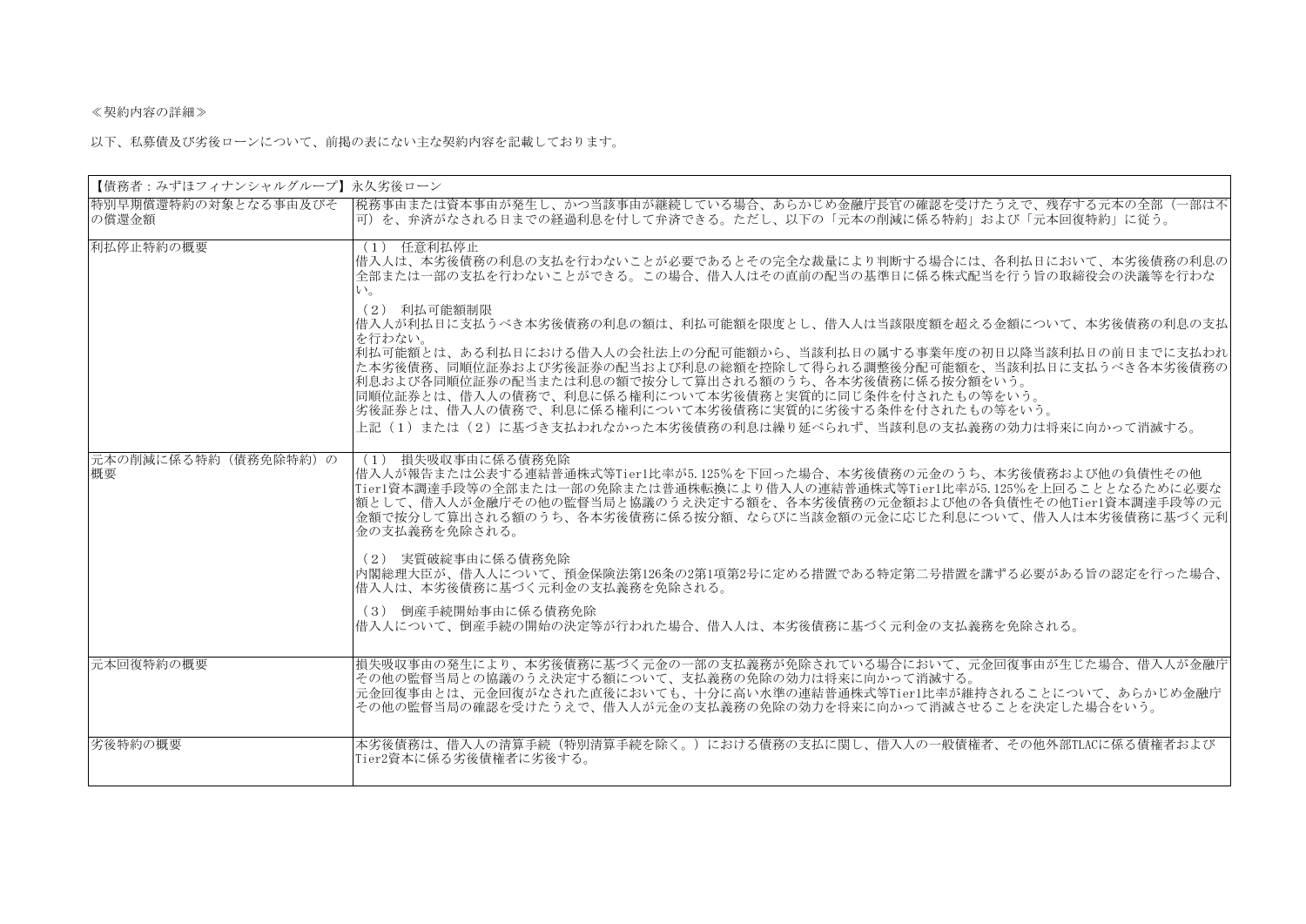≪契約内容の詳細≫

以下、私募債及び劣後ローンについて、前掲の表にない主な契約内容を記載しております。

| 【債務者：みずほフィナンシャルグループ】永久劣後ローン | |
|---|---|
| 特別早期償還特約の対象となる事由及びその償還金額 | 税務事由または資本事由が発生し、かつ当該事由が継続している場合、あらかじめ金融庁長官の確認を受けたうえで、残存する元本の全部（一部は不可）を、弁済がなされる日までの経過利息を付して弁済できる。ただし、以下の「元本の削減に係る特約」および「元本回復特約」に従う。 |
| 利払停止特約の概要 | （1） 任意利払停止<br>借入人は、本劣後債務の利息の支払を行わないことが必要であるとその完全な裁量により判断する場合には、各利払日において、本劣後債務の利息の全部または一部の支払を行わないことができる。この場合、借入人はその直前の配当の基準日に係る株式配当を行う旨の取締役会の決議等を行わない。<br>（2） 利払可能額制限<br>借入人が利払日に支払うべき本劣後債務の利息の額は、利払可能額を限度とし、借入人は当該限度額を超える金額について、本劣後債務の利息の支払を行わない。<br>利払可能額とは、ある利払日における借入人の会社法上の分配可能額から、当該利払日の属する事業年度の初日以降当該利払日の前日までに支払われた本劣後債務、同順位証券および劣後証券の配当および利息の総額を控除して得られる調整後分配可能額を、当該利払日に支払うべき各本劣後債務の利息および各同順位証券の配当または利息の額で按分して算出される額のうち、各本劣後債務に係る按分額をいう。<br>同順位証券とは、借入人の債務で、利息に係る権利について本劣後債務と実質的に同じ条件を付されたもの等をいう。<br>劣後証券とは、借入人の債務で、利息に係る権利について本劣後債務に実質的に劣後する条件を付されたもの等をいう。<br>上記（1）または（2）に基づき支払われなかった本劣後債務の利息は繰り延べられず、当該利息の支払義務の効力は将来に向かって消滅する。 |
| 元本の削減に係る特約（債務免除特約）の概要 | （1） 損失吸収事由に係る債務免除<br>借入人が報告または公表する連結普通株式等Tier1比率が5.125%を下回った場合、本劣後債務の元金のうち、本劣後債務および他の負債性その他Tier1資本調達手段等の全部または一部の免除または普通株転換により借入人の連結普通株式等Tier1比率が5.125%を上回ることとなるために必要な額として、借入人が金融庁その他の監督当局と協議のうえ決定する額を、各本劣後債務の元金額および他の各負債性その他Tier1資本調達手段等の元金額で按分して算出される額のうち、各本劣後債務に係る按分額、ならびに当該金額の元金に応じた利息について、借入人は本劣後債務に基づく元利金の支払義務を免除される。<br>（2） 実質破綻事由に係る債務免除<br>内閣総理大臣が、借入人について、預金保険法第126条の2第1項第2号に定める措置である特定第二号措置を講ずる必要がある旨の認定を行った場合、借入人は、本劣後債務に基づく元利金の支払義務を免除される。<br>（3） 倒産手続開始事由に係る債務免除<br>借入人について、倒産手続の開始の決定等が行われた場合、借入人は、本劣後債務に基づく元利金の支払義務を免除される。 |
| 元本回復特約の概要 | 損失吸収事由の発生により、本劣後債務に基づく元金の一部の支払義務が免除されている場合において、元金回復事由が生じた場合、借入人が金融庁その他の監督当局との協議のうえ決定する額について、支払義務の免除の効力は将来に向かって消滅する。<br>元金回復事由とは、元金回復がなされた直後においても、十分に高い水準の連結普通株式等Tier1比率が維持されることについて、あらかじめ金融庁その他の監督当局の確認を受けたうえで、借入人が元金の支払義務の免除の効力を将来に向かって消滅させることを決定した場合をいう。 |
| 劣後特約の概要 | 本劣後債務は、借入人の清算手続（特別清算手続を除く。）における債務の支払に関し、借入人の一般債権者、その他外部TLACに係る債権者およびTier2資本に係る劣後債権者に劣後する。 |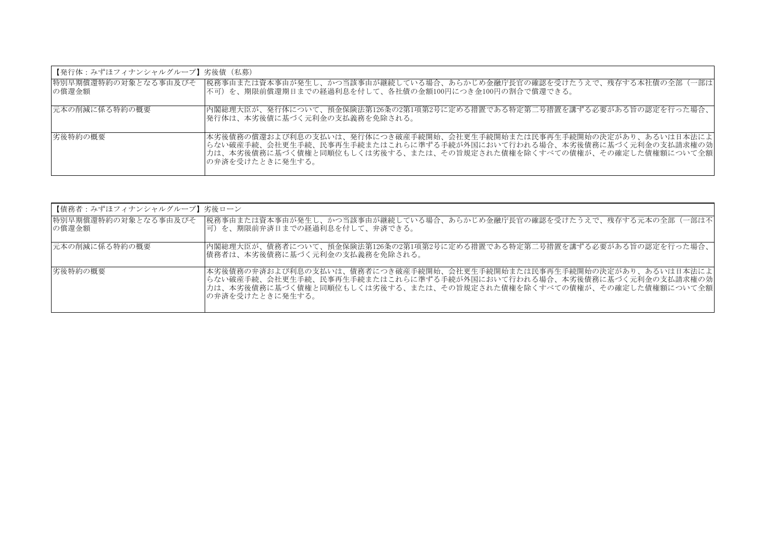| 【発行体：みずほフィナンシャルグループ】劣後債（私募） | |
|---|---|
| 特別早期償還特約の対象となる事由及びその償還金額 | 税務事由または資本事由が発生し、かつ当該事由が継続している場合、あらかじめ金融庁長官の確認を受けたうえで、残存する本社債の全部（一部は不可）を、期限前償還期日までの経過利息を付して、各社債の金額100円につき金100円の割合で償還できる。 |
| 元本の削減に係る特約の概要 | 内閣総理大臣が、発行体について、預金保険法第126条の2第1項第2号に定める措置である特定第二号措置を講ずる必要がある旨の認定を行った場合、発行体は、本劣後債に基づく元利金の支払義務を免除される。 |
| 劣後特約の概要 | 本劣後債務の償還および利息の支払いは、発行体につき破産手続開始、会社更生手続開始または民事再生手続開始の決定があり、あるいは日本法によらない破産手続、会社更生手続、民事再生手続またはこれらに準ずる手続が外国において行われる場合、本劣後債務に基づく元利金の支払請求権の効力は、本劣後債務に基づく債権と同順位もしくは劣後する、または、その旨規定された債権を除くすべての債権が、その確定した債権額について全額の弁済を受けたときに発生する。 |

| 【債務者：みずほフィナンシャルグループ】劣後ローン | |
|---|---|
| 特別早期償還特約の対象となる事由及びその償還金額 | 税務事由または資本事由が発生し、かつ当該事由が継続している場合、あらかじめ金融庁長官の確認を受けたうえで、残存する元本の全部（一部は不可）を、期限前弁済日までの経過利息を付して、弁済できる。 |
| 元本の削減に係る特約の概要 | 内閣総理大臣が、債務者について、預金保険法第126条の2第1項第2号に定める措置である特定第二号措置を講ずる必要がある旨の認定を行った場合、債務者は、本劣後債務に基づく元利金の支払義務を免除される。 |
| 劣後特約の概要 | 本劣後債務の弁済および利息の支払いは、債務者につき破産手続開始、会社更生手続開始または民事再生手続開始の決定があり、あるいは日本法によらない破産手続、会社更生手続、民事再生手続またはこれらに準ずる手続が外国において行われる場合、本劣後債務に基づく元利金の支払請求権の効力は、本劣後債務に基づく債権と同順位もしくは劣後する、または、その旨規定された債権を除くすべての債権が、その確定した債権額について全額の弁済を受けたときに発生する。 |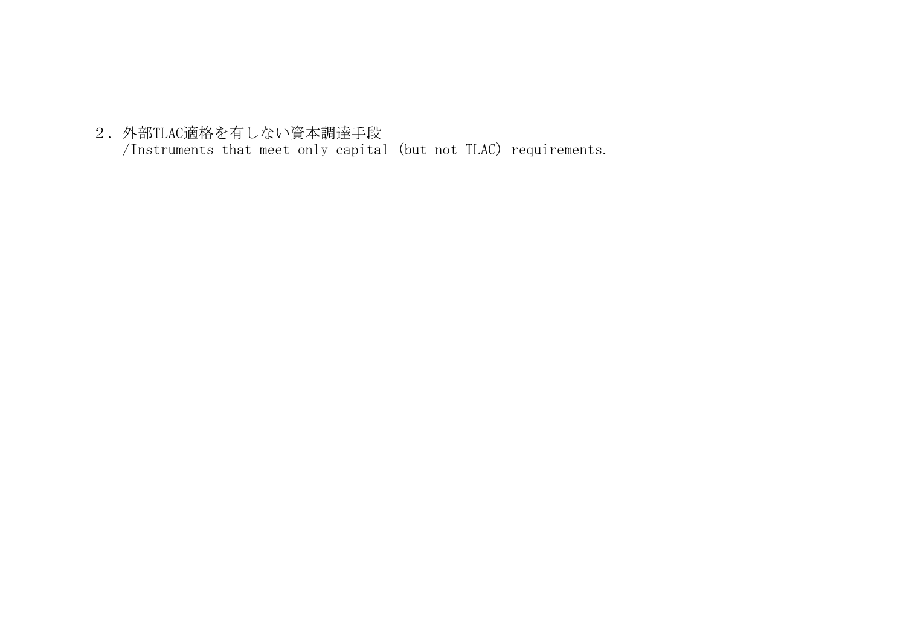## ２．外部TLAC適格を有しない資本調達手段
/Instruments that meet only capital (but not TLAC) requirements.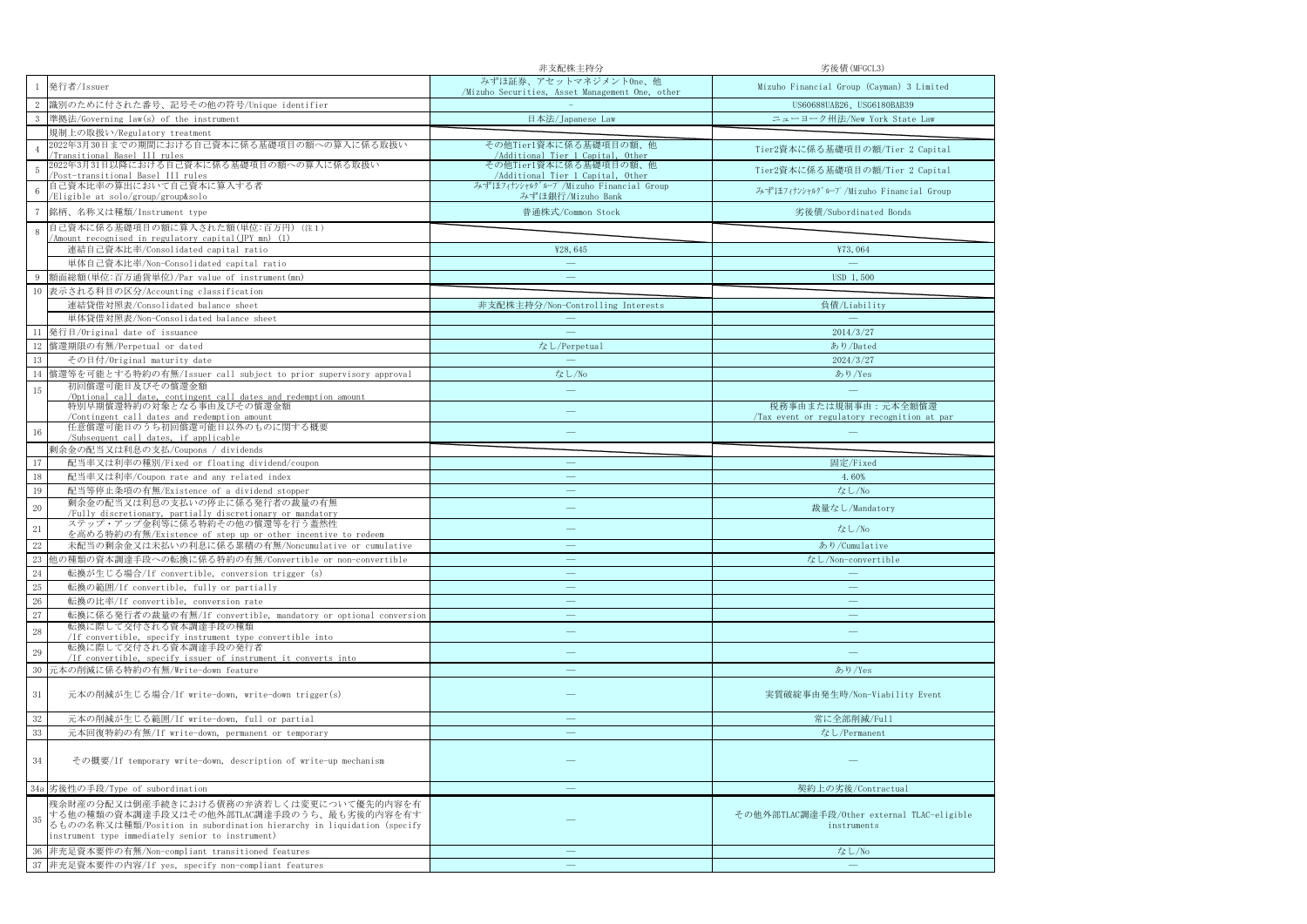| | | 非支配株主持分 | 劣後債(MFGCL3) |
|---|---|---|---|
| 1 | 発行者/Issuer | みずほ証券、アセットマネジメントOne、他 /Mizuho Securities, Asset Management One, other | Mizuho Financial Group (Cayman) 3 Limited |
| 2 | 識別のために付された番号、記号その他の符号/Unique identifier | - | US60688UAB26、USG6180BAB39 |
| 3 | 準拠法/Governing law(s) of the instrument | 日本法/Japanese Law | ニューヨーク州法/New York State Law |
| | 規制上の取扱い/Regulatory treatment | | |
| 4 | 2022年3月30日までの期間における自己資本に係る基礎項目の額への算入に係る取扱い /Transitional Basel III rules | その他Tier1資本に係る基礎項目の額、他 /Additional Tier 1 Capital, Other | Tier2資本に係る基礎項目の額/Tier 2 Capital |
| 5 | 2022年3月31日以降における自己資本に係る基礎項目の額への算入に係る取扱い /Post-transitional Basel III rules | その他Tier1資本に係る基礎項目の額、他 /Additional Tier 1 Capital, Other | Tier2資本に係る基礎項目の額/Tier 2 Capital |
| 6 | 自己資本比率の算出において自己資本に算入する者 /Eligible at solo/group/group&solo | みずほﾌｨﾅﾝｼｬﾙｸﾞﾙｰﾌﾟ/Mizuho Financial Group みずほ銀行/Mizuho Bank | みずほﾌｨﾅﾝｼｬﾙｸﾞﾙｰﾌﾟ/Mizuho Financial Group |
| 7 | 銘柄、名称又は種類/Instrument type | 普通株式/Common Stock | 劣後債/Subordinated Bonds |
| 8 | 自己資本に係る基礎項目の額に算入された額(単位:百万円) (注1) /Amount recognised in regulatory capital(JPY mn) (1) | | |
| | 連結自己資本比率/Consolidated capital ratio | ¥28,645 | ¥73,064 |
| | 単体自己資本比率/Non-Consolidated capital ratio | — | — |
| 9 | 額面総額(単位:百万通貨単位)/Par value of instrument(mn) | — | USD 1,500 |
| 10 | 表示される科目の区分/Accounting classification | | |
| | 連結貸借対照表/Consolidated balance sheet | 非支配株主持分/Non-Controlling Interests | 負債/Liability |
| | 単体貸借対照表/Non-Consolidated balance sheet | — | — |
| 11 | 発行日/Original date of issuance | — | 2014/3/27 |
| 12 | 償還期限の有無/Perpetual or dated | なし/Perpetual | あり/Dated |
| 13 | その日付/Original maturity date | — | 2024/3/27 |
| 14 | 償還等を可能とする特約の有無/Issuer call subject to prior supervisory approval | なし/No | あり/Yes |
| 15 | 初回償還可能日及びその償還金額 /Optional call date, contingent call dates and redemption amount | — | — |
| | 特別早期償還特約の対象となる事由及びその償還金額 /Contingent call dates and redemption amount | — | 税務事由または規制事由:元本全額償還 /Tax event or regulatory recognition at par |
| 16 | 任意償還可能日のうち初回償還可能日以外のものに関する概要 /Subsequent call dates, if applicable | — | — |
| | 剰余金の配当又は利息の支払/Coupons / dividends | | |
| 17 | 配当率又は利率の種別/Fixed or floating dividend/coupon | — | 固定/Fixed |
| 18 | 配当率又は利率/Coupon rate and any related index | — | 4.60% |
| 19 | 配当等停止条項の有無/Existence of a dividend stopper | — | なし/No |
| 20 | 剰余金の配当又は利息の支払いの停止に係る発行者の裁量の有無 /Fully discretionary, partially discretionary or mandatory | — | 裁量なし/Mandatory |
| 21 | ステップ・アップ金利等に係る特約その他の償還等を行う蓋然性を高める特約の有無/Existence of step up or other incentive to redeem | — | なし/No |
| 22 | 未配当の剰余金又は未払いの利息に係る累積の有無/Noncumulative or cumulative | — | あり/Cumulative |
| 23 | 他の種類の資本調達手段への転換に係る特約の有無/Convertible or non-convertible | — | なし/Non-convertible |
| 24 | 転換が生じる場合/If convertible, conversion trigger (s) | — | — |
| 25 | 転換の範囲/If convertible, fully or partially | — | — |
| 26 | 転換の比率/If convertible, conversion rate | — | — |
| 27 | 転換に係る発行者の裁量の有無/If convertible, mandatory or optional conversion | — | — |
| 28 | 転換に際して交付される資本調達手段の種類 /If convertible, specify instrument type convertible into | — | — |
| 29 | 転換に際して交付される資本調達手段の発行者 /If convertible, specify issuer of instrument it converts into | — | — |
| 30 | 元本の削減に係る特約の有無/Write-down feature | — | あり/Yes |
| 31 | 元本の削減が生じる場合/If write-down, write-down trigger(s) | — | 実質破綻事由発生時/Non-Viability Event |
| 32 | 元本の削減が生じる範囲/If write-down, full or partial | — | 常に全部削減/Full |
| 33 | 元本回復特約の有無/If write-down, permanent or temporary | — | なし/Permanent |
| 34 | その概要/If temporary write-down, description of write-up mechanism | — | — |
| 34a | 劣後性の手段/Type of subordination | — | 契約上の劣後/Contractual |
| 35 | 残余財産の分配又は倒産手続きにおける債務の弁済若しくは変更について優先的内容を有する他の種類の資本調達手段又はその他外部TLAC調達手段のうち、最も劣後的内容を有するものの名称又は種類/Position in subordination hierarchy in liquidation (specify instrument type immediately senior to instrument) | — | その他外部TLAC調達手段/Other external TLAC-eligible instruments |
| 36 | 非充足資本要件の有無/Non-compliant transitioned features | — | なし/No |
| 37 | 非充足資本要件の内容/If yes, specify non-compliant features | — | — |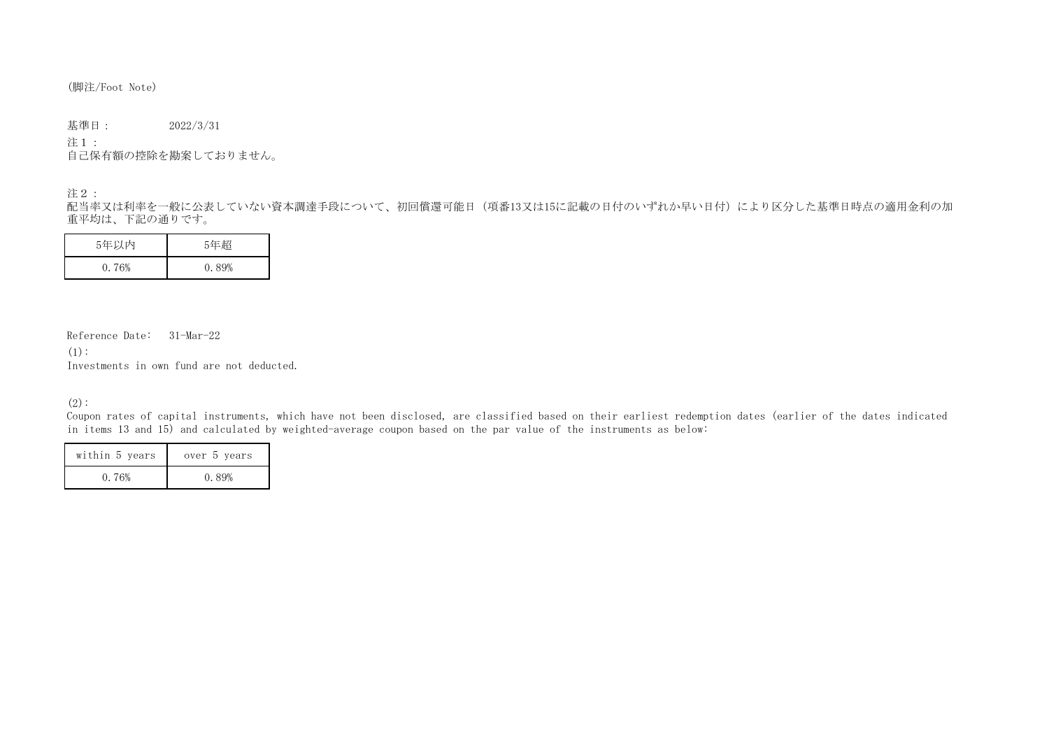(脚注/Foot Note)

基準日：　2022/3/31

注１：
自己保有額の控除を勘案しておりません。

注２：
配当率又は利率を一般に公表していない資本調達手段について、初回償還可能日（項番13又は15に記載の日付のいずれか早い日付）により区分した基準日時点の適用金利の加重平均は、下記の通りです。

| 5年以内 | 5年超 |
|---|---|
| 0.76% | 0.89% |

Reference Date:　31-Mar-22

(1):
Investments in own fund are not deducted.

(2):
Coupon rates of capital instruments, which have not been disclosed, are classified based on their earliest redemption dates (earlier of the dates indicated in items 13 and 15) and calculated by weighted-average coupon based on the par value of the instruments as below:

| within 5 years | over 5 years |
|---|---|
| 0.76% | 0.89% |